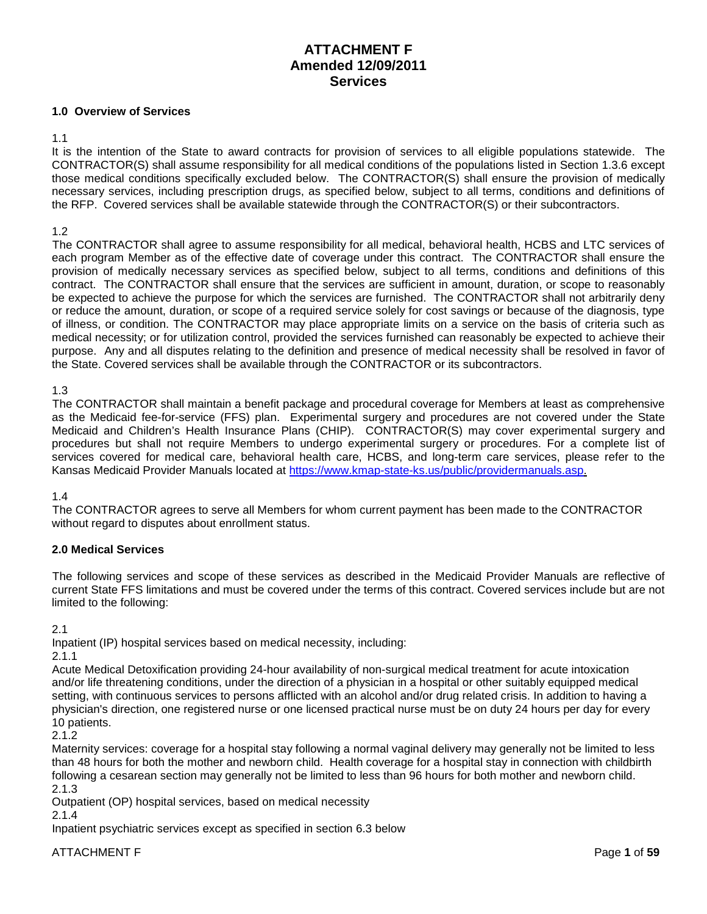# ATTACHMENT F
# Amended 12/09/2011
# Services

### 1.0 Overview of Services

1.1
It is the intention of the State to award contracts for provision of services to all eligible populations statewide. The CONTRACTOR(S) shall assume responsibility for all medical conditions of the populations listed in Section 1.3.6 except those medical conditions specifically excluded below. The CONTRACTOR(S) shall ensure the provision of medically necessary services, including prescription drugs, as specified below, subject to all terms, conditions and definitions of the RFP. Covered services shall be available statewide through the CONTRACTOR(S) or their subcontractors.

1.2
The CONTRACTOR shall agree to assume responsibility for all medical, behavioral health, HCBS and LTC services of each program Member as of the effective date of coverage under this contract. The CONTRACTOR shall ensure the provision of medically necessary services as specified below, subject to all terms, conditions and definitions of this contract. The CONTRACTOR shall ensure that the services are sufficient in amount, duration, or scope to reasonably be expected to achieve the purpose for which the services are furnished. The CONTRACTOR shall not arbitrarily deny or reduce the amount, duration, or scope of a required service solely for cost savings or because of the diagnosis, type of illness, or condition. The CONTRACTOR may place appropriate limits on a service on the basis of criteria such as medical necessity; or for utilization control, provided the services furnished can reasonably be expected to achieve their purpose. Any and all disputes relating to the definition and presence of medical necessity shall be resolved in favor of the State. Covered services shall be available through the CONTRACTOR or its subcontractors.

1.3
The CONTRACTOR shall maintain a benefit package and procedural coverage for Members at least as comprehensive as the Medicaid fee-for-service (FFS) plan. Experimental surgery and procedures are not covered under the State Medicaid and Children's Health Insurance Plans (CHIP). CONTRACTOR(S) may cover experimental surgery and procedures but shall not require Members to undergo experimental surgery or procedures. For a complete list of services covered for medical care, behavioral health care, HCBS, and long-term care services, please refer to the Kansas Medicaid Provider Manuals located at [https://www.kmap-state-ks.us/public/providermanuals.asp](https://www.kmap-state-ks.us/public/providermanuals.asp).

1.4
The CONTRACTOR agrees to serve all Members for whom current payment has been made to the CONTRACTOR without regard to disputes about enrollment status.

### 2.0 Medical Services

The following services and scope of these services as described in the Medicaid Provider Manuals are reflective of current State FFS limitations and must be covered under the terms of this contract. Covered services include but are not limited to the following:

2.1
Inpatient (IP) hospital services based on medical necessity, including:

2.1.1
Acute Medical Detoxification providing 24-hour availability of non-surgical medical treatment for acute intoxication and/or life threatening conditions, under the direction of a physician in a hospital or other suitably equipped medical setting, with continuous services to persons afflicted with an alcohol and/or drug related crisis. In addition to having a physician's direction, one registered nurse or one licensed practical nurse must be on duty 24 hours per day for every 10 patients.

2.1.2
Maternity services: coverage for a hospital stay following a normal vaginal delivery may generally not be limited to less than 48 hours for both the mother and newborn child. Health coverage for a hospital stay in connection with childbirth following a cesarean section may generally not be limited to less than 96 hours for both mother and newborn child.

2.1.3
Outpatient (OP) hospital services, based on medical necessity

2.1.4
Inpatient psychiatric services except as specified in section 6.3 below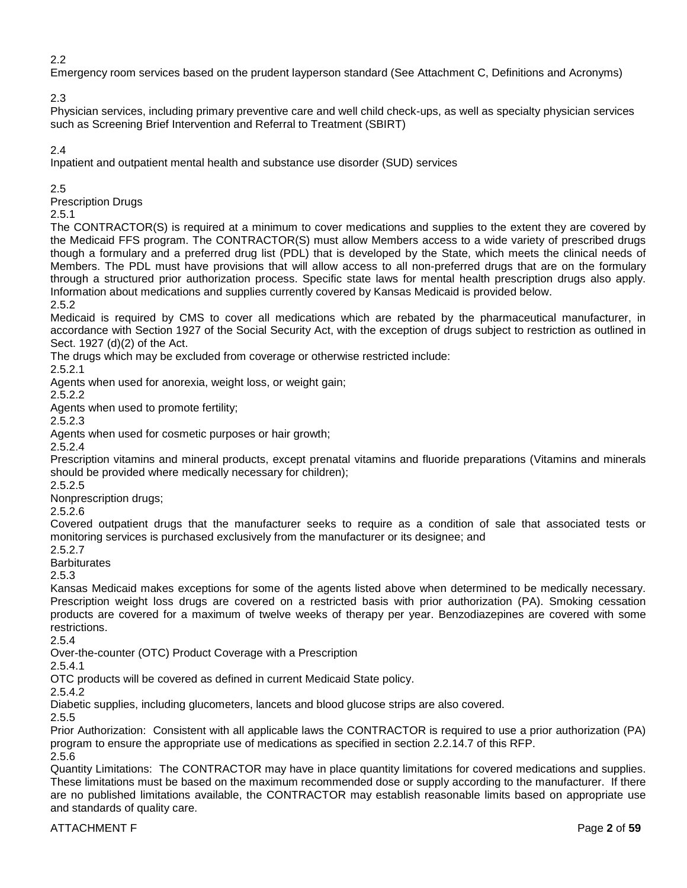2.2

Emergency room services based on the prudent layperson standard (See Attachment C, Definitions and Acronyms)

2.3

Physician services, including primary preventive care and well child check-ups, as well as specialty physician services such as Screening Brief Intervention and Referral to Treatment (SBIRT)

2.4

Inpatient and outpatient mental health and substance use disorder (SUD) services

2.5

Prescription Drugs

2.5.1

The CONTRACTOR(S) is required at a minimum to cover medications and supplies to the extent they are covered by the Medicaid FFS program. The CONTRACTOR(S) must allow Members access to a wide variety of prescribed drugs though a formulary and a preferred drug list (PDL) that is developed by the State, which meets the clinical needs of Members. The PDL must have provisions that will allow access to all non-preferred drugs that are on the formulary through a structured prior authorization process. Specific state laws for mental health prescription drugs also apply. Information about medications and supplies currently covered by Kansas Medicaid is provided below.

2.5.2

Medicaid is required by CMS to cover all medications which are rebated by the pharmaceutical manufacturer, in accordance with Section 1927 of the Social Security Act, with the exception of drugs subject to restriction as outlined in Sect. 1927 (d)(2) of the Act.

The drugs which may be excluded from coverage or otherwise restricted include:

2.5.2.1

Agents when used for anorexia, weight loss, or weight gain;

2.5.2.2

Agents when used to promote fertility;

2.5.2.3

Agents when used for cosmetic purposes or hair growth;

2.5.2.4

Prescription vitamins and mineral products, except prenatal vitamins and fluoride preparations (Vitamins and minerals should be provided where medically necessary for children);

2.5.2.5

Nonprescription drugs;

2.5.2.6

Covered outpatient drugs that the manufacturer seeks to require as a condition of sale that associated tests or monitoring services is purchased exclusively from the manufacturer or its designee; and

2.5.2.7

Barbiturates

2.5.3

Kansas Medicaid makes exceptions for some of the agents listed above when determined to be medically necessary. Prescription weight loss drugs are covered on a restricted basis with prior authorization (PA). Smoking cessation products are covered for a maximum of twelve weeks of therapy per year. Benzodiazepines are covered with some restrictions.

2.5.4

Over-the-counter (OTC) Product Coverage with a Prescription

2.5.4.1

OTC products will be covered as defined in current Medicaid State policy.

2.5.4.2

Diabetic supplies, including glucometers, lancets and blood glucose strips are also covered.

2.5.5

Prior Authorization: Consistent with all applicable laws the CONTRACTOR is required to use a prior authorization (PA) program to ensure the appropriate use of medications as specified in section 2.2.14.7 of this RFP.

2.5.6

Quantity Limitations: The CONTRACTOR may have in place quantity limitations for covered medications and supplies. These limitations must be based on the maximum recommended dose or supply according to the manufacturer. If there are no published limitations available, the CONTRACTOR may establish reasonable limits based on appropriate use and standards of quality care.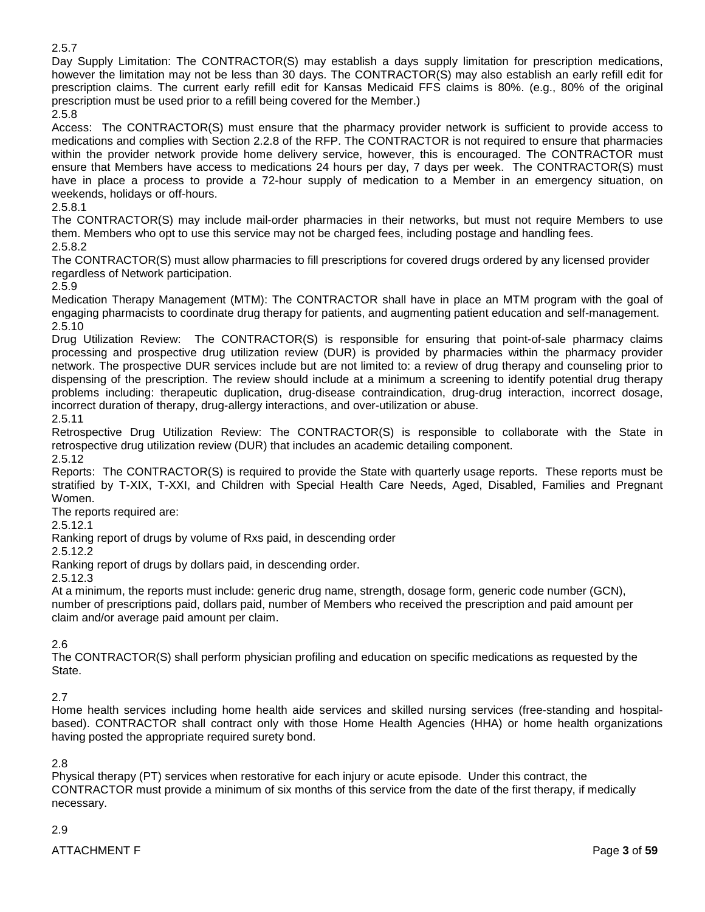2.5.7

Day Supply Limitation: The CONTRACTOR(S) may establish a days supply limitation for prescription medications, however the limitation may not be less than 30 days. The CONTRACTOR(S) may also establish an early refill edit for prescription claims. The current early refill edit for Kansas Medicaid FFS claims is 80%. (e.g., 80% of the original prescription must be used prior to a refill being covered for the Member.)

2.5.8

Access: The CONTRACTOR(S) must ensure that the pharmacy provider network is sufficient to provide access to medications and complies with Section 2.2.8 of the RFP. The CONTRACTOR is not required to ensure that pharmacies within the provider network provide home delivery service, however, this is encouraged. The CONTRACTOR must ensure that Members have access to medications 24 hours per day, 7 days per week. The CONTRACTOR(S) must have in place a process to provide a 72-hour supply of medication to a Member in an emergency situation, on weekends, holidays or off-hours.

2.5.8.1

The CONTRACTOR(S) may include mail-order pharmacies in their networks, but must not require Members to use them. Members who opt to use this service may not be charged fees, including postage and handling fees.

2.5.8.2

The CONTRACTOR(S) must allow pharmacies to fill prescriptions for covered drugs ordered by any licensed provider regardless of Network participation.

2.5.9

Medication Therapy Management (MTM): The CONTRACTOR shall have in place an MTM program with the goal of engaging pharmacists to coordinate drug therapy for patients, and augmenting patient education and self-management.

2.5.10

Drug Utilization Review: The CONTRACTOR(S) is responsible for ensuring that point-of-sale pharmacy claims processing and prospective drug utilization review (DUR) is provided by pharmacies within the pharmacy provider network. The prospective DUR services include but are not limited to: a review of drug therapy and counseling prior to dispensing of the prescription. The review should include at a minimum a screening to identify potential drug therapy problems including: therapeutic duplication, drug-disease contraindication, drug-drug interaction, incorrect dosage, incorrect duration of therapy, drug-allergy interactions, and over-utilization or abuse.

2.5.11

Retrospective Drug Utilization Review: The CONTRACTOR(S) is responsible to collaborate with the State in retrospective drug utilization review (DUR) that includes an academic detailing component.

2.5.12

Reports: The CONTRACTOR(S) is required to provide the State with quarterly usage reports. These reports must be stratified by T-XIX, T-XXI, and Children with Special Health Care Needs, Aged, Disabled, Families and Pregnant Women.

The reports required are:

2.5.12.1

Ranking report of drugs by volume of Rxs paid, in descending order

2.5.12.2

Ranking report of drugs by dollars paid, in descending order.

2.5.12.3

At a minimum, the reports must include: generic drug name, strength, dosage form, generic code number (GCN), number of prescriptions paid, dollars paid, number of Members who received the prescription and paid amount per claim and/or average paid amount per claim.

2.6

The CONTRACTOR(S) shall perform physician profiling and education on specific medications as requested by the State.

2.7

Home health services including home health aide services and skilled nursing services (free-standing and hospital-based). CONTRACTOR shall contract only with those Home Health Agencies (HHA) or home health organizations having posted the appropriate required surety bond.

2.8

Physical therapy (PT) services when restorative for each injury or acute episode. Under this contract, the CONTRACTOR must provide a minimum of six months of this service from the date of the first therapy, if medically necessary.

2.9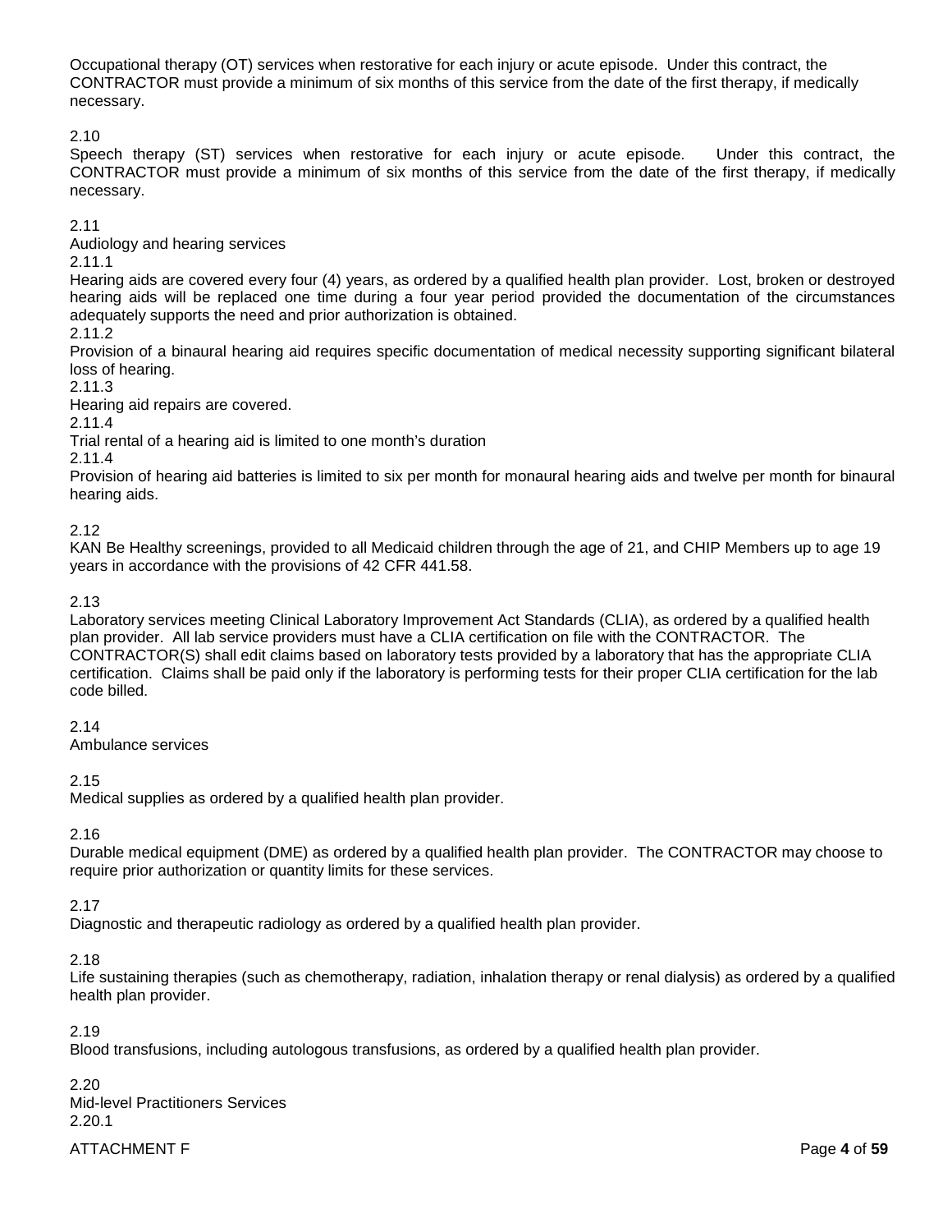Occupational therapy (OT) services when restorative for each injury or acute episode. Under this contract, the CONTRACTOR must provide a minimum of six months of this service from the date of the first therapy, if medically necessary.

2.10
Speech therapy (ST) services when restorative for each injury or acute episode. Under this contract, the CONTRACTOR must provide a minimum of six months of this service from the date of the first therapy, if medically necessary.

2.11
Audiology and hearing services
2.11.1
Hearing aids are covered every four (4) years, as ordered by a qualified health plan provider. Lost, broken or destroyed hearing aids will be replaced one time during a four year period provided the documentation of the circumstances adequately supports the need and prior authorization is obtained.
2.11.2
Provision of a binaural hearing aid requires specific documentation of medical necessity supporting significant bilateral loss of hearing.
2.11.3
Hearing aid repairs are covered.
2.11.4
Trial rental of a hearing aid is limited to one month's duration
2.11.4
Provision of hearing aid batteries is limited to six per month for monaural hearing aids and twelve per month for binaural hearing aids.

2.12
KAN Be Healthy screenings, provided to all Medicaid children through the age of 21, and CHIP Members up to age 19 years in accordance with the provisions of 42 CFR 441.58.

2.13
Laboratory services meeting Clinical Laboratory Improvement Act Standards (CLIA), as ordered by a qualified health plan provider. All lab service providers must have a CLIA certification on file with the CONTRACTOR. The CONTRACTOR(S) shall edit claims based on laboratory tests provided by a laboratory that has the appropriate CLIA certification. Claims shall be paid only if the laboratory is performing tests for their proper CLIA certification for the lab code billed.

2.14
Ambulance services

2.15
Medical supplies as ordered by a qualified health plan provider.

2.16
Durable medical equipment (DME) as ordered by a qualified health plan provider. The CONTRACTOR may choose to require prior authorization or quantity limits for these services.

2.17
Diagnostic and therapeutic radiology as ordered by a qualified health plan provider.

2.18
Life sustaining therapies (such as chemotherapy, radiation, inhalation therapy or renal dialysis) as ordered by a qualified health plan provider.

2.19
Blood transfusions, including autologous transfusions, as ordered by a qualified health plan provider.

2.20
Mid-level Practitioners Services
2.20.1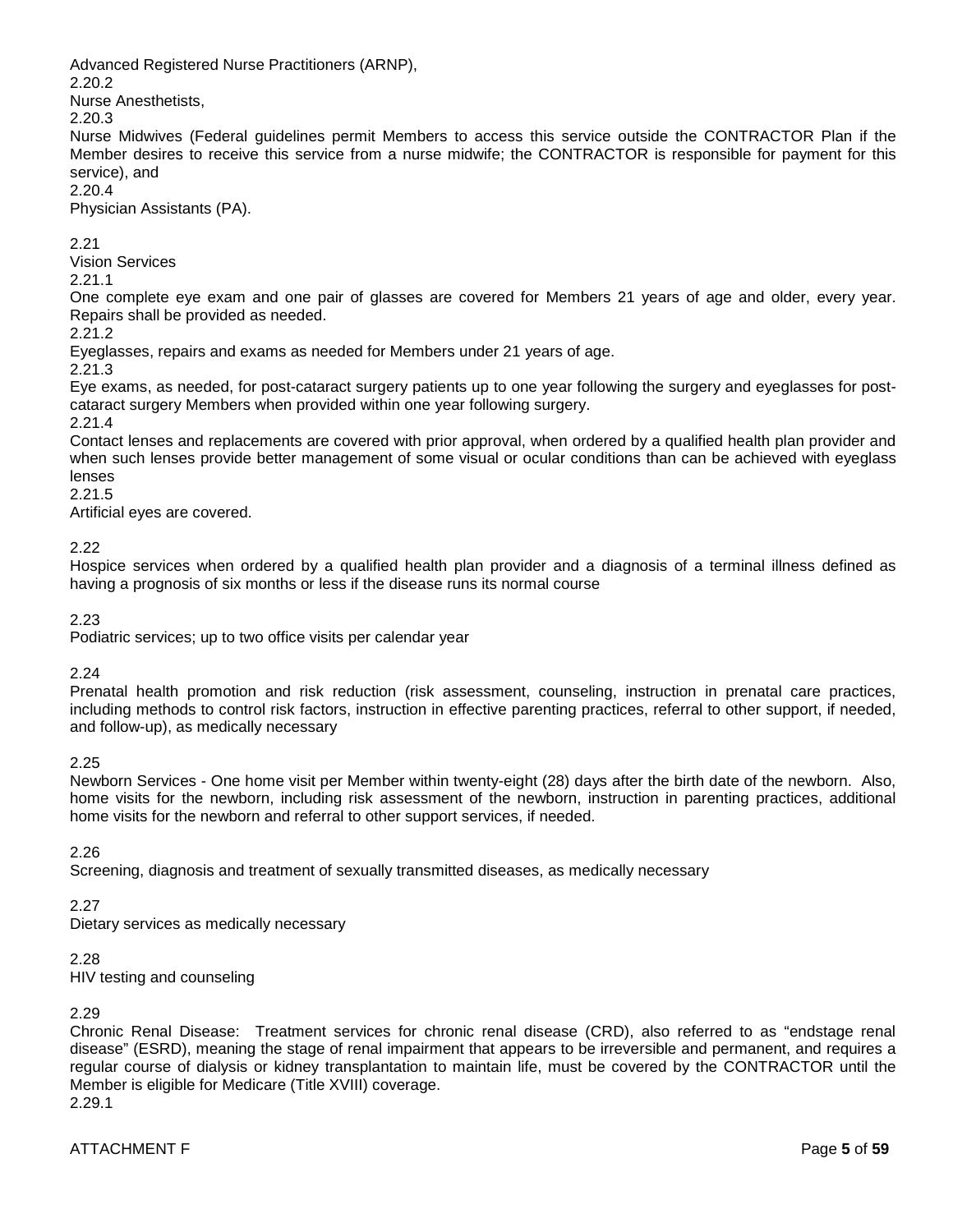Advanced Registered Nurse Practitioners (ARNP),

2.20.2

Nurse Anesthetists,

2.20.3

Nurse Midwives (Federal guidelines permit Members to access this service outside the CONTRACTOR Plan if the Member desires to receive this service from a nurse midwife; the CONTRACTOR is responsible for payment for this service), and

2.20.4

Physician Assistants (PA).

2.21

Vision Services

2.21.1

One complete eye exam and one pair of glasses are covered for Members 21 years of age and older, every year. Repairs shall be provided as needed.

2.21.2

Eyeglasses, repairs and exams as needed for Members under 21 years of age.

2.21.3

Eye exams, as needed, for post-cataract surgery patients up to one year following the surgery and eyeglasses for post-cataract surgery Members when provided within one year following surgery.

2.21.4

Contact lenses and replacements are covered with prior approval, when ordered by a qualified health plan provider and when such lenses provide better management of some visual or ocular conditions than can be achieved with eyeglass lenses

2.21.5

Artificial eyes are covered.

2.22

Hospice services when ordered by a qualified health plan provider and a diagnosis of a terminal illness defined as having a prognosis of six months or less if the disease runs its normal course

2.23

Podiatric services; up to two office visits per calendar year

2.24

Prenatal health promotion and risk reduction (risk assessment, counseling, instruction in prenatal care practices, including methods to control risk factors, instruction in effective parenting practices, referral to other support, if needed, and follow-up), as medically necessary

2.25

Newborn Services - One home visit per Member within twenty-eight (28) days after the birth date of the newborn. Also, home visits for the newborn, including risk assessment of the newborn, instruction in parenting practices, additional home visits for the newborn and referral to other support services, if needed.

2.26

Screening, diagnosis and treatment of sexually transmitted diseases, as medically necessary

2.27

Dietary services as medically necessary

2.28

HIV testing and counseling

2.29

Chronic Renal Disease: Treatment services for chronic renal disease (CRD), also referred to as "endstage renal disease" (ESRD), meaning the stage of renal impairment that appears to be irreversible and permanent, and requires a regular course of dialysis or kidney transplantation to maintain life, must be covered by the CONTRACTOR until the Member is eligible for Medicare (Title XVIII) coverage.

2.29.1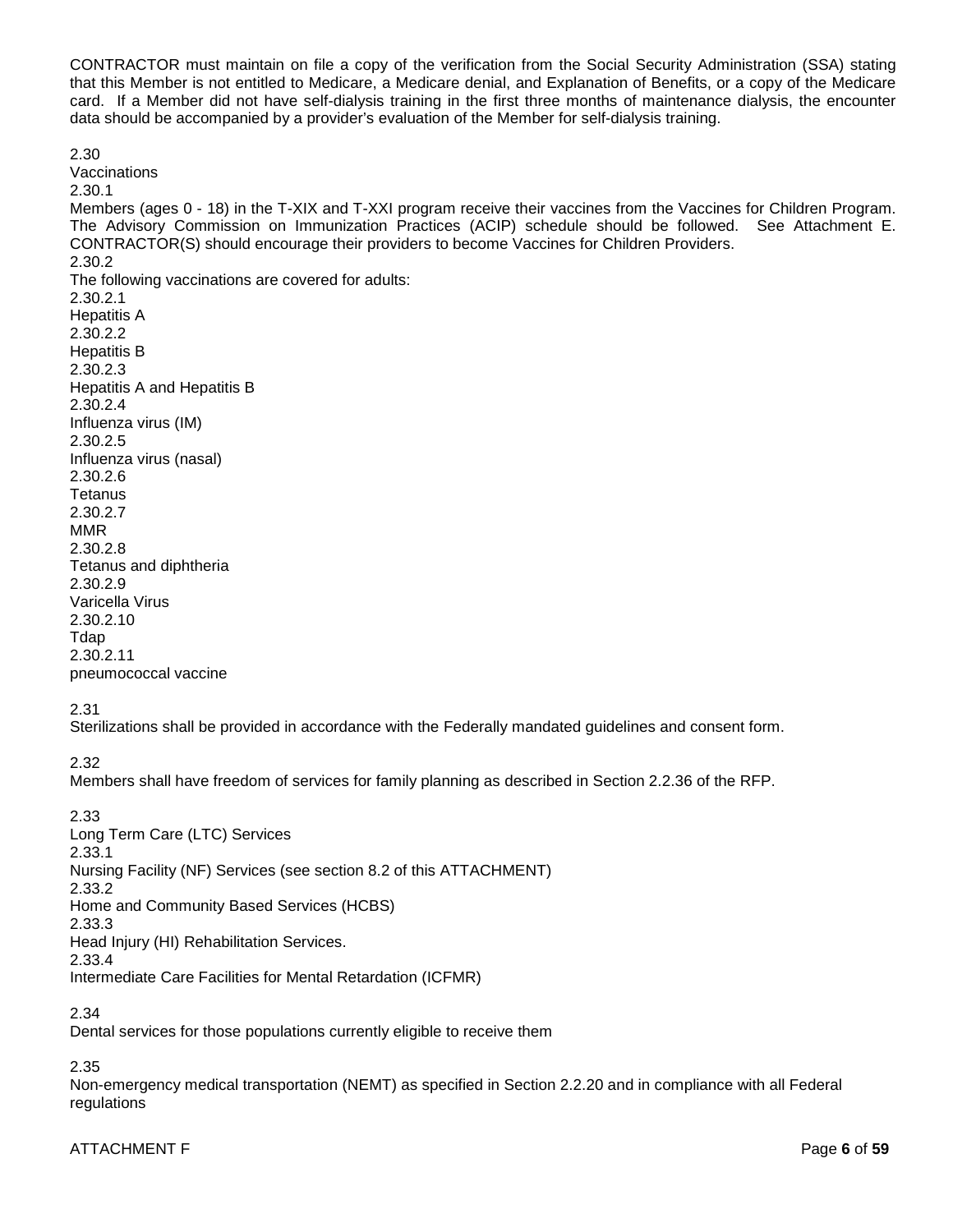CONTRACTOR must maintain on file a copy of the verification from the Social Security Administration (SSA) stating that this Member is not entitled to Medicare, a Medicare denial, and Explanation of Benefits, or a copy of the Medicare card. If a Member did not have self-dialysis training in the first three months of maintenance dialysis, the encounter data should be accompanied by a provider's evaluation of the Member for self-dialysis training.

2.30
Vaccinations
2.30.1
Members (ages 0 - 18) in the T-XIX and T-XXI program receive their vaccines from the Vaccines for Children Program. The Advisory Commission on Immunization Practices (ACIP) schedule should be followed. See Attachment E. CONTRACTOR(S) should encourage their providers to become Vaccines for Children Providers.
2.30.2
The following vaccinations are covered for adults:
2.30.2.1
Hepatitis A
2.30.2.2
Hepatitis B
2.30.2.3
Hepatitis A and Hepatitis B
2.30.2.4
Influenza virus (IM)
2.30.2.5
Influenza virus (nasal)
2.30.2.6
Tetanus
2.30.2.7
MMR
2.30.2.8
Tetanus and diphtheria
2.30.2.9
Varicella Virus
2.30.2.10
Tdap
2.30.2.11
pneumococcal vaccine

2.31
Sterilizations shall be provided in accordance with the Federally mandated guidelines and consent form.

2.32
Members shall have freedom of services for family planning as described in Section 2.2.36 of the RFP.

2.33
Long Term Care (LTC) Services
2.33.1
Nursing Facility (NF) Services (see section 8.2 of this ATTACHMENT)
2.33.2
Home and Community Based Services (HCBS)
2.33.3
Head Injury (HI) Rehabilitation Services.
2.33.4
Intermediate Care Facilities for Mental Retardation (ICFMR)

2.34
Dental services for those populations currently eligible to receive them

2.35
Non-emergency medical transportation (NEMT) as specified in Section 2.2.20 and in compliance with all Federal regulations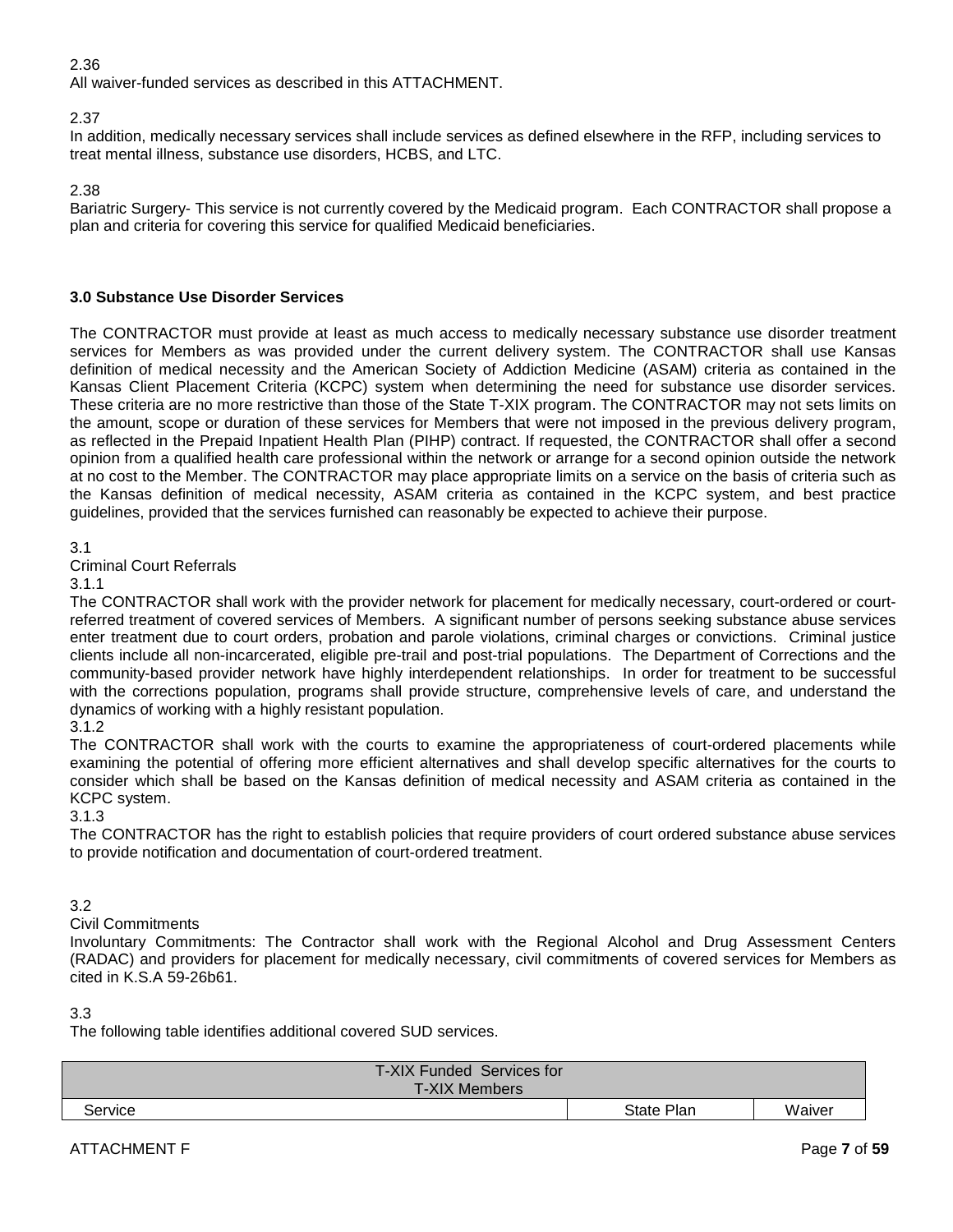2.36
All waiver-funded services as described in this ATTACHMENT.

2.37
In addition, medically necessary services shall include services as defined elsewhere in the RFP, including services to treat mental illness, substance use disorders, HCBS, and LTC.

2.38
Bariatric Surgery- This service is not currently covered by the Medicaid program. Each CONTRACTOR shall propose a plan and criteria for covering this service for qualified Medicaid beneficiaries.

## 3.0 Substance Use Disorder Services

The CONTRACTOR must provide at least as much access to medically necessary substance use disorder treatment services for Members as was provided under the current delivery system. The CONTRACTOR shall use Kansas definition of medical necessity and the American Society of Addiction Medicine (ASAM) criteria as contained in the Kansas Client Placement Criteria (KCPC) system when determining the need for substance use disorder services. These criteria are no more restrictive than those of the State T-XIX program. The CONTRACTOR may not sets limits on the amount, scope or duration of these services for Members that were not imposed in the previous delivery program, as reflected in the Prepaid Inpatient Health Plan (PIHP) contract. If requested, the CONTRACTOR shall offer a second opinion from a qualified health care professional within the network or arrange for a second opinion outside the network at no cost to the Member. The CONTRACTOR may place appropriate limits on a service on the basis of criteria such as the Kansas definition of medical necessity, ASAM criteria as contained in the KCPC system, and best practice guidelines, provided that the services furnished can reasonably be expected to achieve their purpose.

3.1
Criminal Court Referrals
3.1.1
The CONTRACTOR shall work with the provider network for placement for medically necessary, court-ordered or court-referred treatment of covered services of Members. A significant number of persons seeking substance abuse services enter treatment due to court orders, probation and parole violations, criminal charges or convictions. Criminal justice clients include all non-incarcerated, eligible pre-trail and post-trial populations. The Department of Corrections and the community-based provider network have highly interdependent relationships. In order for treatment to be successful with the corrections population, programs shall provide structure, comprehensive levels of care, and understand the dynamics of working with a highly resistant population.
3.1.2
The CONTRACTOR shall work with the courts to examine the appropriateness of court-ordered placements while examining the potential of offering more efficient alternatives and shall develop specific alternatives for the courts to consider which shall be based on the Kansas definition of medical necessity and ASAM criteria as contained in the KCPC system.
3.1.3
The CONTRACTOR has the right to establish policies that require providers of court ordered substance abuse services to provide notification and documentation of court-ordered treatment.

3.2
Civil Commitments
Involuntary Commitments: The Contractor shall work with the Regional Alcohol and Drug Assessment Centers (RADAC) and providers for placement for medically necessary, civil commitments of covered services for Members as cited in K.S.A 59-26b61.

3.3
The following table identifies additional covered SUD services.

| T-XIX Funded Services for T-XIX Members | | |
|---|---|---|
| Service | State Plan | Waiver |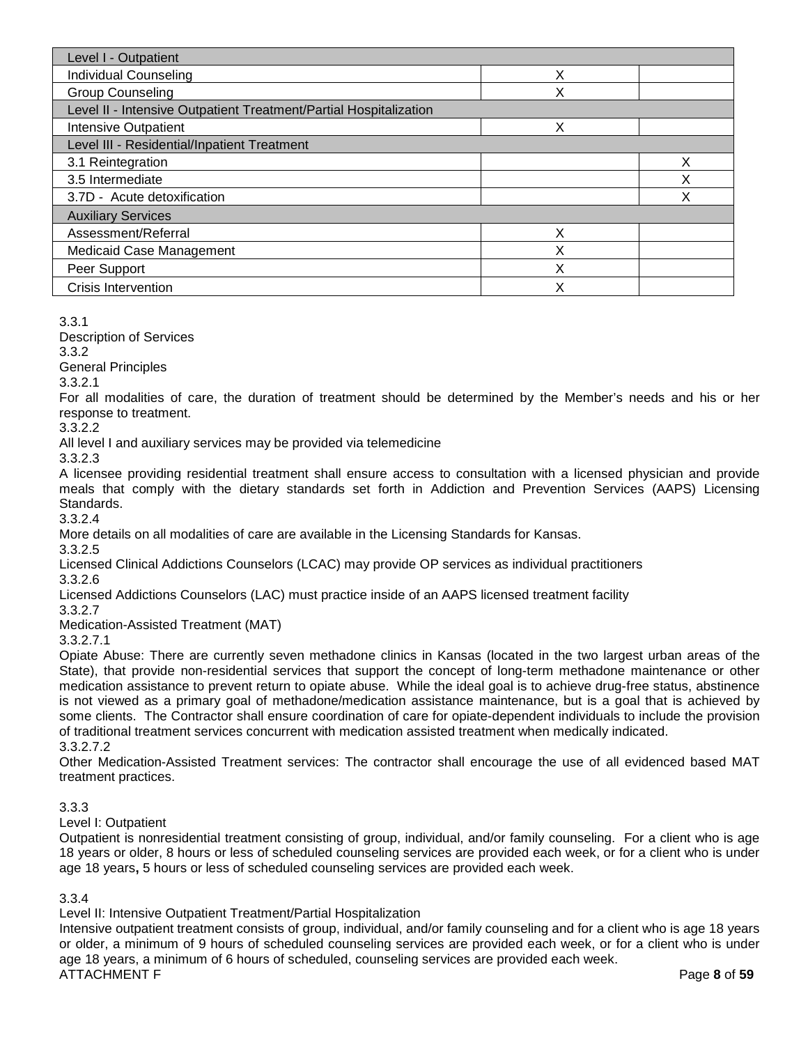| Level I - Outpatient | | |
|---|---|---|
| Individual Counseling | X | |
| Group Counseling | X | |
| Level II - Intensive Outpatient Treatment/Partial Hospitalization | | |
| Intensive Outpatient | X | |
| Level III - Residential/Inpatient Treatment | | |
| 3.1 Reintegration | | X |
| 3.5 Intermediate | | X |
| 3.7D - Acute detoxification | | X |
| Auxiliary Services | | |
| Assessment/Referral | X | |
| Medicaid Case Management | X | |
| Peer Support | X | |
| Crisis Intervention | X | |

3.3.1
Description of Services

3.3.2
General Principles

3.3.2.1
For all modalities of care, the duration of treatment should be determined by the Member's needs and his or her response to treatment.

3.3.2.2
All level I and auxiliary services may be provided via telemedicine

3.3.2.3
A licensee providing residential treatment shall ensure access to consultation with a licensed physician and provide meals that comply with the dietary standards set forth in Addiction and Prevention Services (AAPS) Licensing Standards.

3.3.2.4
More details on all modalities of care are available in the Licensing Standards for Kansas.

3.3.2.5
Licensed Clinical Addictions Counselors (LCAC) may provide OP services as individual practitioners

3.3.2.6
Licensed Addictions Counselors (LAC) must practice inside of an AAPS licensed treatment facility

3.3.2.7
Medication-Assisted Treatment (MAT)

3.3.2.7.1
Opiate Abuse: There are currently seven methadone clinics in Kansas (located in the two largest urban areas of the State), that provide non-residential services that support the concept of long-term methadone maintenance or other medication assistance to prevent return to opiate abuse. While the ideal goal is to achieve drug-free status, abstinence is not viewed as a primary goal of methadone/medication assistance maintenance, but is a goal that is achieved by some clients. The Contractor shall ensure coordination of care for opiate-dependent individuals to include the provision of traditional treatment services concurrent with medication assisted treatment when medically indicated.

3.3.2.7.2
Other Medication-Assisted Treatment services: The contractor shall encourage the use of all evidenced based MAT treatment practices.

3.3.3
Level I: Outpatient
Outpatient is nonresidential treatment consisting of group, individual, and/or family counseling. For a client who is age 18 years or older, 8 hours or less of scheduled counseling services are provided each week, or for a client who is under age 18 years**,** 5 hours or less of scheduled counseling services are provided each week.

3.3.4
Level II: Intensive Outpatient Treatment/Partial Hospitalization
Intensive outpatient treatment consists of group, individual, and/or family counseling and for a client who is age 18 years or older, a minimum of 9 hours of scheduled counseling services are provided each week, or for a client who is under age 18 years, a minimum of 6 hours of scheduled, counseling services are provided each week.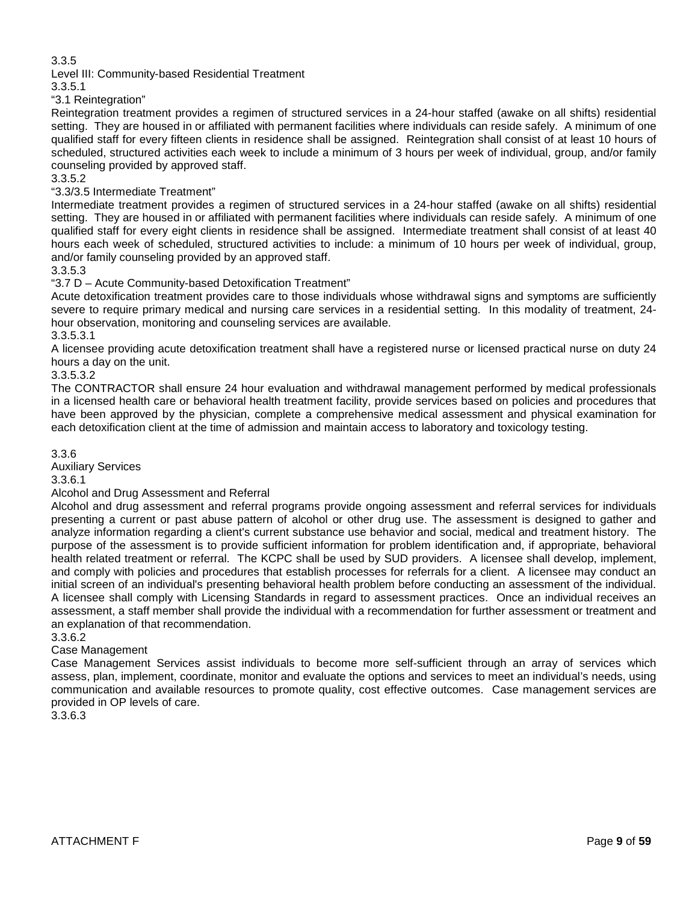3.3.5

Level III: Community-based Residential Treatment

3.3.5.1

"3.1 Reintegration"

Reintegration treatment provides a regimen of structured services in a 24-hour staffed (awake on all shifts) residential setting. They are housed in or affiliated with permanent facilities where individuals can reside safely. A minimum of one qualified staff for every fifteen clients in residence shall be assigned. Reintegration shall consist of at least 10 hours of scheduled, structured activities each week to include a minimum of 3 hours per week of individual, group, and/or family counseling provided by approved staff.

3.3.5.2

"3.3/3.5 Intermediate Treatment"

Intermediate treatment provides a regimen of structured services in a 24-hour staffed (awake on all shifts) residential setting. They are housed in or affiliated with permanent facilities where individuals can reside safely. A minimum of one qualified staff for every eight clients in residence shall be assigned. Intermediate treatment shall consist of at least 40 hours each week of scheduled, structured activities to include: a minimum of 10 hours per week of individual, group, and/or family counseling provided by an approved staff.

3.3.5.3

"3.7 D – Acute Community-based Detoxification Treatment"

Acute detoxification treatment provides care to those individuals whose withdrawal signs and symptoms are sufficiently severe to require primary medical and nursing care services in a residential setting. In this modality of treatment, 24-hour observation, monitoring and counseling services are available.

3.3.5.3.1

A licensee providing acute detoxification treatment shall have a registered nurse or licensed practical nurse on duty 24 hours a day on the unit.

3.3.5.3.2

The CONTRACTOR shall ensure 24 hour evaluation and withdrawal management performed by medical professionals in a licensed health care or behavioral health treatment facility, provide services based on policies and procedures that have been approved by the physician, complete a comprehensive medical assessment and physical examination for each detoxification client at the time of admission and maintain access to laboratory and toxicology testing.

3.3.6

Auxiliary Services

3.3.6.1

Alcohol and Drug Assessment and Referral

Alcohol and drug assessment and referral programs provide ongoing assessment and referral services for individuals presenting a current or past abuse pattern of alcohol or other drug use. The assessment is designed to gather and analyze information regarding a client's current substance use behavior and social, medical and treatment history. The purpose of the assessment is to provide sufficient information for problem identification and, if appropriate, behavioral health related treatment or referral. The KCPC shall be used by SUD providers. A licensee shall develop, implement, and comply with policies and procedures that establish processes for referrals for a client. A licensee may conduct an initial screen of an individual's presenting behavioral health problem before conducting an assessment of the individual. A licensee shall comply with Licensing Standards in regard to assessment practices. Once an individual receives an assessment, a staff member shall provide the individual with a recommendation for further assessment or treatment and an explanation of that recommendation.

3.3.6.2

Case Management

Case Management Services assist individuals to become more self-sufficient through an array of services which assess, plan, implement, coordinate, monitor and evaluate the options and services to meet an individual's needs, using communication and available resources to promote quality, cost effective outcomes. Case management services are provided in OP levels of care.

3.3.6.3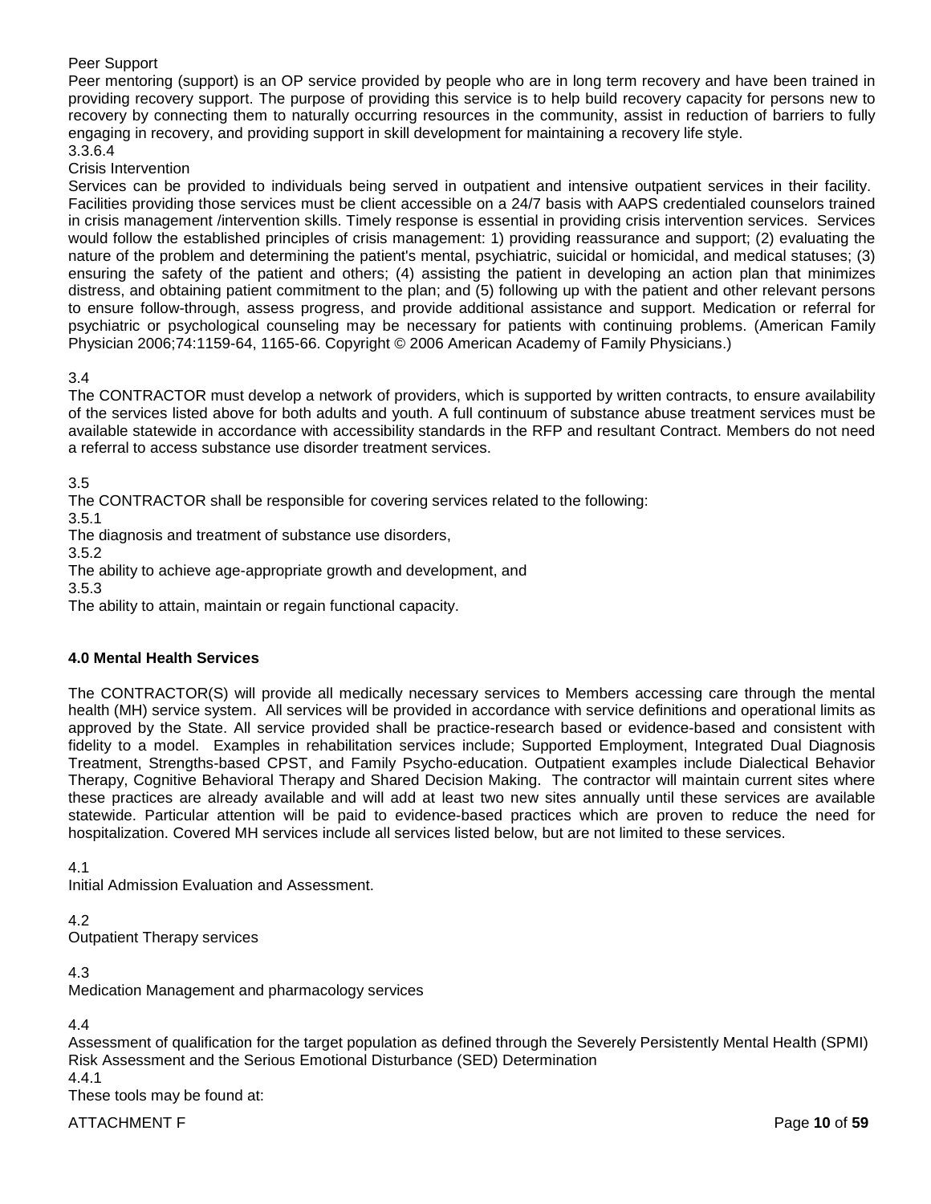Peer Support

Peer mentoring (support) is an OP service provided by people who are in long term recovery and have been trained in providing recovery support. The purpose of providing this service is to help build recovery capacity for persons new to recovery by connecting them to naturally occurring resources in the community, assist in reduction of barriers to fully engaging in recovery, and providing support in skill development for maintaining a recovery life style.

3.3.6.4

Crisis Intervention

Services can be provided to individuals being served in outpatient and intensive outpatient services in their facility. Facilities providing those services must be client accessible on a 24/7 basis with AAPS credentialed counselors trained in crisis management /intervention skills. Timely response is essential in providing crisis intervention services. Services would follow the established principles of crisis management: 1) providing reassurance and support; (2) evaluating the nature of the problem and determining the patient's mental, psychiatric, suicidal or homicidal, and medical statuses; (3) ensuring the safety of the patient and others; (4) assisting the patient in developing an action plan that minimizes distress, and obtaining patient commitment to the plan; and (5) following up with the patient and other relevant persons to ensure follow-through, assess progress, and provide additional assistance and support. Medication or referral for psychiatric or psychological counseling may be necessary for patients with continuing problems. (American Family Physician 2006;74:1159-64, 1165-66. Copyright © 2006 American Academy of Family Physicians.)

3.4

The CONTRACTOR must develop a network of providers, which is supported by written contracts, to ensure availability of the services listed above for both adults and youth. A full continuum of substance abuse treatment services must be available statewide in accordance with accessibility standards in the RFP and resultant Contract. Members do not need a referral to access substance use disorder treatment services.

3.5

The CONTRACTOR shall be responsible for covering services related to the following:

3.5.1

The diagnosis and treatment of substance use disorders,

3.5.2

The ability to achieve age-appropriate growth and development, and

3.5.3

The ability to attain, maintain or regain functional capacity.

## 4.0 Mental Health Services

The CONTRACTOR(S) will provide all medically necessary services to Members accessing care through the mental health (MH) service system. All services will be provided in accordance with service definitions and operational limits as approved by the State. All service provided shall be practice-research based or evidence-based and consistent with fidelity to a model. Examples in rehabilitation services include; Supported Employment, Integrated Dual Diagnosis Treatment, Strengths-based CPST, and Family Psycho-education. Outpatient examples include Dialectical Behavior Therapy, Cognitive Behavioral Therapy and Shared Decision Making. The contractor will maintain current sites where these practices are already available and will add at least two new sites annually until these services are available statewide. Particular attention will be paid to evidence-based practices which are proven to reduce the need for hospitalization. Covered MH services include all services listed below, but are not limited to these services.

4.1

Initial Admission Evaluation and Assessment.

4.2

Outpatient Therapy services

4.3

Medication Management and pharmacology services

4.4

Assessment of qualification for the target population as defined through the Severely Persistently Mental Health (SPMI) Risk Assessment and the Serious Emotional Disturbance (SED) Determination

4.4.1

These tools may be found at: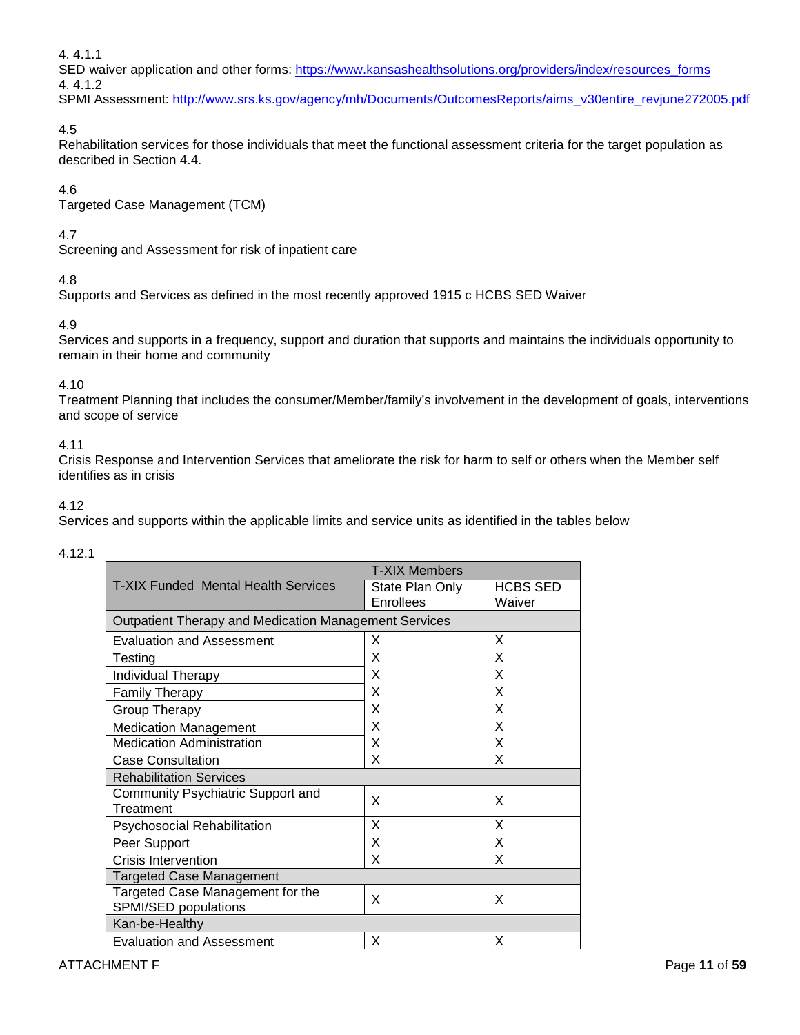4. 4.1.1
SED waiver application and other forms: https://www.kansashealthsolutions.org/providers/index/resources_forms
4. 4.1.2
SPMI Assessment: http://www.srs.ks.gov/agency/mh/Documents/OutcomesReports/aims_v30entire_revjune272005.pdf

4.5
Rehabilitation services for those individuals that meet the functional assessment criteria for the target population as described in Section 4.4.

4.6
Targeted Case Management (TCM)

4.7
Screening and Assessment for risk of inpatient care

4.8
Supports and Services as defined in the most recently approved 1915 c HCBS SED Waiver

4.9
Services and supports in a frequency, support and duration that supports and maintains the individuals opportunity to remain in their home and community

4.10
Treatment Planning that includes the consumer/Member/family's involvement in the development of goals, interventions and scope of service

4.11
Crisis Response and Intervention Services that ameliorate the risk for harm to self or others when the Member self identifies as in crisis

4.12
Services and supports within the applicable limits and service units as identified in the tables below

4.12.1

| T-XIX Funded Mental Health Services | T-XIX Members | |
|---|---|---|
| | State Plan Only Enrollees | HCBS SED Waiver |
| **Outpatient Therapy and Medication Management Services** | | |
| Evaluation and Assessment | X | X |
| Testing | X | X |
| Individual Therapy | X | X |
| Family Therapy | X | X |
| Group Therapy | X | X |
| Medication Management | X | X |
| Medication Administration | X | X |
| Case Consultation | X | X |
| **Rehabilitation Services** | | |
| Community Psychiatric Support and Treatment | X | X |
| Psychosocial Rehabilitation | X | X |
| Peer Support | X | X |
| Crisis Intervention | X | X |
| **Targeted Case Management** | | |
| Targeted Case Management for the SPMI/SED populations | X | X |
| **Kan-be-Healthy** | | |
| Evaluation and Assessment | X | X |

ATTACHMENT F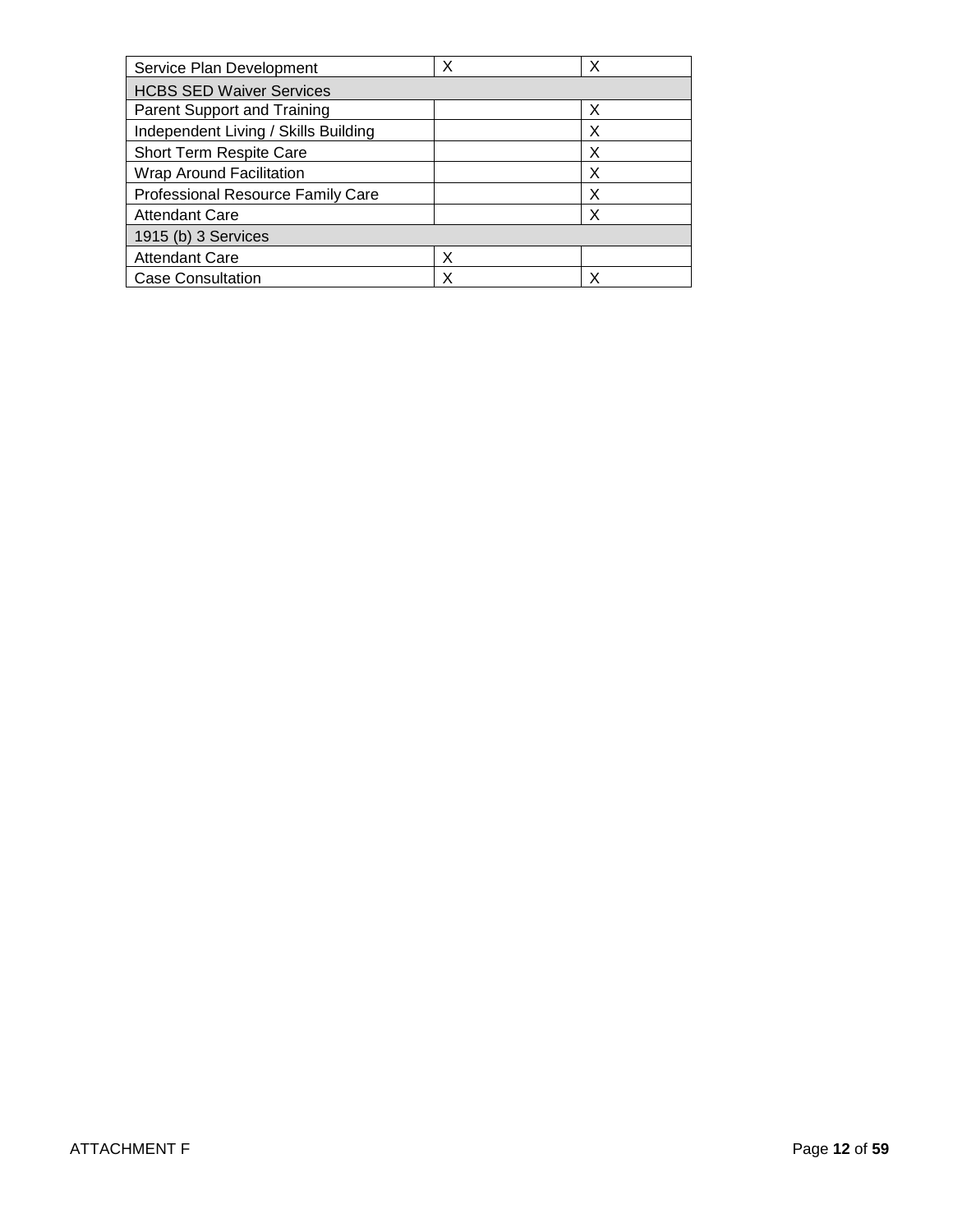| | | |
|---|---|---|
| Service Plan Development | X | X |
| HCBS SED Waiver Services | | |
| Parent Support and Training | | X |
| Independent Living / Skills Building | | X |
| Short Term Respite Care | | X |
| Wrap Around Facilitation | | X |
| Professional Resource Family Care | | X |
| Attendant Care | | X |
| 1915 (b) 3 Services | | |
| Attendant Care | X | |
| Case Consultation | X | X |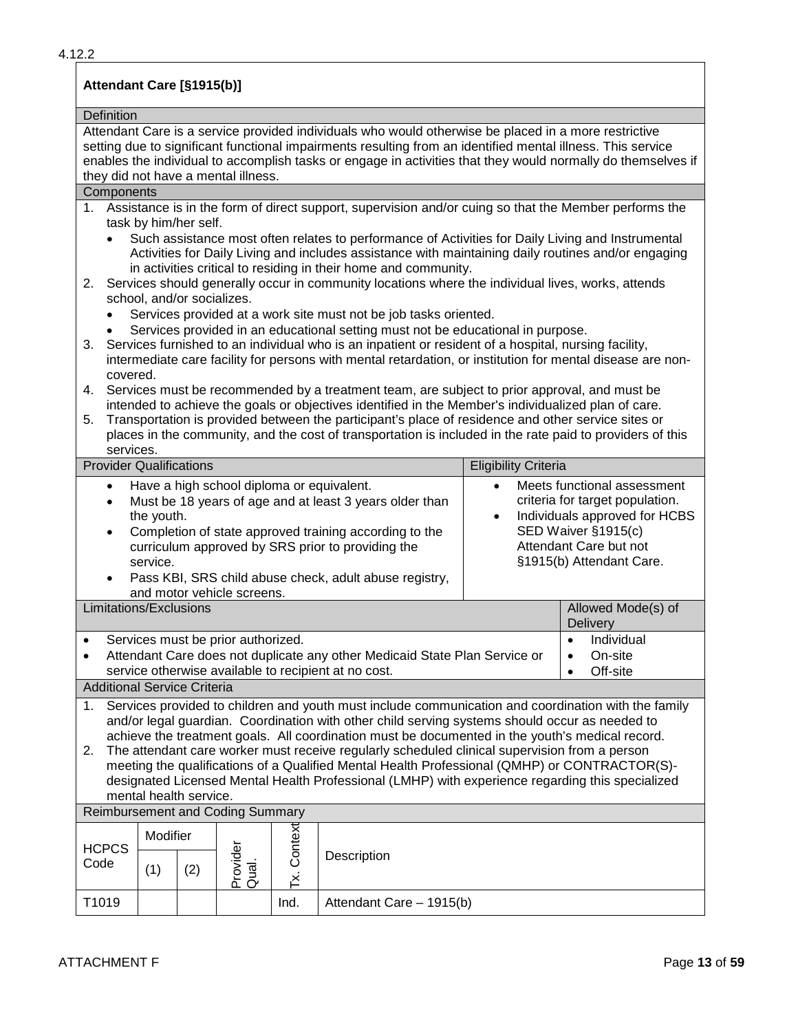4.12.2

## Attendant Care [§1915(b)]

### Definition

Attendant Care is a service provided individuals who would otherwise be placed in a more restrictive setting due to significant functional impairments resulting from an identified mental illness. This service enables the individual to accomplish tasks or engage in activities that they would normally do themselves if they did not have a mental illness.

### Components

1. Assistance is in the form of direct support, supervision and/or cuing so that the Member performs the task by him/her self.
   - Such assistance most often relates to performance of Activities for Daily Living and Instrumental Activities for Daily Living and includes assistance with maintaining daily routines and/or engaging in activities critical to residing in their home and community.
2. Services should generally occur in community locations where the individual lives, works, attends school, and/or socializes.
   - Services provided at a work site must not be job tasks oriented.
   - Services provided in an educational setting must not be educational in purpose.
3. Services furnished to an individual who is an inpatient or resident of a hospital, nursing facility, intermediate care facility for persons with mental retardation, or institution for mental disease are non-covered.
4. Services must be recommended by a treatment team, are subject to prior approval, and must be intended to achieve the goals or objectives identified in the Member's individualized plan of care.
5. Transportation is provided between the participant's place of residence and other service sites or places in the community, and the cost of transportation is included in the rate paid to providers of this services.

### Provider Qualifications

- Have a high school diploma or equivalent.
- Must be 18 years of age and at least 3 years older than the youth.
- Completion of state approved training according to the curriculum approved by SRS prior to providing the service.
- Pass KBI, SRS child abuse check, adult abuse registry, and motor vehicle screens.

### Eligibility Criteria

- Meets functional assessment criteria for target population.
- Individuals approved for HCBS SED Waiver §1915(c) Attendant Care but not §1915(b) Attendant Care.

### Limitations/Exclusions

- Services must be prior authorized.
- Attendant Care does not duplicate any other Medicaid State Plan Service or service otherwise available to recipient at no cost.

### Allowed Mode(s) of Delivery

- Individual
- On-site
- Off-site

### Additional Service Criteria

1. Services provided to children and youth must include communication and coordination with the family and/or legal guardian. Coordination with other child serving systems should occur as needed to achieve the treatment goals. All coordination must be documented in the youth's medical record.
2. The attendant care worker must receive regularly scheduled clinical supervision from a person meeting the qualifications of a Qualified Mental Health Professional (QMHP) or CONTRACTOR(S)-designated Licensed Mental Health Professional (LMHP) with experience regarding this specialized mental health service.

### Reimbursement and Coding Summary

| HCPCS Code | Modifier | | Provider Qual. | Tx. Context | Description |
|---|---|---|---|---|---|
| | (1) | (2) | | | |
| T1019 | | | | Ind. | Attendant Care – 1915(b) |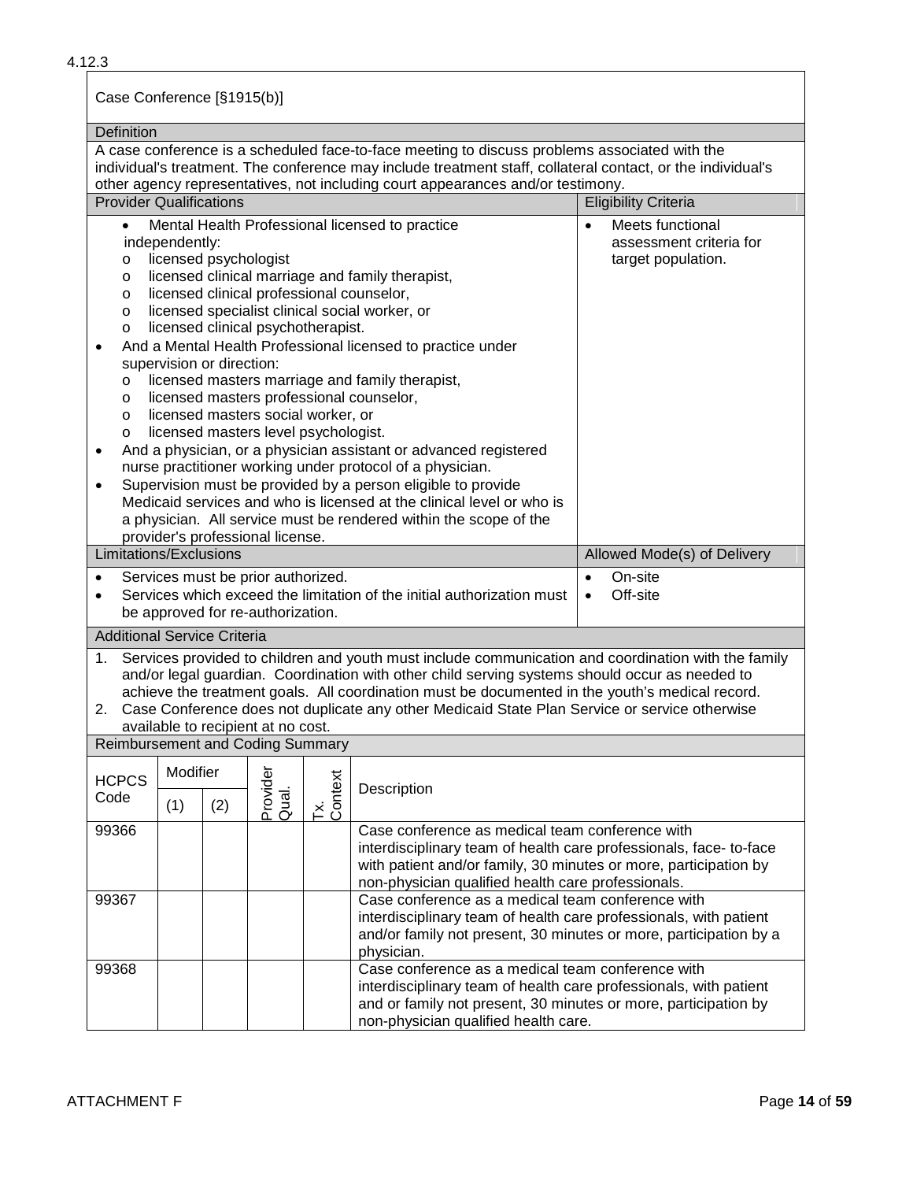4.12.3

## Case Conference [§1915(b)]

**Definition**

A case conference is a scheduled face-to-face meeting to discuss problems associated with the individual's treatment. The conference may include treatment staff, collateral contact, or the individual's other agency representatives, not including court appearances and/or testimony.

| Provider Qualifications | Eligibility Criteria |
|---|---|
| • Mental Health Professional licensed to practice independently:<br>o licensed psychologist<br>o licensed clinical marriage and family therapist,<br>o licensed clinical professional counselor,<br>o licensed specialist clinical social worker, or<br>o licensed clinical psychotherapist.<br>• And a Mental Health Professional licensed to practice under supervision or direction:<br>o licensed masters marriage and family therapist,<br>o licensed masters professional counselor,<br>o licensed masters social worker, or<br>o licensed masters level psychologist.<br>• And a physician, or a physician assistant or advanced registered nurse practitioner working under protocol of a physician.<br>• Supervision must be provided by a person eligible to provide Medicaid services and who is licensed at the clinical level or who is a physician. All service must be rendered within the scope of the provider's professional license. | • Meets functional assessment criteria for target population. |

| Limitations/Exclusions | Allowed Mode(s) of Delivery |
|---|---|
| • Services must be prior authorized.<br>• Services which exceed the limitation of the initial authorization must be approved for re-authorization. | • On-site<br>• Off-site |

**Additional Service Criteria**

1. Services provided to children and youth must include communication and coordination with the family and/or legal guardian. Coordination with other child serving systems should occur as needed to achieve the treatment goals. All coordination must be documented in the youth's medical record.
2. Case Conference does not duplicate any other Medicaid State Plan Service or service otherwise available to recipient at no cost.

**Reimbursement and Coding Summary**

| HCPCS Code | Modifier (1) | Modifier (2) | Provider Qual. | Tx. Context | Description |
|---|---|---|---|---|---|
| 99366 | | | | | Case conference as medical team conference with interdisciplinary team of health care professionals, face- to-face with patient and/or family, 30 minutes or more, participation by non-physician qualified health care professionals. |
| 99367 | | | | | Case conference as a medical team conference with interdisciplinary team of health care professionals, with patient and/or family not present, 30 minutes or more, participation by a physician. |
| 99368 | | | | | Case conference as a medical team conference with interdisciplinary team of health care professionals, with patient and or family not present, 30 minutes or more, participation by non-physician qualified health care. |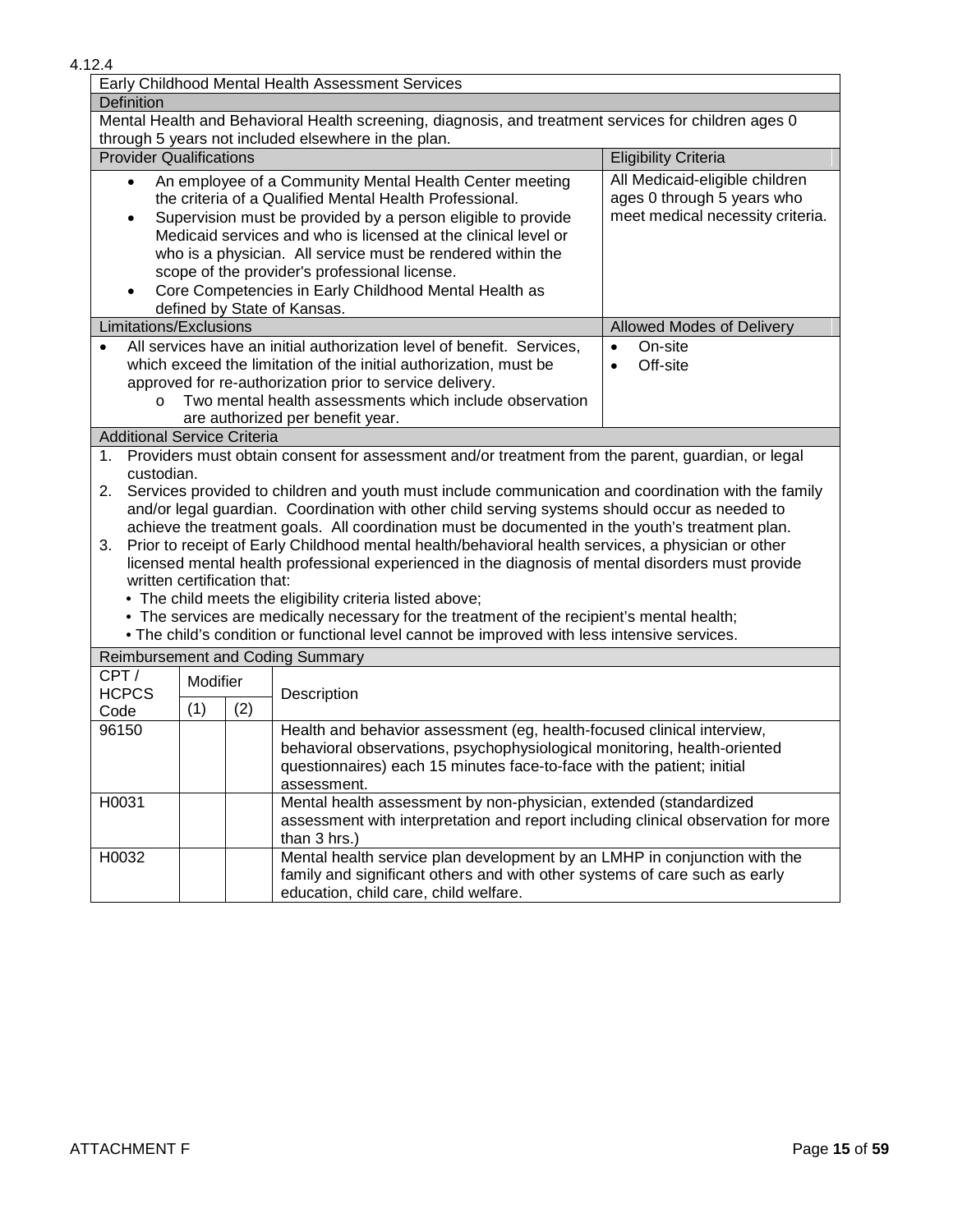4.12.4

## Early Childhood Mental Health Assessment Services

### Definition

Mental Health and Behavioral Health screening, diagnosis, and treatment services for children ages 0 through 5 years not included elsewhere in the plan.

| Provider Qualifications | Eligibility Criteria |
|---|---|
| • An employee of a Community Mental Health Center meeting the criteria of a Qualified Mental Health Professional.<br>• Supervision must be provided by a person eligible to provide Medicaid services and who is licensed at the clinical level or who is a physician. All service must be rendered within the scope of the provider's professional license.<br>• Core Competencies in Early Childhood Mental Health as defined by State of Kansas. | All Medicaid-eligible children ages 0 through 5 years who meet medical necessity criteria. |

| Limitations/Exclusions | Allowed Modes of Delivery |
|---|---|
| • All services have an initial authorization level of benefit. Services, which exceed the limitation of the initial authorization, must be approved for re-authorization prior to service delivery.<br>&nbsp;&nbsp;&nbsp;o Two mental health assessments which include observation are authorized per benefit year. | • On-site<br>• Off-site |

### Additional Service Criteria

1. Providers must obtain consent for assessment and/or treatment from the parent, guardian, or legal custodian.
2. Services provided to children and youth must include communication and coordination with the family and/or legal guardian. Coordination with other child serving systems should occur as needed to achieve the treatment goals. All coordination must be documented in the youth's treatment plan.
3. Prior to receipt of Early Childhood mental health/behavioral health services, a physician or other licensed mental health professional experienced in the diagnosis of mental disorders must provide written certification that:
   - The child meets the eligibility criteria listed above;
   - The services are medically necessary for the treatment of the recipient's mental health;
   - The child's condition or functional level cannot be improved with less intensive services.

### Reimbursement and Coding Summary

| CPT / HCPCS Code | Modifier (1) | Modifier (2) | Description |
|---|---|---|---|
| 96150 | | | Health and behavior assessment (eg, health-focused clinical interview, behavioral observations, psychophysiological monitoring, health-oriented questionnaires) each 15 minutes face-to-face with the patient; initial assessment. |
| H0031 | | | Mental health assessment by non-physician, extended (standardized assessment with interpretation and report including clinical observation for more than 3 hrs.) |
| H0032 | | | Mental health service plan development by an LMHP in conjunction with the family and significant others and with other systems of care such as early education, child care, child welfare. |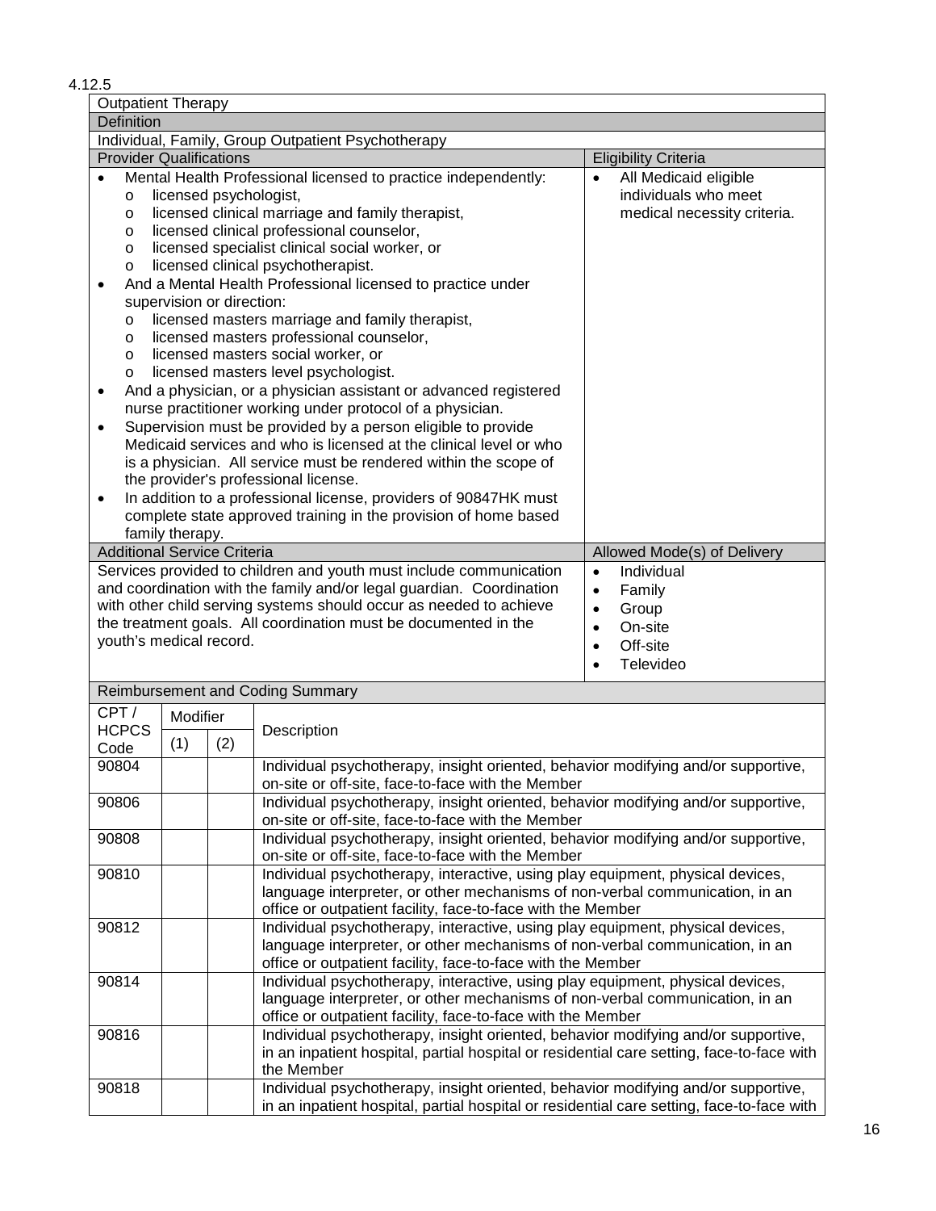4.12.5

| Outpatient Therapy | |
|---|---|
| **Definition** | |
| Individual, Family, Group Outpatient Psychotherapy | |
| **Provider Qualifications** | **Eligibility Criteria** |
| • Mental Health Professional licensed to practice independently:<br>o licensed psychologist,<br>o licensed clinical marriage and family therapist,<br>o licensed clinical professional counselor,<br>o licensed specialist clinical social worker, or<br>o licensed clinical psychotherapist.<br>• And a Mental Health Professional licensed to practice under supervision or direction:<br>o licensed masters marriage and family therapist,<br>o licensed masters professional counselor,<br>o licensed masters social worker, or<br>o licensed masters level psychologist.<br>• And a physician, or a physician assistant or advanced registered nurse practitioner working under protocol of a physician.<br>• Supervision must be provided by a person eligible to provide Medicaid services and who is licensed at the clinical level or who is a physician. All service must be rendered within the scope of the provider's professional license.<br>• In addition to a professional license, providers of 90847HK must complete state approved training in the provision of home based family therapy. | • All Medicaid eligible individuals who meet medical necessity criteria. |
| **Additional Service Criteria** | **Allowed Mode(s) of Delivery** |
| Services provided to children and youth must include communication and coordination with the family and/or legal guardian. Coordination with other child serving systems should occur as needed to achieve the treatment goals. All coordination must be documented in the youth's medical record. | • Individual<br>• Family<br>• Group<br>• On-site<br>• Off-site<br>• Televideo |

**Reimbursement and Coding Summary**

| CPT / HCPCS Code | Modifier (1) | Modifier (2) | Description |
|---|---|---|---|
| 90804 | | | Individual psychotherapy, insight oriented, behavior modifying and/or supportive, on-site or off-site, face-to-face with the Member |
| 90806 | | | Individual psychotherapy, insight oriented, behavior modifying and/or supportive, on-site or off-site, face-to-face with the Member |
| 90808 | | | Individual psychotherapy, insight oriented, behavior modifying and/or supportive, on-site or off-site, face-to-face with the Member |
| 90810 | | | Individual psychotherapy, interactive, using play equipment, physical devices, language interpreter, or other mechanisms of non-verbal communication, in an office or outpatient facility, face-to-face with the Member |
| 90812 | | | Individual psychotherapy, interactive, using play equipment, physical devices, language interpreter, or other mechanisms of non-verbal communication, in an office or outpatient facility, face-to-face with the Member |
| 90814 | | | Individual psychotherapy, interactive, using play equipment, physical devices, language interpreter, or other mechanisms of non-verbal communication, in an office or outpatient facility, face-to-face with the Member |
| 90816 | | | Individual psychotherapy, insight oriented, behavior modifying and/or supportive, in an inpatient hospital, partial hospital or residential care setting, face-to-face with the Member |
| 90818 | | | Individual psychotherapy, insight oriented, behavior modifying and/or supportive, in an inpatient hospital, partial hospital or residential care setting, face-to-face with |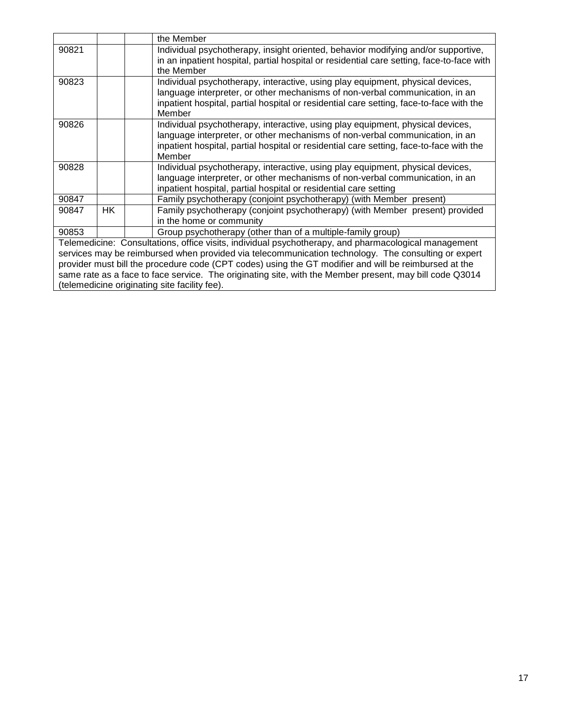| | | | |
|---|---|---|---|
| | | | the Member |
| 90821 | | | Individual psychotherapy, insight oriented, behavior modifying and/or supportive, in an inpatient hospital, partial hospital or residential care setting, face-to-face with the Member |
| 90823 | | | Individual psychotherapy, interactive, using play equipment, physical devices, language interpreter, or other mechanisms of non-verbal communication, in an inpatient hospital, partial hospital or residential care setting, face-to-face with the Member |
| 90826 | | | Individual psychotherapy, interactive, using play equipment, physical devices, language interpreter, or other mechanisms of non-verbal communication, in an inpatient hospital, partial hospital or residential care setting, face-to-face with the Member |
| 90828 | | | Individual psychotherapy, interactive, using play equipment, physical devices, language interpreter, or other mechanisms of non-verbal communication, in an inpatient hospital, partial hospital or residential care setting |
| 90847 | | | Family psychotherapy (conjoint psychotherapy) (with Member present) |
| 90847 | HK | | Family psychotherapy (conjoint psychotherapy) (with Member present) provided in the home or community |
| 90853 | | | Group psychotherapy (other than of a multiple-family group) |
| Telemedicine: Consultations, office visits, individual psychotherapy, and pharmacological management services may be reimbursed when provided via telecommunication technology. The consulting or expert provider must bill the procedure code (CPT codes) using the GT modifier and will be reimbursed at the same rate as a face to face service. The originating site, with the Member present, may bill code Q3014 (telemedicine originating site facility fee). | | | |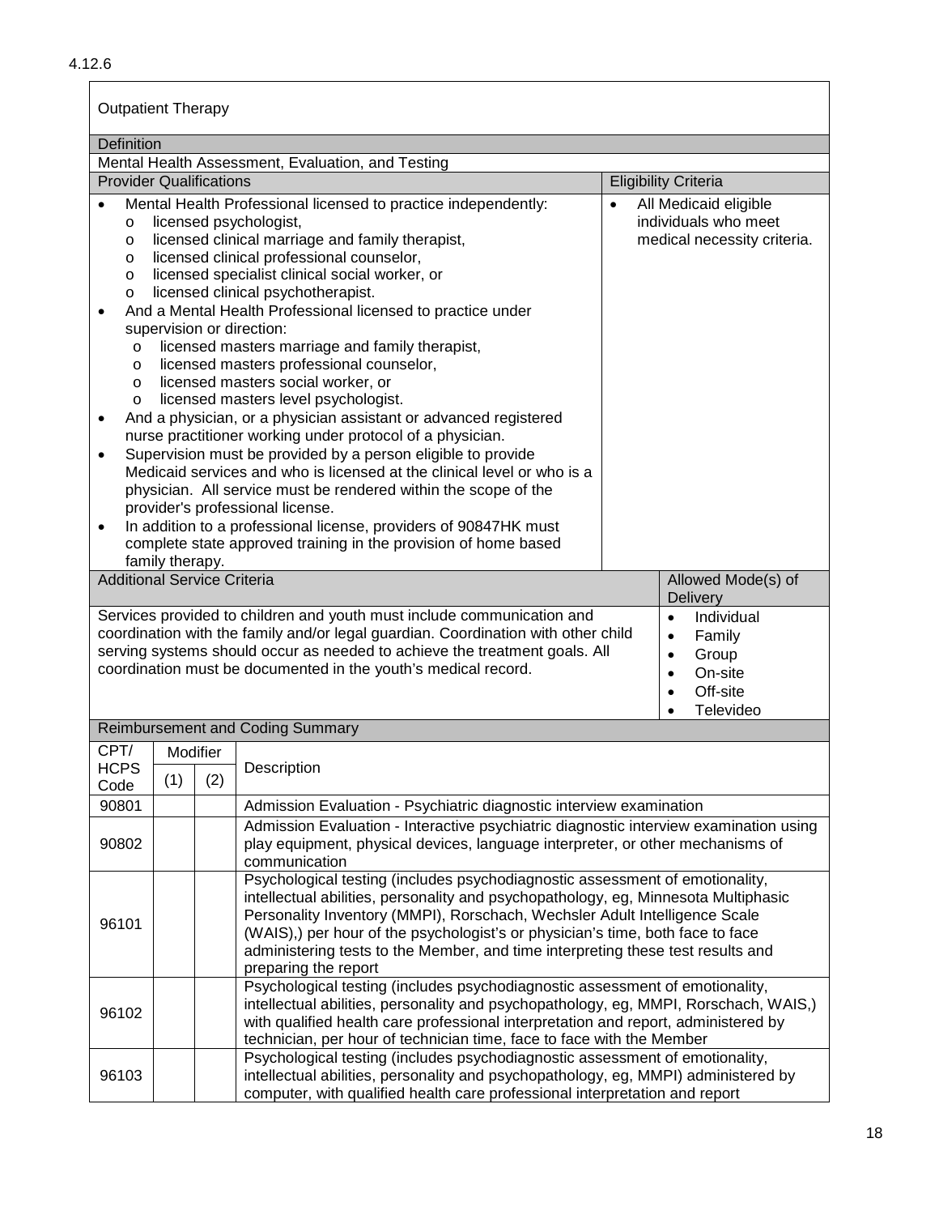4.12.6

## Outpatient Therapy

### Definition

Mental Health Assessment, Evaluation, and Testing

| Provider Qualifications | Eligibility Criteria |
|---|---|
| • Mental Health Professional licensed to practice independently:<br>  o licensed psychologist,<br>  o licensed clinical marriage and family therapist,<br>  o licensed clinical professional counselor,<br>  o licensed specialist clinical social worker, or<br>  o licensed clinical psychotherapist.<br>• And a Mental Health Professional licensed to practice under supervision or direction:<br>  o licensed masters marriage and family therapist,<br>  o licensed masters professional counselor,<br>  o licensed masters social worker, or<br>  o licensed masters level psychologist.<br>• And a physician, or a physician assistant or advanced registered nurse practitioner working under protocol of a physician.<br>• Supervision must be provided by a person eligible to provide Medicaid services and who is licensed at the clinical level or who is a physician. All service must be rendered within the scope of the provider's professional license.<br>• In addition to a professional license, providers of 90847HK must complete state approved training in the provision of home based family therapy. | • All Medicaid eligible individuals who meet medical necessity criteria. |

| Additional Service Criteria | Allowed Mode(s) of Delivery |
|---|---|
| Services provided to children and youth must include communication and coordination with the family and/or legal guardian. Coordination with other child serving systems should occur as needed to achieve the treatment goals. All coordination must be documented in the youth's medical record. | • Individual<br>• Family<br>• Group<br>• On-site<br>• Off-site<br>• Televideo |

### Reimbursement and Coding Summary

| CPT/ HCPS Code | Modifier (1) | Modifier (2) | Description |
|---|---|---|---|
| 90801 | | | Admission Evaluation - Psychiatric diagnostic interview examination |
| 90802 | | | Admission Evaluation - Interactive psychiatric diagnostic interview examination using play equipment, physical devices, language interpreter, or other mechanisms of communication |
| 96101 | | | Psychological testing (includes psychodiagnostic assessment of emotionality, intellectual abilities, personality and psychopathology, eg, Minnesota Multiphasic Personality Inventory (MMPI), Rorschach, Wechsler Adult Intelligence Scale (WAIS),) per hour of the psychologist's or physician's time, both face to face administering tests to the Member, and time interpreting these test results and preparing the report |
| 96102 | | | Psychological testing (includes psychodiagnostic assessment of emotionality, intellectual abilities, personality and psychopathology, eg, MMPI, Rorschach, WAIS,) with qualified health care professional interpretation and report, administered by technician, per hour of technician time, face to face with the Member |
| 96103 | | | Psychological testing (includes psychodiagnostic assessment of emotionality, intellectual abilities, personality and psychopathology, eg, MMPI) administered by computer, with qualified health care professional interpretation and report |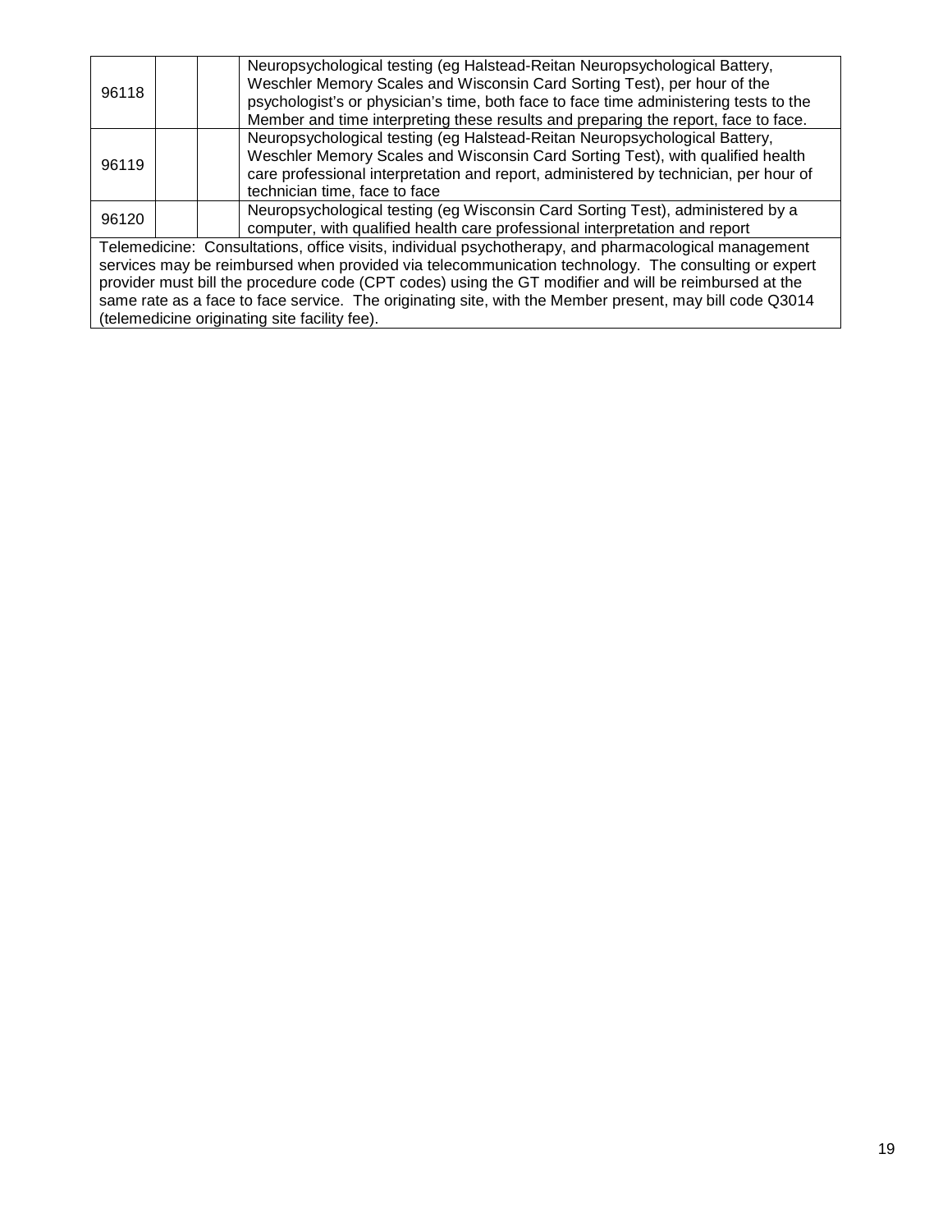| | | | |
|---|---|---|---|
| 96118 | | | Neuropsychological testing (eg Halstead-Reitan Neuropsychological Battery, Weschler Memory Scales and Wisconsin Card Sorting Test), per hour of the psychologist's or physician's time, both face to face time administering tests to the Member and time interpreting these results and preparing the report, face to face. |
| 96119 | | | Neuropsychological testing (eg Halstead-Reitan Neuropsychological Battery, Weschler Memory Scales and Wisconsin Card Sorting Test), with qualified health care professional interpretation and report, administered by technician, per hour of technician time, face to face |
| 96120 | | | Neuropsychological testing (eg Wisconsin Card Sorting Test), administered by a computer, with qualified health care professional interpretation and report |
| Telemedicine: Consultations, office visits, individual psychotherapy, and pharmacological management services may be reimbursed when provided via telecommunication technology. The consulting or expert provider must bill the procedure code (CPT codes) using the GT modifier and will be reimbursed at the same rate as a face to face service. The originating site, with the Member present, may bill code Q3014 (telemedicine originating site facility fee). | | | |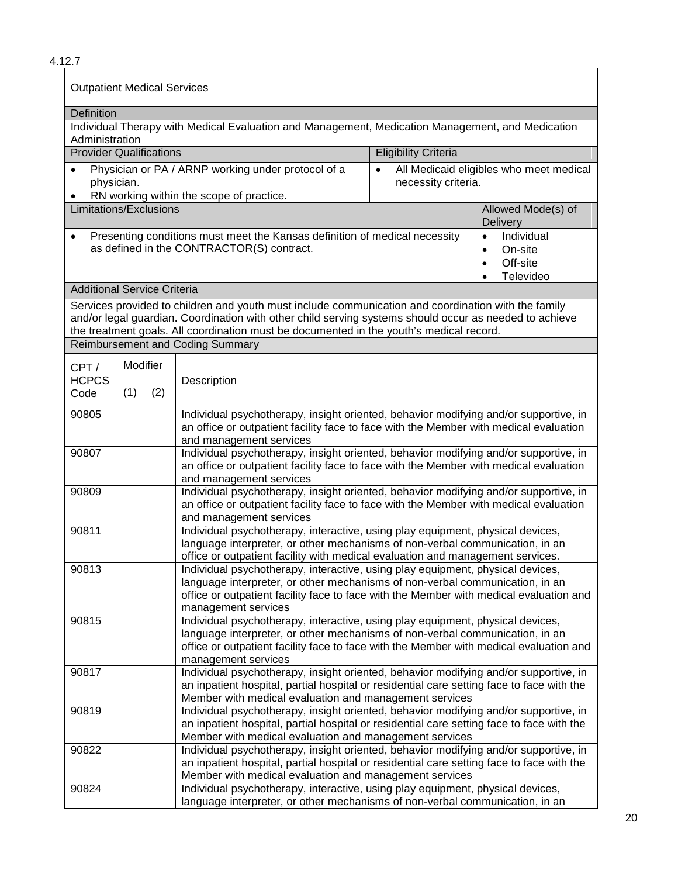4.12.7

**Outpatient Medical Services**

| Definition | |
|---|---|
| Individual Therapy with Medical Evaluation and Management, Medication Management, and Medication Administration | |

| Provider Qualifications | Eligibility Criteria |
|---|---|
| • Physician or PA / ARNP working under protocol of a physician.<br>• RN working within the scope of practice. | • All Medicaid eligibles who meet medical necessity criteria. |

| Limitations/Exclusions | Allowed Mode(s) of Delivery |
|---|---|
| • Presenting conditions must meet the Kansas definition of medical necessity as defined in the CONTRACTOR(S) contract. | • Individual<br>• On-site<br>• Off-site<br>• Televideo |

**Additional Service Criteria**

Services provided to children and youth must include communication and coordination with the family and/or legal guardian. Coordination with other child serving systems should occur as needed to achieve the treatment goals. All coordination must be documented in the youth's medical record.

**Reimbursement and Coding Summary**

| CPT / HCPCS Code | Modifier (1) | Modifier (2) | Description |
|---|---|---|---|
| 90805 | | | Individual psychotherapy, insight oriented, behavior modifying and/or supportive, in an office or outpatient facility face to face with the Member with medical evaluation and management services |
| 90807 | | | Individual psychotherapy, insight oriented, behavior modifying and/or supportive, in an office or outpatient facility face to face with the Member with medical evaluation and management services |
| 90809 | | | Individual psychotherapy, insight oriented, behavior modifying and/or supportive, in an office or outpatient facility face to face with the Member with medical evaluation and management services |
| 90811 | | | Individual psychotherapy, interactive, using play equipment, physical devices, language interpreter, or other mechanisms of non-verbal communication, in an office or outpatient facility with medical evaluation and management services. |
| 90813 | | | Individual psychotherapy, interactive, using play equipment, physical devices, language interpreter, or other mechanisms of non-verbal communication, in an office or outpatient facility face to face with the Member with medical evaluation and management services |
| 90815 | | | Individual psychotherapy, interactive, using play equipment, physical devices, language interpreter, or other mechanisms of non-verbal communication, in an office or outpatient facility face to face with the Member with medical evaluation and management services |
| 90817 | | | Individual psychotherapy, insight oriented, behavior modifying and/or supportive, in an inpatient hospital, partial hospital or residential care setting face to face with the Member with medical evaluation and management services |
| 90819 | | | Individual psychotherapy, insight oriented, behavior modifying and/or supportive, in an inpatient hospital, partial hospital or residential care setting face to face with the Member with medical evaluation and management services |
| 90822 | | | Individual psychotherapy, insight oriented, behavior modifying and/or supportive, in an inpatient hospital, partial hospital or residential care setting face to face with the Member with medical evaluation and management services |
| 90824 | | | Individual psychotherapy, interactive, using play equipment, physical devices, language interpreter, or other mechanisms of non-verbal communication, in an |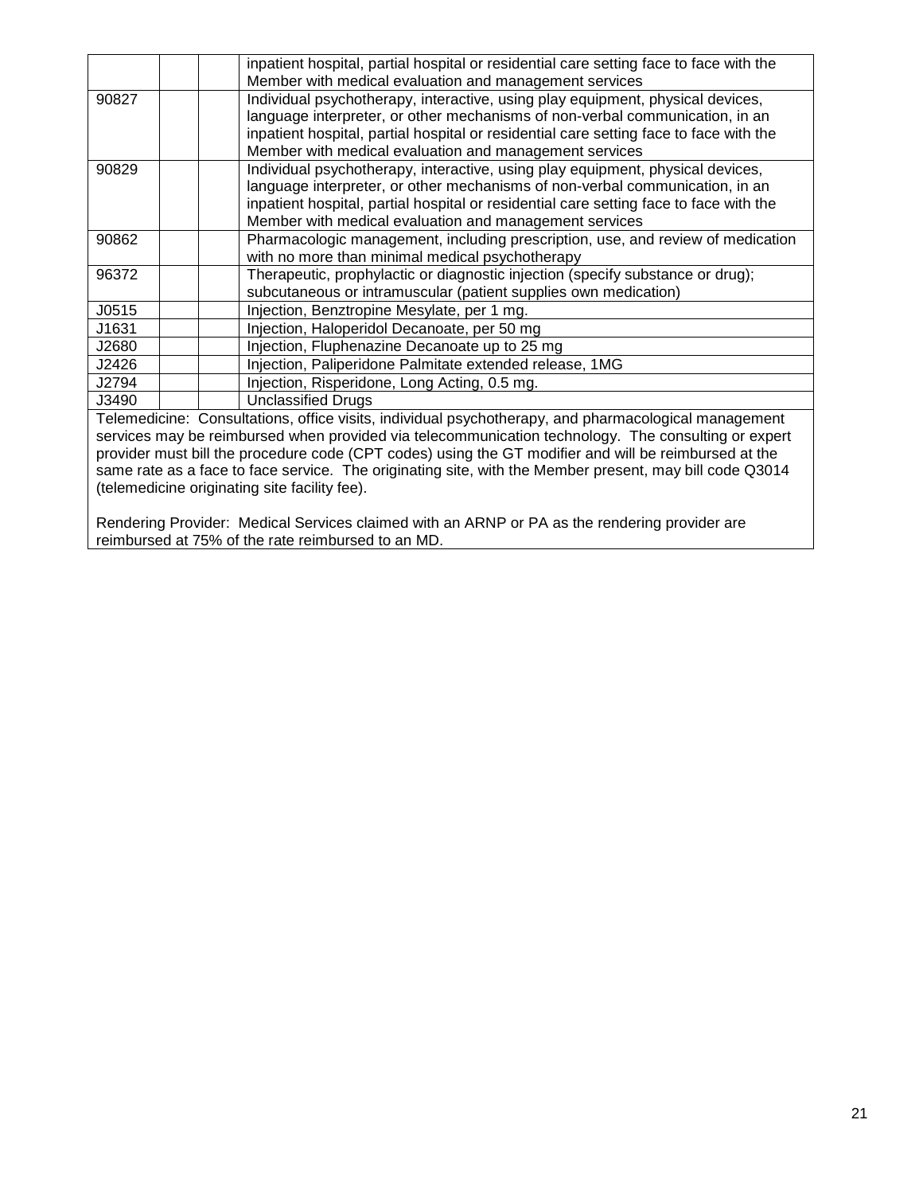| | | | |
|---|---|---|---|
| | | | inpatient hospital, partial hospital or residential care setting face to face with the Member with medical evaluation and management services |
| 90827 | | | Individual psychotherapy, interactive, using play equipment, physical devices, language interpreter, or other mechanisms of non-verbal communication, in an inpatient hospital, partial hospital or residential care setting face to face with the Member with medical evaluation and management services |
| 90829 | | | Individual psychotherapy, interactive, using play equipment, physical devices, language interpreter, or other mechanisms of non-verbal communication, in an inpatient hospital, partial hospital or residential care setting face to face with the Member with medical evaluation and management services |
| 90862 | | | Pharmacologic management, including prescription, use, and review of medication with no more than minimal medical psychotherapy |
| 96372 | | | Therapeutic, prophylactic or diagnostic injection (specify substance or drug); subcutaneous or intramuscular (patient supplies own medication) |
| J0515 | | | Injection, Benztropine Mesylate, per 1 mg. |
| J1631 | | | Injection, Haloperidol Decanoate, per 50 mg |
| J2680 | | | Injection, Fluphenazine Decanoate up to 25 mg |
| J2426 | | | Injection, Paliperidone Palmitate extended release, 1MG |
| J2794 | | | Injection, Risperidone, Long Acting, 0.5 mg. |
| J3490 | | | Unclassified Drugs |

Telemedicine: Consultations, office visits, individual psychotherapy, and pharmacological management services may be reimbursed when provided via telecommunication technology. The consulting or expert provider must bill the procedure code (CPT codes) using the GT modifier and will be reimbursed at the same rate as a face to face service. The originating site, with the Member present, may bill code Q3014 (telemedicine originating site facility fee).

Rendering Provider: Medical Services claimed with an ARNP or PA as the rendering provider are reimbursed at 75% of the rate reimbursed to an MD.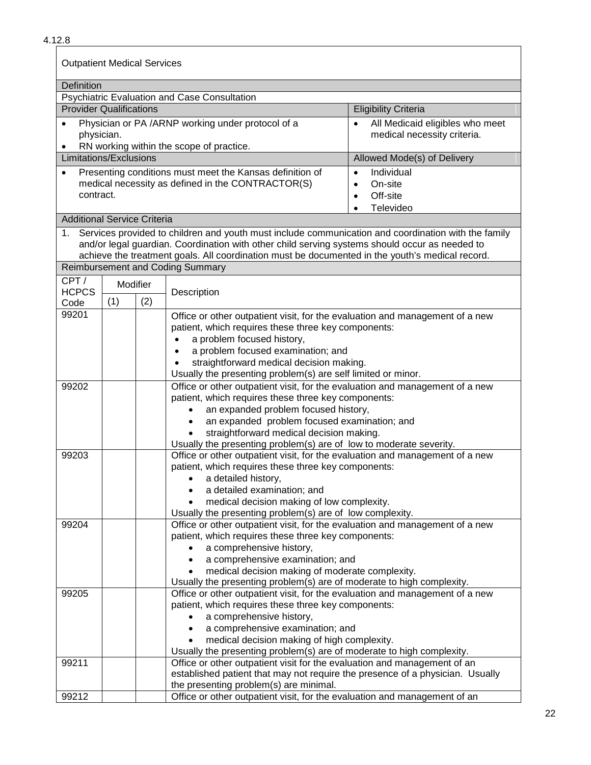4.12.8

## Outpatient Medical Services

**Definition**

Psychiatric Evaluation and Case Consultation

| Provider Qualifications | Eligibility Criteria |
| --- | --- |
| • Physician or PA /ARNP working under protocol of a physician.<br>• RN working within the scope of practice. | • All Medicaid eligibles who meet medical necessity criteria. |

| Limitations/Exclusions | Allowed Mode(s) of Delivery |
| --- | --- |
| • Presenting conditions must meet the Kansas definition of medical necessity as defined in the CONTRACTOR(S) contract. | • Individual<br>• On-site<br>• Off-site<br>• Televideo |

**Additional Service Criteria**

1. Services provided to children and youth must include communication and coordination with the family and/or legal guardian. Coordination with other child serving systems should occur as needed to achieve the treatment goals. All coordination must be documented in the youth's medical record.

**Reimbursement and Coding Summary**

| CPT / HCPCS Code | Modifier | | Description |
| --- | --- | --- | --- |
| | (1) | (2) | |
| 99201 | | | Office or other outpatient visit, for the evaluation and management of a new patient, which requires these three key components:<br>• a problem focused history,<br>• a problem focused examination; and<br>• straightforward medical decision making.<br>Usually the presenting problem(s) are self limited or minor. |
| 99202 | | | Office or other outpatient visit, for the evaluation and management of a new patient, which requires these three key components:<br>• an expanded problem focused history,<br>• an expanded problem focused examination; and<br>• straightforward medical decision making.<br>Usually the presenting problem(s) are of low to moderate severity. |
| 99203 | | | Office or other outpatient visit, for the evaluation and management of a new patient, which requires these three key components:<br>• a detailed history,<br>• a detailed examination; and<br>• medical decision making of low complexity.<br>Usually the presenting problem(s) are of low complexity. |
| 99204 | | | Office or other outpatient visit, for the evaluation and management of a new patient, which requires these three key components:<br>• a comprehensive history,<br>• a comprehensive examination; and<br>• medical decision making of moderate complexity.<br>Usually the presenting problem(s) are of moderate to high complexity. |
| 99205 | | | Office or other outpatient visit, for the evaluation and management of a new patient, which requires these three key components:<br>• a comprehensive history,<br>• a comprehensive examination; and<br>• medical decision making of high complexity.<br>Usually the presenting problem(s) are of moderate to high complexity. |
| 99211 | | | Office or other outpatient visit for the evaluation and management of an established patient that may not require the presence of a physician. Usually the presenting problem(s) are minimal. |
| 99212 | | | Office or other outpatient visit, for the evaluation and management of an |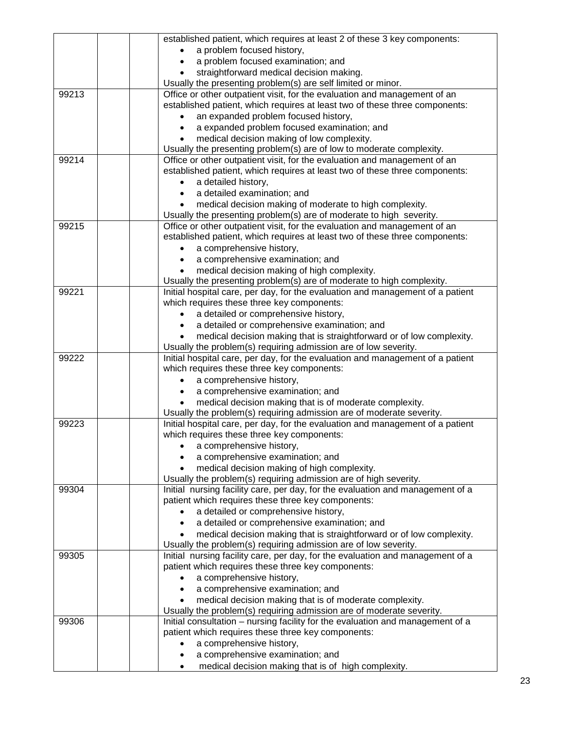| | | | |
|---|---|---|---|
| | | | established patient, which requires at least 2 of these 3 key components:<br>• a problem focused history,<br>• a problem focused examination; and<br>• straightforward medical decision making.<br>Usually the presenting problem(s) are self limited or minor. |
| 99213 | | | Office or other outpatient visit, for the evaluation and management of an established patient, which requires at least two of these three components:<br>• an expanded problem focused history,<br>• a expanded problem focused examination; and<br>• medical decision making of low complexity.<br>Usually the presenting problem(s) are of low to moderate complexity. |
| 99214 | | | Office or other outpatient visit, for the evaluation and management of an established patient, which requires at least two of these three components:<br>• a detailed history,<br>• a detailed examination; and<br>• medical decision making of moderate to high complexity.<br>Usually the presenting problem(s) are of moderate to high severity. |
| 99215 | | | Office or other outpatient visit, for the evaluation and management of an established patient, which requires at least two of these three components:<br>• a comprehensive history,<br>• a comprehensive examination; and<br>• medical decision making of high complexity.<br>Usually the presenting problem(s) are of moderate to high complexity. |
| 99221 | | | Initial hospital care, per day, for the evaluation and management of a patient which requires these three key components:<br>• a detailed or comprehensive history,<br>• a detailed or comprehensive examination; and<br>• medical decision making that is straightforward or of low complexity.<br>Usually the problem(s) requiring admission are of low severity. |
| 99222 | | | Initial hospital care, per day, for the evaluation and management of a patient which requires these three key components:<br>• a comprehensive history,<br>• a comprehensive examination; and<br>• medical decision making that is of moderate complexity.<br>Usually the problem(s) requiring admission are of moderate severity. |
| 99223 | | | Initial hospital care, per day, for the evaluation and management of a patient which requires these three key components:<br>• a comprehensive history,<br>• a comprehensive examination; and<br>• medical decision making of high complexity.<br>Usually the problem(s) requiring admission are of high severity. |
| 99304 | | | Initial nursing facility care, per day, for the evaluation and management of a patient which requires these three key components:<br>• a detailed or comprehensive history,<br>• a detailed or comprehensive examination; and<br>• medical decision making that is straightforward or of low complexity.<br>Usually the problem(s) requiring admission are of low severity. |
| 99305 | | | Initial nursing facility care, per day, for the evaluation and management of a patient which requires these three key components:<br>• a comprehensive history,<br>• a comprehensive examination; and<br>• medical decision making that is of moderate complexity.<br>Usually the problem(s) requiring admission are of moderate severity. |
| 99306 | | | Initial consultation – nursing facility for the evaluation and management of a patient which requires these three key components:<br>• a comprehensive history,<br>• a comprehensive examination; and<br>• medical decision making that is of high complexity. |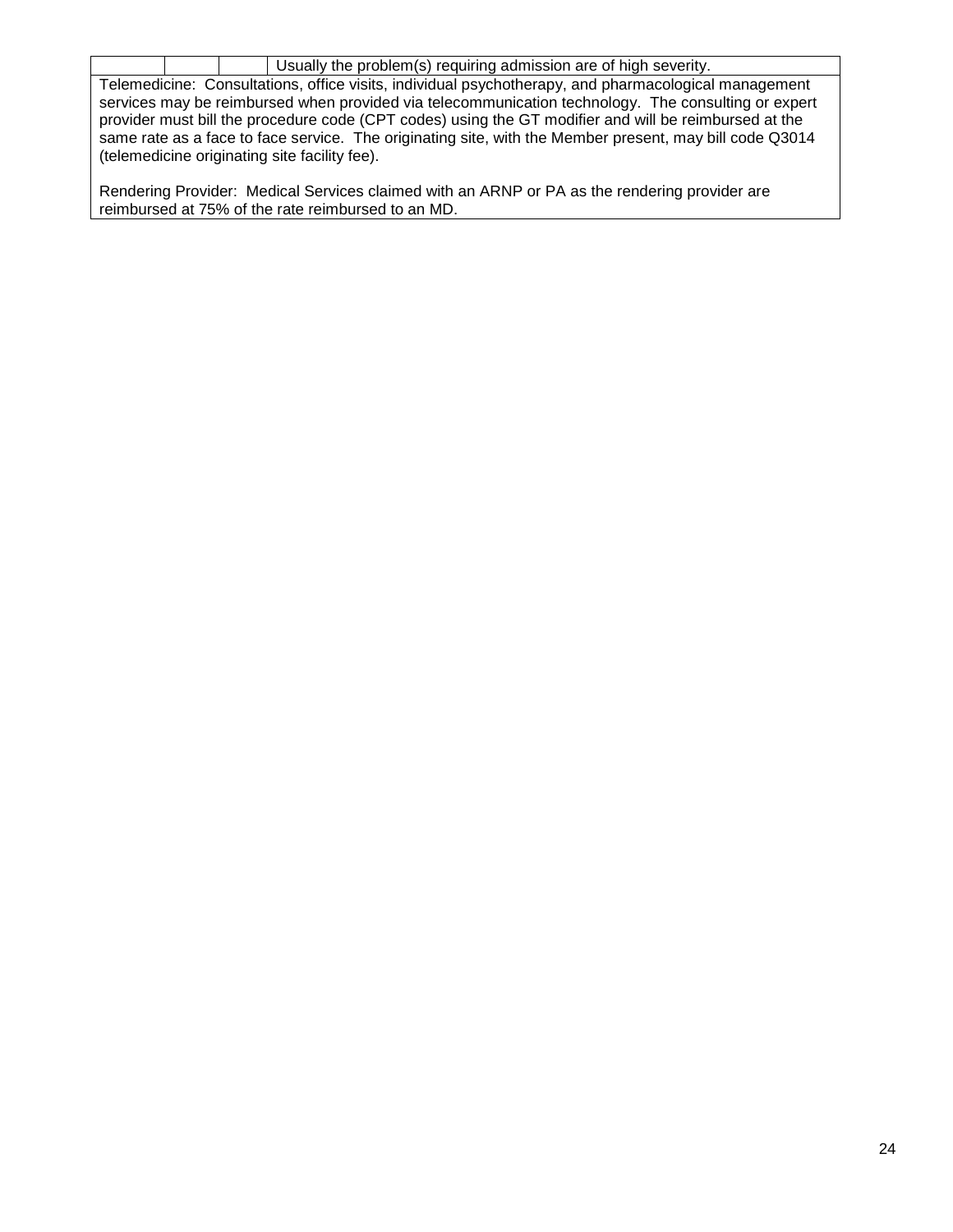| | | | |
|---|---|---|---|
| | | | Usually the problem(s) requiring admission are of high severity. |

Telemedicine: Consultations, office visits, individual psychotherapy, and pharmacological management services may be reimbursed when provided via telecommunication technology. The consulting or expert provider must bill the procedure code (CPT codes) using the GT modifier and will be reimbursed at the same rate as a face to face service. The originating site, with the Member present, may bill code Q3014 (telemedicine originating site facility fee).

Rendering Provider: Medical Services claimed with an ARNP or PA as the rendering provider are reimbursed at 75% of the rate reimbursed to an MD.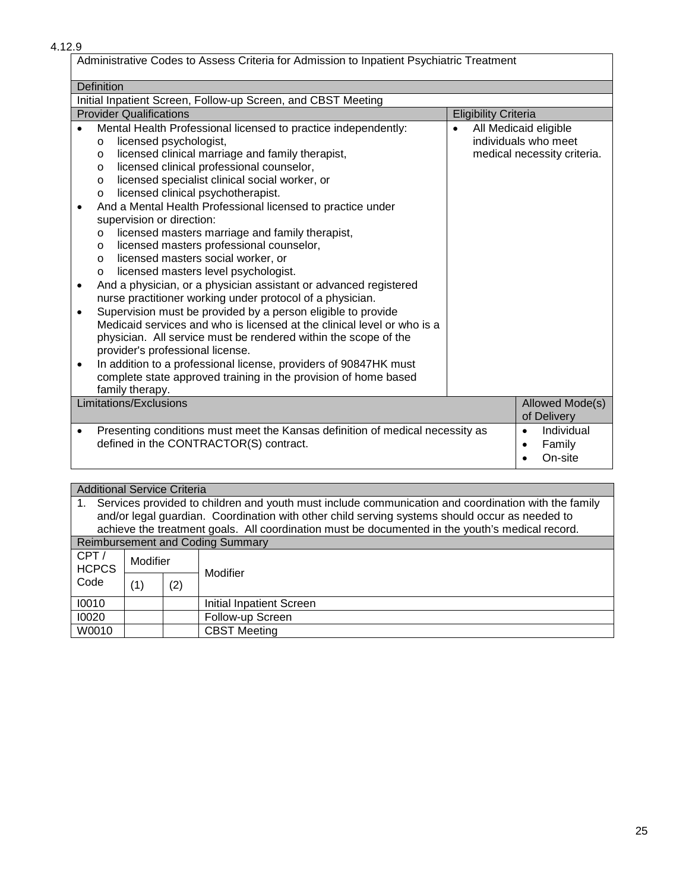4.12.9

**Administrative Codes to Assess Criteria for Admission to Inpatient Psychiatric Treatment**

**Definition**

Initial Inpatient Screen, Follow-up Screen, and CBST Meeting

| Provider Qualifications | Eligibility Criteria |
|---|---|
| • Mental Health Professional licensed to practice independently:<br>o licensed psychologist,<br>o licensed clinical marriage and family therapist,<br>o licensed clinical professional counselor,<br>o licensed specialist clinical social worker, or<br>o licensed clinical psychotherapist.<br>• And a Mental Health Professional licensed to practice under supervision or direction:<br>o licensed masters marriage and family therapist,<br>o licensed masters professional counselor,<br>o licensed masters social worker, or<br>o licensed masters level psychologist.<br>• And a physician, or a physician assistant or advanced registered nurse practitioner working under protocol of a physician.<br>• Supervision must be provided by a person eligible to provide Medicaid services and who is licensed at the clinical level or who is a physician. All service must be rendered within the scope of the provider's professional license.<br>• In addition to a professional license, providers of 90847HK must complete state approved training in the provision of home based family therapy. | • All Medicaid eligible individuals who meet medical necessity criteria. |

| Limitations/Exclusions | Allowed Mode(s) of Delivery |
|---|---|
| • Presenting conditions must meet the Kansas definition of medical necessity as defined in the CONTRACTOR(S) contract. | • Individual<br>• Family<br>• On-site |

**Additional Service Criteria**

1. Services provided to children and youth must include communication and coordination with the family and/or legal guardian. Coordination with other child serving systems should occur as needed to achieve the treatment goals. All coordination must be documented in the youth's medical record.

**Reimbursement and Coding Summary**

| CPT / HCPCS Code | Modifier (1) | Modifier (2) | Modifier |
|---|---|---|---|
| I0010 | | | Initial Inpatient Screen |
| I0020 | | | Follow-up Screen |
| W0010 | | | CBST Meeting |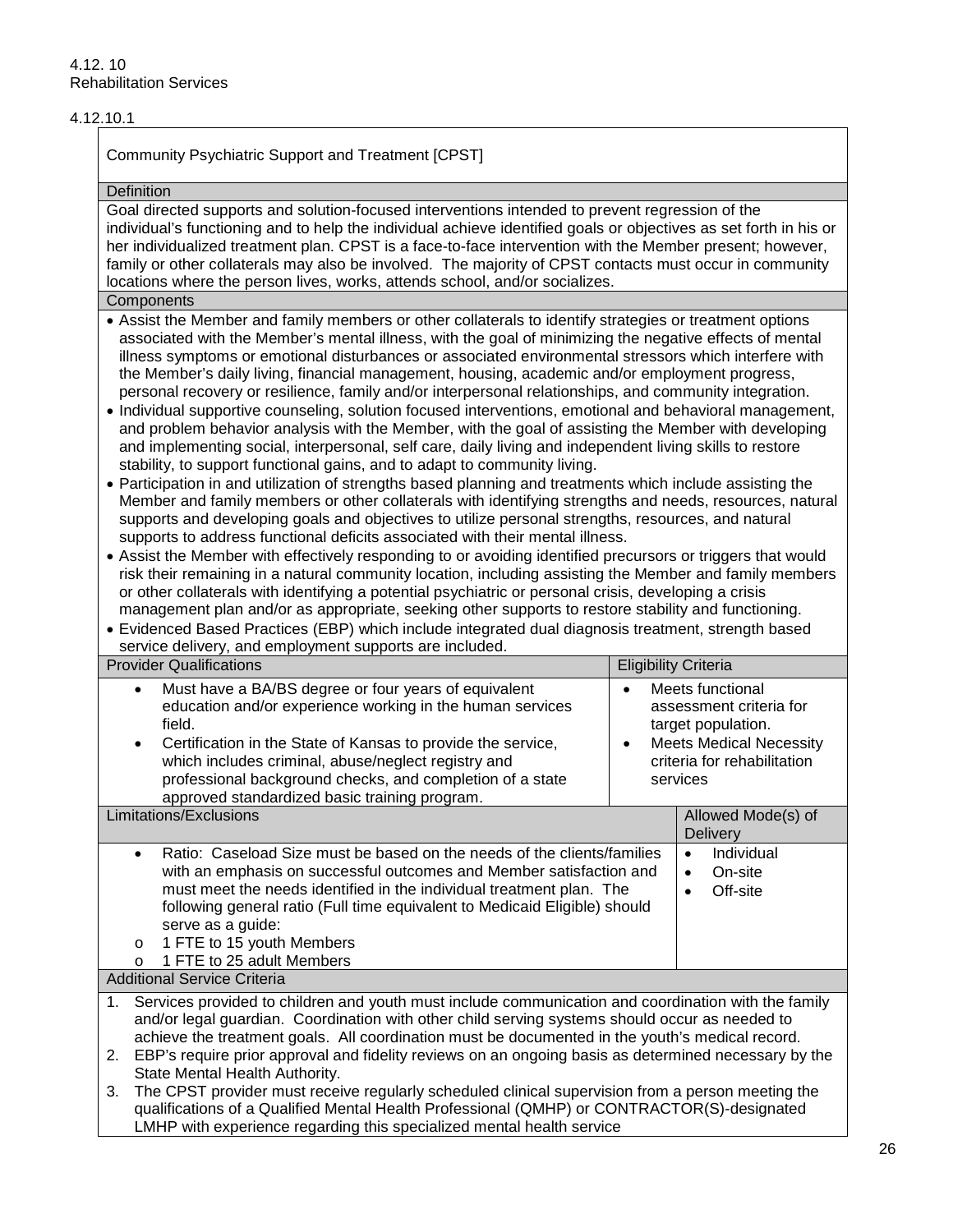4.12. 10
Rehabilitation Services

4.12.10.1

**Community Psychiatric Support and Treatment [CPST]**

**Definition**

Goal directed supports and solution-focused interventions intended to prevent regression of the individual's functioning and to help the individual achieve identified goals or objectives as set forth in his or her individualized treatment plan. CPST is a face-to-face intervention with the Member present; however, family or other collaterals may also be involved. The majority of CPST contacts must occur in community locations where the person lives, works, attends school, and/or socializes.

**Components**

- Assist the Member and family members or other collaterals to identify strategies or treatment options associated with the Member's mental illness, with the goal of minimizing the negative effects of mental illness symptoms or emotional disturbances or associated environmental stressors which interfere with the Member's daily living, financial management, housing, academic and/or employment progress, personal recovery or resilience, family and/or interpersonal relationships, and community integration.
- Individual supportive counseling, solution focused interventions, emotional and behavioral management, and problem behavior analysis with the Member, with the goal of assisting the Member with developing and implementing social, interpersonal, self care, daily living and independent living skills to restore stability, to support functional gains, and to adapt to community living.
- Participation in and utilization of strengths based planning and treatments which include assisting the Member and family members or other collaterals with identifying strengths and needs, resources, natural supports and developing goals and objectives to utilize personal strengths, resources, and natural supports to address functional deficits associated with their mental illness.
- Assist the Member with effectively responding to or avoiding identified precursors or triggers that would risk their remaining in a natural community location, including assisting the Member and family members or other collaterals with identifying a potential psychiatric or personal crisis, developing a crisis management plan and/or as appropriate, seeking other supports to restore stability and functioning.
- Evidenced Based Practices (EBP) which include integrated dual diagnosis treatment, strength based service delivery, and employment supports are included.

| Provider Qualifications | Eligibility Criteria |
|---|---|
| • Must have a BA/BS degree or four years of equivalent education and/or experience working in the human services field.<br>• Certification in the State of Kansas to provide the service, which includes criminal, abuse/neglect registry and professional background checks, and completion of a state approved standardized basic training program. | • Meets functional assessment criteria for target population.<br>• Meets Medical Necessity criteria for rehabilitation services |

| Limitations/Exclusions | Allowed Mode(s) of Delivery |
|---|---|
| • Ratio: Caseload Size must be based on the needs of the clients/families with an emphasis on successful outcomes and Member satisfaction and must meet the needs identified in the individual treatment plan. The following general ratio (Full time equivalent to Medicaid Eligible) should serve as a guide:<br>o 1 FTE to 15 youth Members<br>o 1 FTE to 25 adult Members | • Individual<br>• On-site<br>• Off-site |

**Additional Service Criteria**

1. Services provided to children and youth must include communication and coordination with the family and/or legal guardian. Coordination with other child serving systems should occur as needed to achieve the treatment goals. All coordination must be documented in the youth's medical record.
2. EBP's require prior approval and fidelity reviews on an ongoing basis as determined necessary by the State Mental Health Authority.
3. The CPST provider must receive regularly scheduled clinical supervision from a person meeting the qualifications of a Qualified Mental Health Professional (QMHP) or CONTRACTOR(S)-designated LMHP with experience regarding this specialized mental health service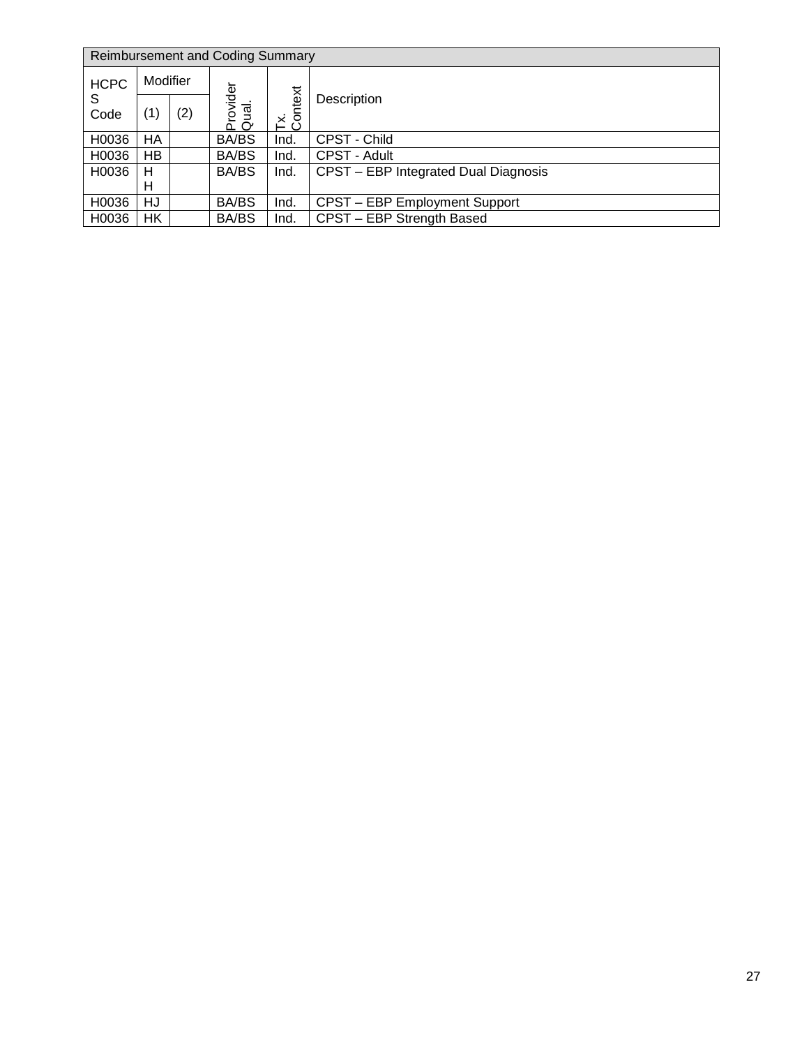| Reimbursement and Coding Summary | | | | | |
| --- | --- | --- | --- | --- | --- |
| HCPCS Code | Modifier | | Provider Qual. | Tx. Context | Description |
| | (1) | (2) | | | |
| H0036 | HA | | BA/BS | Ind. | CPST - Child |
| H0036 | HB | | BA/BS | Ind. | CPST - Adult |
| H0036 | HH | | BA/BS | Ind. | CPST – EBP Integrated Dual Diagnosis |
| H0036 | HJ | | BA/BS | Ind. | CPST – EBP Employment Support |
| H0036 | HK | | BA/BS | Ind. | CPST – EBP Strength Based |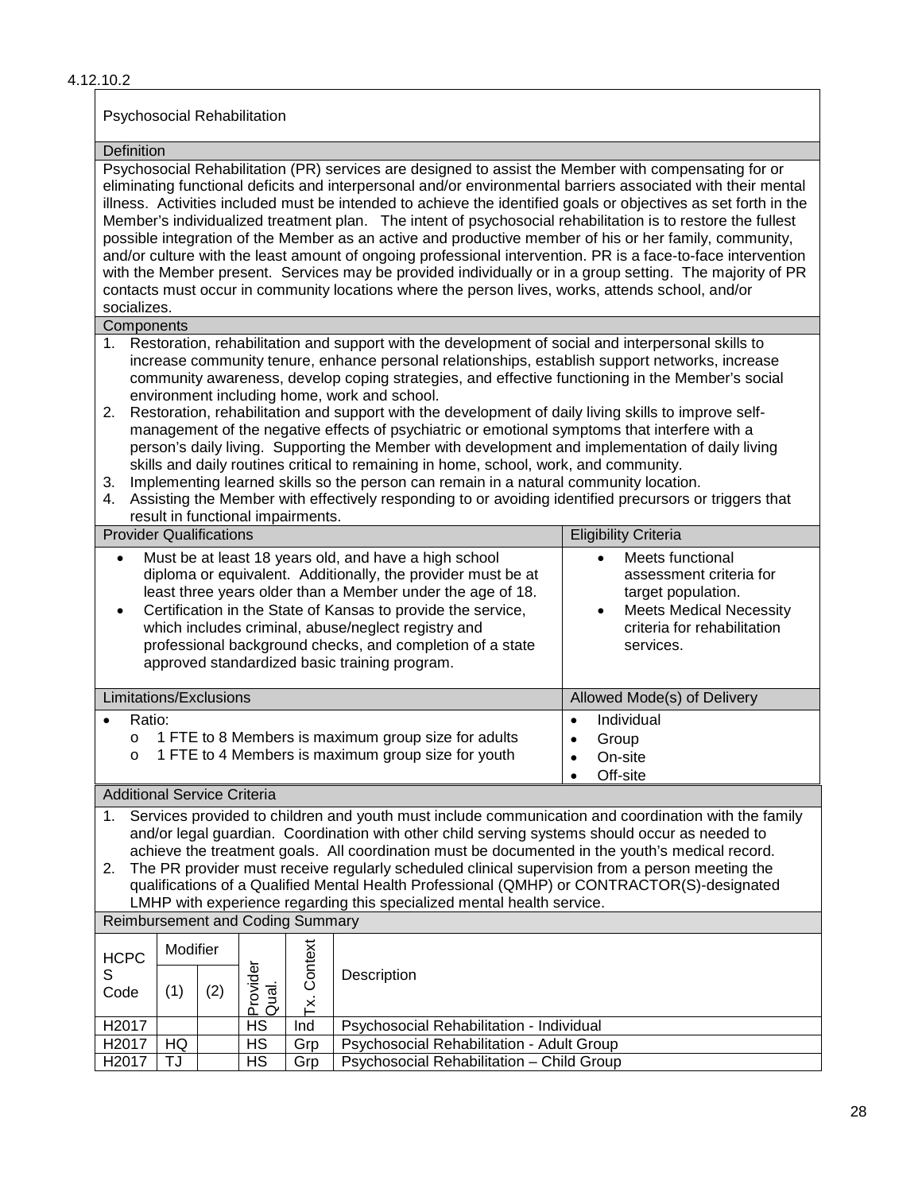4.12.10.2

## Psychosocial Rehabilitation

### Definition

Psychosocial Rehabilitation (PR) services are designed to assist the Member with compensating for or eliminating functional deficits and interpersonal and/or environmental barriers associated with their mental illness. Activities included must be intended to achieve the identified goals or objectives as set forth in the Member's individualized treatment plan. The intent of psychosocial rehabilitation is to restore the fullest possible integration of the Member as an active and productive member of his or her family, community, and/or culture with the least amount of ongoing professional intervention. PR is a face-to-face intervention with the Member present. Services may be provided individually or in a group setting. The majority of PR contacts must occur in community locations where the person lives, works, attends school, and/or socializes.

### Components

1. Restoration, rehabilitation and support with the development of social and interpersonal skills to increase community tenure, enhance personal relationships, establish support networks, increase community awareness, develop coping strategies, and effective functioning in the Member's social environment including home, work and school.
2. Restoration, rehabilitation and support with the development of daily living skills to improve self-management of the negative effects of psychiatric or emotional symptoms that interfere with a person's daily living. Supporting the Member with development and implementation of daily living skills and daily routines critical to remaining in home, school, work, and community.
3. Implementing learned skills so the person can remain in a natural community location.
4. Assisting the Member with effectively responding to or avoiding identified precursors or triggers that result in functional impairments.

| Provider Qualifications | Eligibility Criteria |
|---|---|
| • Must be at least 18 years old, and have a high school diploma or equivalent. Additionally, the provider must be at least three years older than a Member under the age of 18.<br>• Certification in the State of Kansas to provide the service, which includes criminal, abuse/neglect registry and professional background checks, and completion of a state approved standardized basic training program. | • Meets functional assessment criteria for target population.<br>• Meets Medical Necessity criteria for rehabilitation services. |

| Limitations/Exclusions | Allowed Mode(s) of Delivery |
|---|---|
| • Ratio:<br>o 1 FTE to 8 Members is maximum group size for adults<br>o 1 FTE to 4 Members is maximum group size for youth | • Individual<br>• Group<br>• On-site<br>• Off-site |

### Additional Service Criteria

1. Services provided to children and youth must include communication and coordination with the family and/or legal guardian. Coordination with other child serving systems should occur as needed to achieve the treatment goals. All coordination must be documented in the youth's medical record.
2. The PR provider must receive regularly scheduled clinical supervision from a person meeting the qualifications of a Qualified Mental Health Professional (QMHP) or CONTRACTOR(S)-designated LMHP with experience regarding this specialized mental health service.

### Reimbursement and Coding Summary

| HCPCS Code | Modifier (1) | Modifier (2) | Provider Qual. | Tx. Context | Description |
|---|---|---|---|---|---|
| H2017 | | | HS | Ind | Psychosocial Rehabilitation - Individual |
| H2017 | HQ | | HS | Grp | Psychosocial Rehabilitation - Adult Group |
| H2017 | TJ | | HS | Grp | Psychosocial Rehabilitation – Child Group |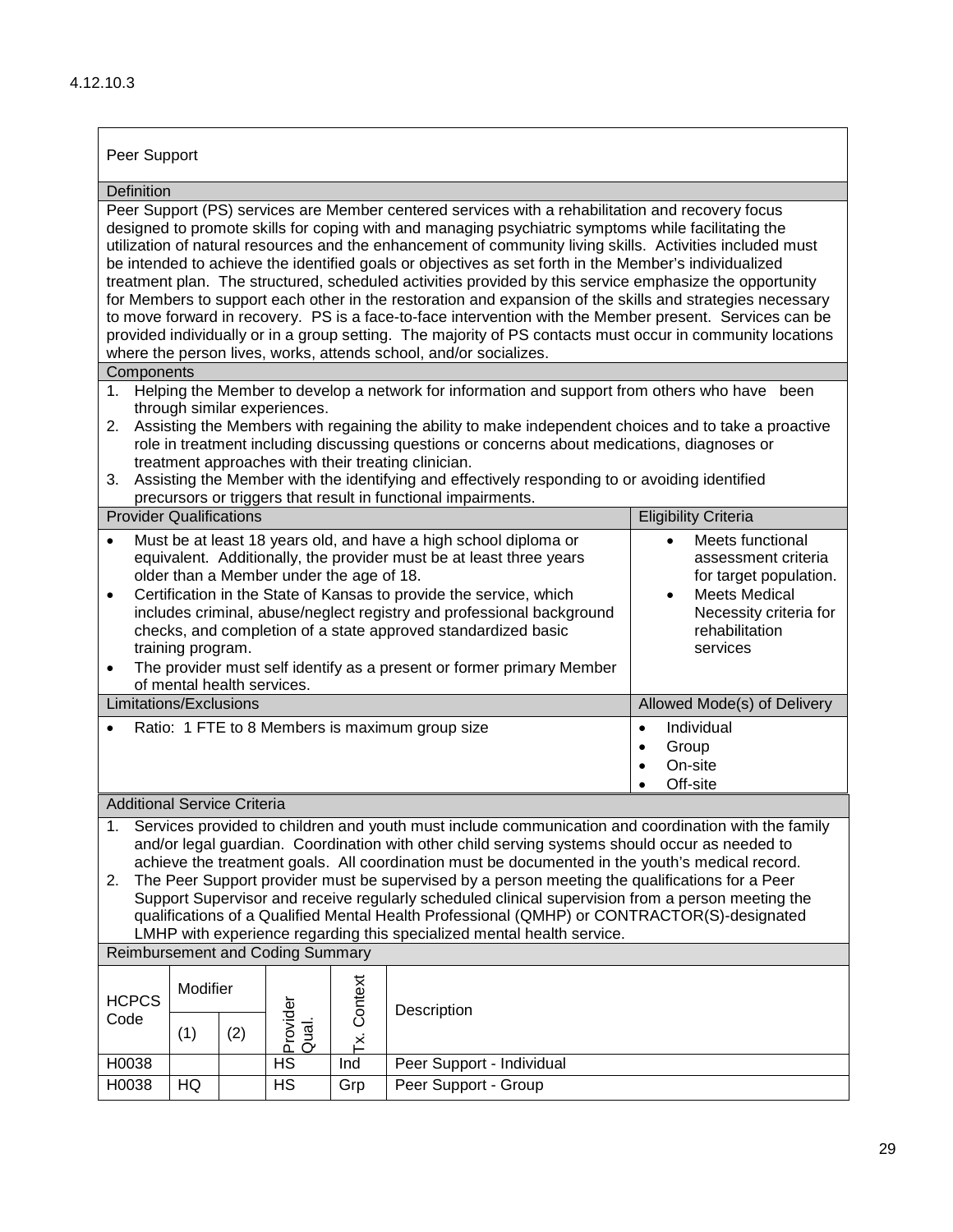4.12.10.3

## Peer Support

### Definition

Peer Support (PS) services are Member centered services with a rehabilitation and recovery focus designed to promote skills for coping with and managing psychiatric symptoms while facilitating the utilization of natural resources and the enhancement of community living skills. Activities included must be intended to achieve the identified goals or objectives as set forth in the Member's individualized treatment plan. The structured, scheduled activities provided by this service emphasize the opportunity for Members to support each other in the restoration and expansion of the skills and strategies necessary to move forward in recovery. PS is a face-to-face intervention with the Member present. Services can be provided individually or in a group setting. The majority of PS contacts must occur in community locations where the person lives, works, attends school, and/or socializes.

### Components

1. Helping the Member to develop a network for information and support from others who have been through similar experiences.
2. Assisting the Members with regaining the ability to make independent choices and to take a proactive role in treatment including discussing questions or concerns about medications, diagnoses or treatment approaches with their treating clinician.
3. Assisting the Member with the identifying and effectively responding to or avoiding identified precursors or triggers that result in functional impairments.

| Provider Qualifications | Eligibility Criteria |
|---|---|
| • Must be at least 18 years old, and have a high school diploma or equivalent. Additionally, the provider must be at least three years older than a Member under the age of 18.<br>• Certification in the State of Kansas to provide the service, which includes criminal, abuse/neglect registry and professional background checks, and completion of a state approved standardized basic training program.<br>• The provider must self identify as a present or former primary Member of mental health services. | • Meets functional assessment criteria for target population.<br>• Meets Medical Necessity criteria for rehabilitation services |

| Limitations/Exclusions | Allowed Mode(s) of Delivery |
|---|---|
| • Ratio: 1 FTE to 8 Members is maximum group size | • Individual<br>• Group<br>• On-site<br>• Off-site |

### Additional Service Criteria

1. Services provided to children and youth must include communication and coordination with the family and/or legal guardian. Coordination with other child serving systems should occur as needed to achieve the treatment goals. All coordination must be documented in the youth's medical record.
2. The Peer Support provider must be supervised by a person meeting the qualifications for a Peer Support Supervisor and receive regularly scheduled clinical supervision from a person meeting the qualifications of a Qualified Mental Health Professional (QMHP) or CONTRACTOR(S)-designated LMHP with experience regarding this specialized mental health service.

### Reimbursement and Coding Summary

| HCPCS Code | Modifier (1) | Modifier (2) | Provider Qual. | Tx. Context | Description |
|---|---|---|---|---|---|
| H0038 | | | HS | Ind | Peer Support - Individual |
| H0038 | HQ | | HS | Grp | Peer Support - Group |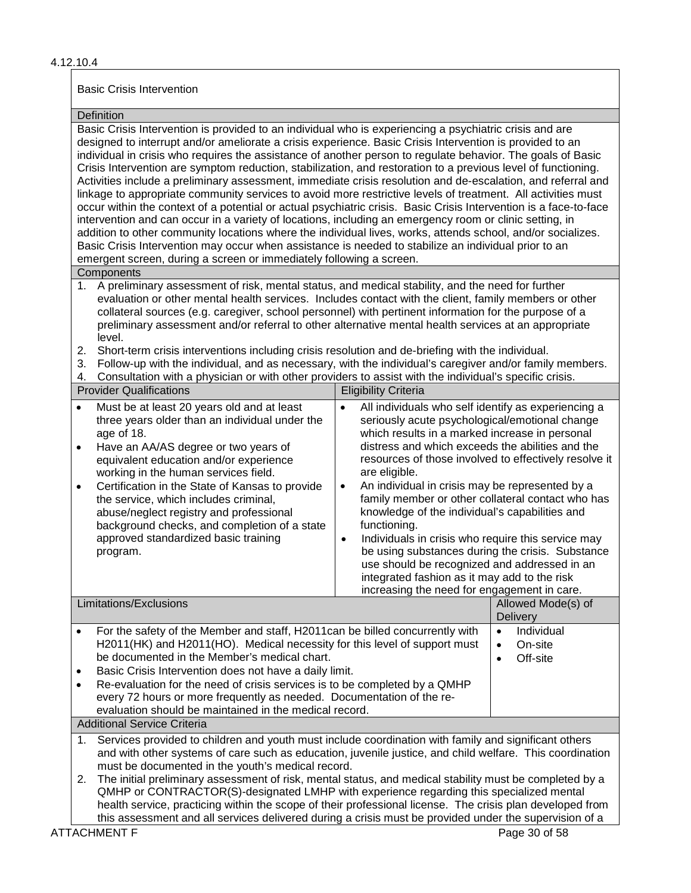4.12.10.4

## Basic Crisis Intervention

### Definition

Basic Crisis Intervention is provided to an individual who is experiencing a psychiatric crisis and are designed to interrupt and/or ameliorate a crisis experience. Basic Crisis Intervention is provided to an individual in crisis who requires the assistance of another person to regulate behavior. The goals of Basic Crisis Intervention are symptom reduction, stabilization, and restoration to a previous level of functioning. Activities include a preliminary assessment, immediate crisis resolution and de-escalation, and referral and linkage to appropriate community services to avoid more restrictive levels of treatment. All activities must occur within the context of a potential or actual psychiatric crisis. Basic Crisis Intervention is a face-to-face intervention and can occur in a variety of locations, including an emergency room or clinic setting, in addition to other community locations where the individual lives, works, attends school, and/or socializes. Basic Crisis Intervention may occur when assistance is needed to stabilize an individual prior to an emergent screen, during a screen or immediately following a screen.

### Components

1. A preliminary assessment of risk, mental status, and medical stability, and the need for further evaluation or other mental health services. Includes contact with the client, family members or other collateral sources (e.g. caregiver, school personnel) with pertinent information for the purpose of a preliminary assessment and/or referral to other alternative mental health services at an appropriate level.
2. Short-term crisis interventions including crisis resolution and de-briefing with the individual.
3. Follow-up with the individual, and as necessary, with the individual's caregiver and/or family members.
4. Consultation with a physician or with other providers to assist with the individual's specific crisis.

| Provider Qualifications | Eligibility Criteria |
|---|---|
| • Must be at least 20 years old and at least three years older than an individual under the age of 18.<br>• Have an AA/AS degree or two years of equivalent education and/or experience working in the human services field.<br>• Certification in the State of Kansas to provide the service, which includes criminal, abuse/neglect registry and professional background checks, and completion of a state approved standardized basic training program. | • All individuals who self identify as experiencing a seriously acute psychological/emotional change which results in a marked increase in personal distress and which exceeds the abilities and the resources of those involved to effectively resolve it are eligible.<br>• An individual in crisis may be represented by a family member or other collateral contact who has knowledge of the individual's capabilities and functioning.<br>• Individuals in crisis who require this service may be using substances during the crisis. Substance use should be recognized and addressed in an integrated fashion as it may add to the risk increasing the need for engagement in care. |

| Limitations/Exclusions | Allowed Mode(s) of Delivery |
|---|---|
| • For the safety of the Member and staff, H2011can be billed concurrently with H2011(HK) and H2011(HO). Medical necessity for this level of support must be documented in the Member's medical chart.<br>• Basic Crisis Intervention does not have a daily limit.<br>• Re-evaluation for the need of crisis services is to be completed by a QMHP every 72 hours or more frequently as needed. Documentation of the re-evaluation should be maintained in the medical record. | • Individual<br>• On-site<br>• Off-site |

### Additional Service Criteria

1. Services provided to children and youth must include coordination with family and significant others and with other systems of care such as education, juvenile justice, and child welfare. This coordination must be documented in the youth's medical record.
2. The initial preliminary assessment of risk, mental status, and medical stability must be completed by a QMHP or CONTRACTOR(S)-designated LMHP with experience regarding this specialized mental health service, practicing within the scope of their professional license. The crisis plan developed from this assessment and all services delivered during a crisis must be provided under the supervision of a

ATTACHMENT F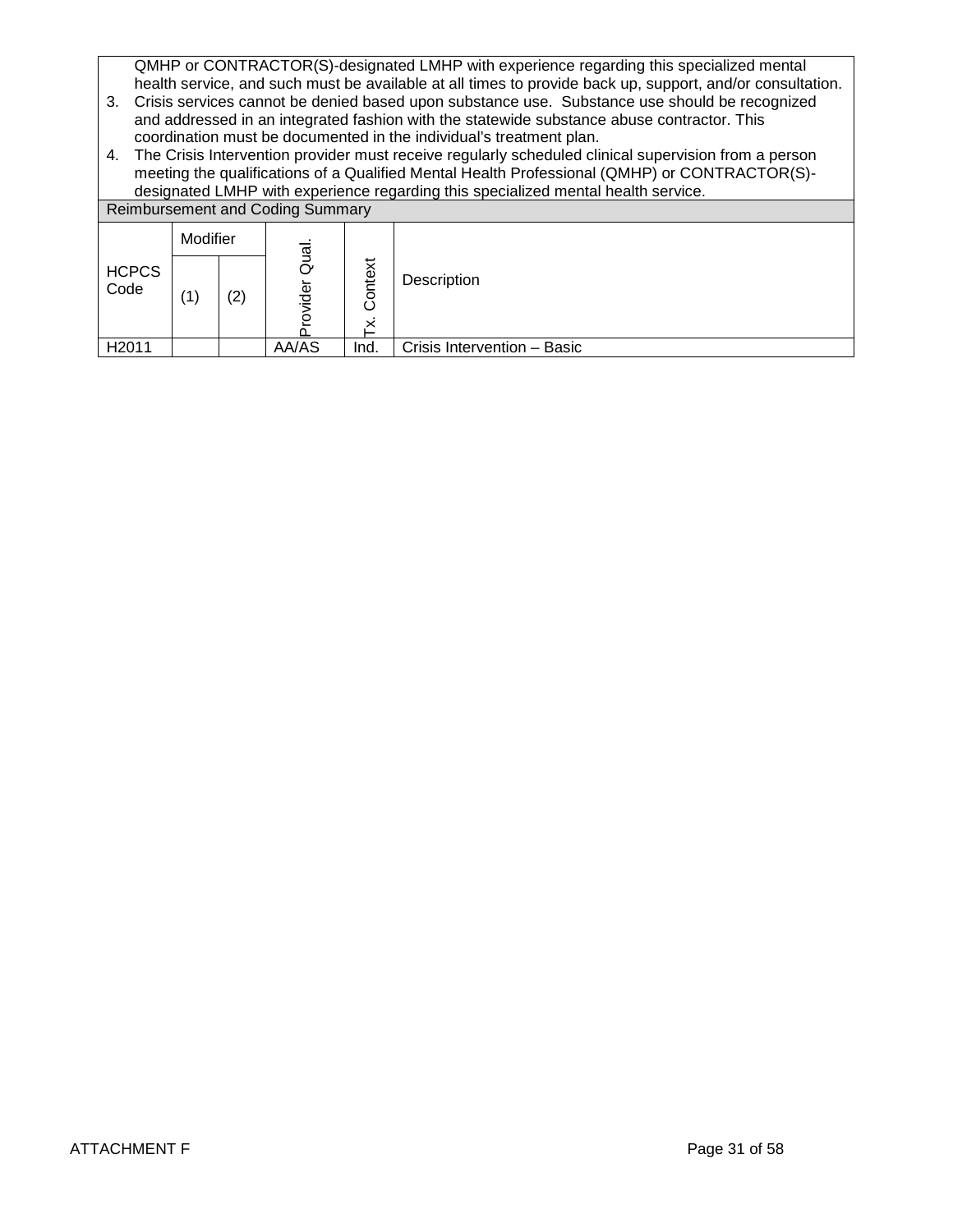QMHP or CONTRACTOR(S)-designated LMHP with experience regarding this specialized mental health service, and such must be available at all times to provide back up, support, and/or consultation.

3. Crisis services cannot be denied based upon substance use. Substance use should be recognized and addressed in an integrated fashion with the statewide substance abuse contractor. This coordination must be documented in the individual's treatment plan.
4. The Crisis Intervention provider must receive regularly scheduled clinical supervision from a person meeting the qualifications of a Qualified Mental Health Professional (QMHP) or CONTRACTOR(S)-designated LMHP with experience regarding this specialized mental health service.

Reimbursement and Coding Summary

| HCPCS Code | Modifier | | Provider Qual. | Tx. Context | Description |
|---|---|---|---|---|---|
| | (1) | (2) | | | |
| H2011 | | | AA/AS | Ind. | Crisis Intervention – Basic |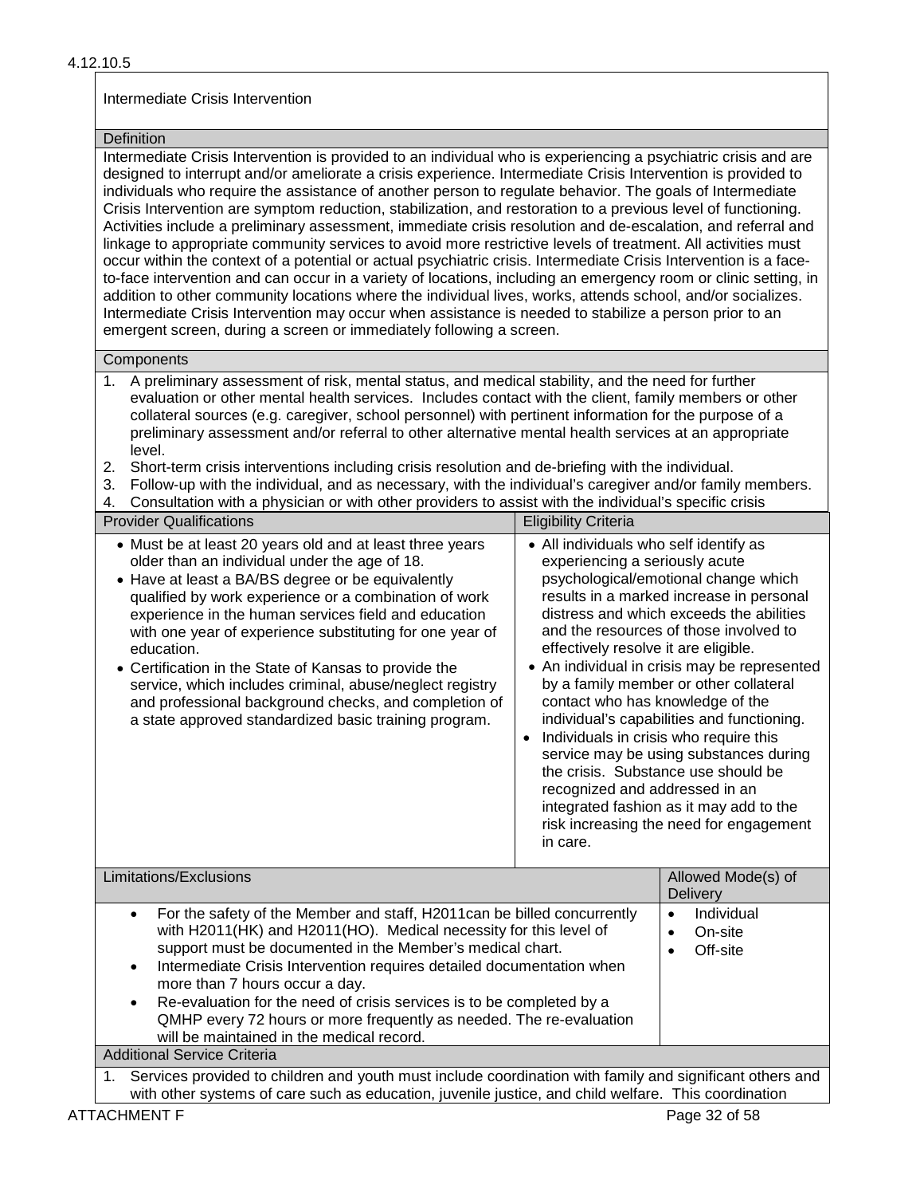4.12.10.5

## Intermediate Crisis Intervention

### Definition

Intermediate Crisis Intervention is provided to an individual who is experiencing a psychiatric crisis and are designed to interrupt and/or ameliorate a crisis experience. Intermediate Crisis Intervention is provided to individuals who require the assistance of another person to regulate behavior. The goals of Intermediate Crisis Intervention are symptom reduction, stabilization, and restoration to a previous level of functioning. Activities include a preliminary assessment, immediate crisis resolution and de-escalation, and referral and linkage to appropriate community services to avoid more restrictive levels of treatment. All activities must occur within the context of a potential or actual psychiatric crisis. Intermediate Crisis Intervention is a face-to-face intervention and can occur in a variety of locations, including an emergency room or clinic setting, in addition to other community locations where the individual lives, works, attends school, and/or socializes. Intermediate Crisis Intervention may occur when assistance is needed to stabilize a person prior to an emergent screen, during a screen or immediately following a screen.

### Components

1. A preliminary assessment of risk, mental status, and medical stability, and the need for further evaluation or other mental health services. Includes contact with the client, family members or other collateral sources (e.g. caregiver, school personnel) with pertinent information for the purpose of a preliminary assessment and/or referral to other alternative mental health services at an appropriate level.
2. Short-term crisis interventions including crisis resolution and de-briefing with the individual.
3. Follow-up with the individual, and as necessary, with the individual's caregiver and/or family members.
4. Consultation with a physician or with other providers to assist with the individual's specific crisis

| Provider Qualifications | Eligibility Criteria |
|---|---|
| • Must be at least 20 years old and at least three years older than an individual under the age of 18.<br>• Have at least a BA/BS degree or be equivalently qualified by work experience or a combination of work experience in the human services field and education with one year of experience substituting for one year of education.<br>• Certification in the State of Kansas to provide the service, which includes criminal, abuse/neglect registry and professional background checks, and completion of a state approved standardized basic training program. | • All individuals who self identify as experiencing a seriously acute psychological/emotional change which results in a marked increase in personal distress and which exceeds the abilities and the resources of those involved to effectively resolve it are eligible.<br>• An individual in crisis may be represented by a family member or other collateral contact who has knowledge of the individual's capabilities and functioning.<br>• Individuals in crisis who require this service may be using substances during the crisis. Substance use should be recognized and addressed in an integrated fashion as it may add to the risk increasing the need for engagement in care. |

| Limitations/Exclusions | Allowed Mode(s) of Delivery |
|---|---|
| • For the safety of the Member and staff, H2011can be billed concurrently with H2011(HK) and H2011(HO). Medical necessity for this level of support must be documented in the Member's medical chart.<br>• Intermediate Crisis Intervention requires detailed documentation when more than 7 hours occur a day.<br>• Re-evaluation for the need of crisis services is to be completed by a QMHP every 72 hours or more frequently as needed. The re-evaluation will be maintained in the medical record. | • Individual<br>• On-site<br>• Off-site |

### Additional Service Criteria

1. Services provided to children and youth must include coordination with family and significant others and with other systems of care such as education, juvenile justice, and child welfare. This coordination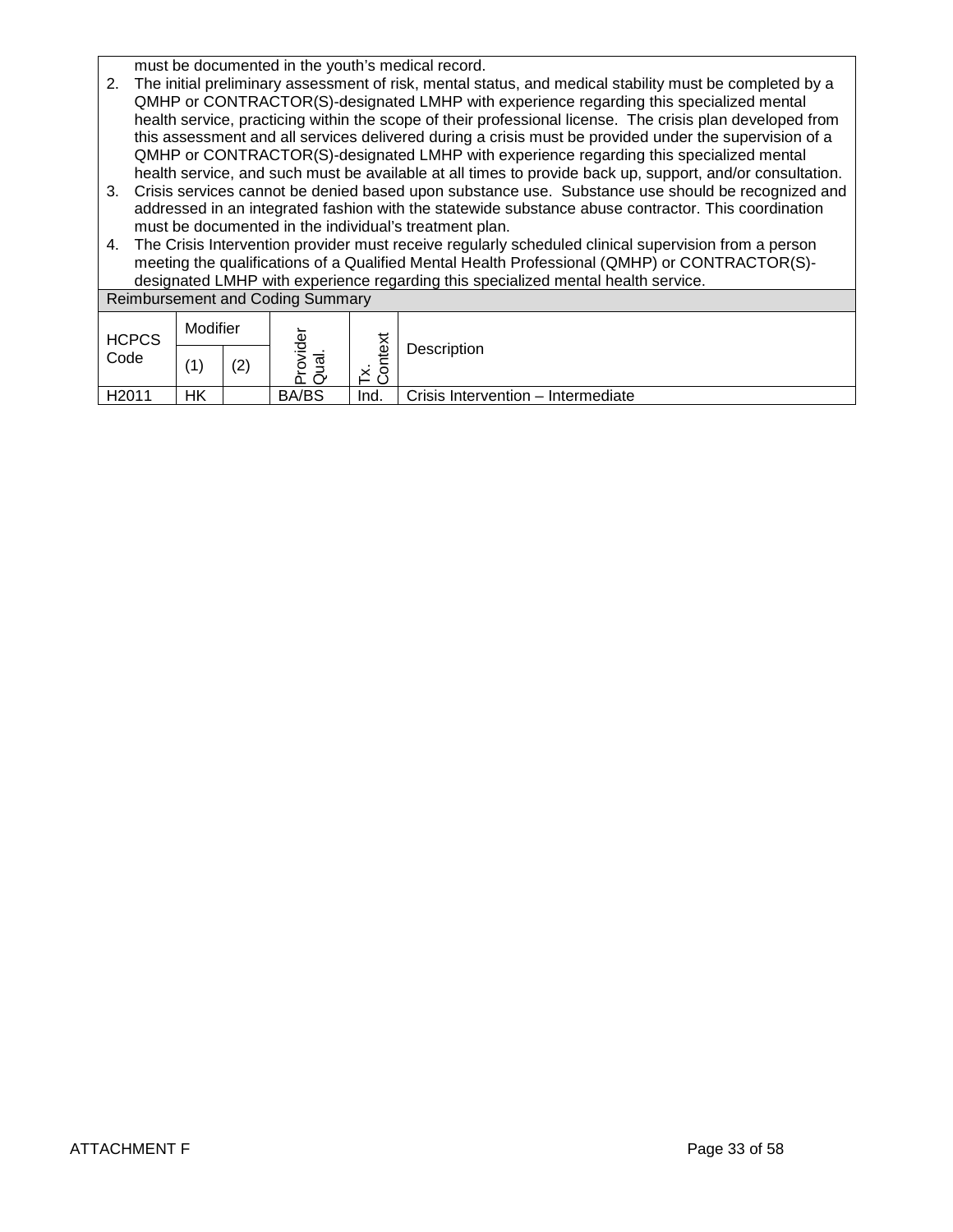must be documented in the youth's medical record.

2. The initial preliminary assessment of risk, mental status, and medical stability must be completed by a QMHP or CONTRACTOR(S)-designated LMHP with experience regarding this specialized mental health service, practicing within the scope of their professional license. The crisis plan developed from this assessment and all services delivered during a crisis must be provided under the supervision of a QMHP or CONTRACTOR(S)-designated LMHP with experience regarding this specialized mental health service, and such must be available at all times to provide back up, support, and/or consultation.
3. Crisis services cannot be denied based upon substance use. Substance use should be recognized and addressed in an integrated fashion with the statewide substance abuse contractor. This coordination must be documented in the individual's treatment plan.
4. The Crisis Intervention provider must receive regularly scheduled clinical supervision from a person meeting the qualifications of a Qualified Mental Health Professional (QMHP) or CONTRACTOR(S)-designated LMHP with experience regarding this specialized mental health service.

Reimbursement and Coding Summary

| HCPCS Code | Modifier | | Provider Qual. | Tx. Context | Description |
|---|---|---|---|---|---|
| | (1) | (2) | | | |
| H2011 | HK | | BA/BS | Ind. | Crisis Intervention – Intermediate |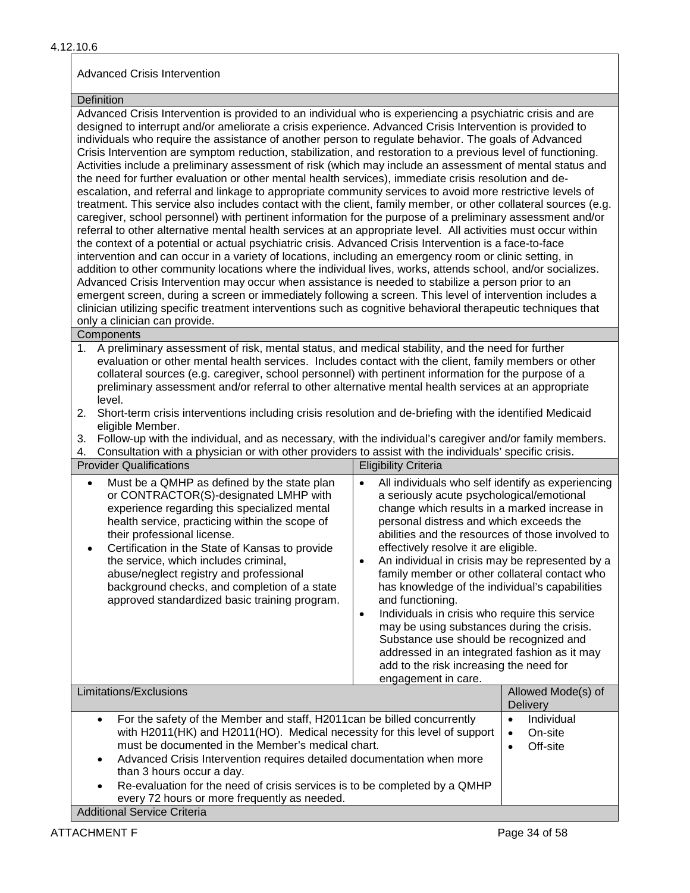4.12.10.6

## Advanced Crisis Intervention

### Definition

Advanced Crisis Intervention is provided to an individual who is experiencing a psychiatric crisis and are designed to interrupt and/or ameliorate a crisis experience. Advanced Crisis Intervention is provided to individuals who require the assistance of another person to regulate behavior. The goals of Advanced Crisis Intervention are symptom reduction, stabilization, and restoration to a previous level of functioning. Activities include a preliminary assessment of risk (which may include an assessment of mental status and the need for further evaluation or other mental health services), immediate crisis resolution and de-escalation, and referral and linkage to appropriate community services to avoid more restrictive levels of treatment. This service also includes contact with the client, family member, or other collateral sources (e.g. caregiver, school personnel) with pertinent information for the purpose of a preliminary assessment and/or referral to other alternative mental health services at an appropriate level. All activities must occur within the context of a potential or actual psychiatric crisis. Advanced Crisis Intervention is a face-to-face intervention and can occur in a variety of locations, including an emergency room or clinic setting, in addition to other community locations where the individual lives, works, attends school, and/or socializes. Advanced Crisis Intervention may occur when assistance is needed to stabilize a person prior to an emergent screen, during a screen or immediately following a screen. This level of intervention includes a clinician utilizing specific treatment interventions such as cognitive behavioral therapeutic techniques that only a clinician can provide.

### Components

1. A preliminary assessment of risk, mental status, and medical stability, and the need for further evaluation or other mental health services. Includes contact with the client, family members or other collateral sources (e.g. caregiver, school personnel) with pertinent information for the purpose of a preliminary assessment and/or referral to other alternative mental health services at an appropriate level.
2. Short-term crisis interventions including crisis resolution and de-briefing with the identified Medicaid eligible Member.
3. Follow-up with the individual, and as necessary, with the individual's caregiver and/or family members.
4. Consultation with a physician or with other providers to assist with the individuals' specific crisis.

| Provider Qualifications | Eligibility Criteria |
|---|---|
| • Must be a QMHP as defined by the state plan or CONTRACTOR(S)-designated LMHP with experience regarding this specialized mental health service, practicing within the scope of their professional license.<br>• Certification in the State of Kansas to provide the service, which includes criminal, abuse/neglect registry and professional background checks, and completion of a state approved standardized basic training program. | • All individuals who self identify as experiencing a seriously acute psychological/emotional change which results in a marked increase in personal distress and which exceeds the abilities and the resources of those involved to effectively resolve it are eligible.<br>• An individual in crisis may be represented by a family member or other collateral contact who has knowledge of the individual's capabilities and functioning.<br>• Individuals in crisis who require this service may be using substances during the crisis. Substance use should be recognized and addressed in an integrated fashion as it may add to the risk increasing the need for engagement in care. |

| Limitations/Exclusions | Allowed Mode(s) of Delivery |
|---|---|
| • For the safety of the Member and staff, H2011can be billed concurrently with H2011(HK) and H2011(HO). Medical necessity for this level of support must be documented in the Member's medical chart.<br>• Advanced Crisis Intervention requires detailed documentation when more than 3 hours occur a day.<br>• Re-evaluation for the need of crisis services is to be completed by a QMHP every 72 hours or more frequently as needed. | • Individual<br>• On-site<br>• Off-site |

### Additional Service Criteria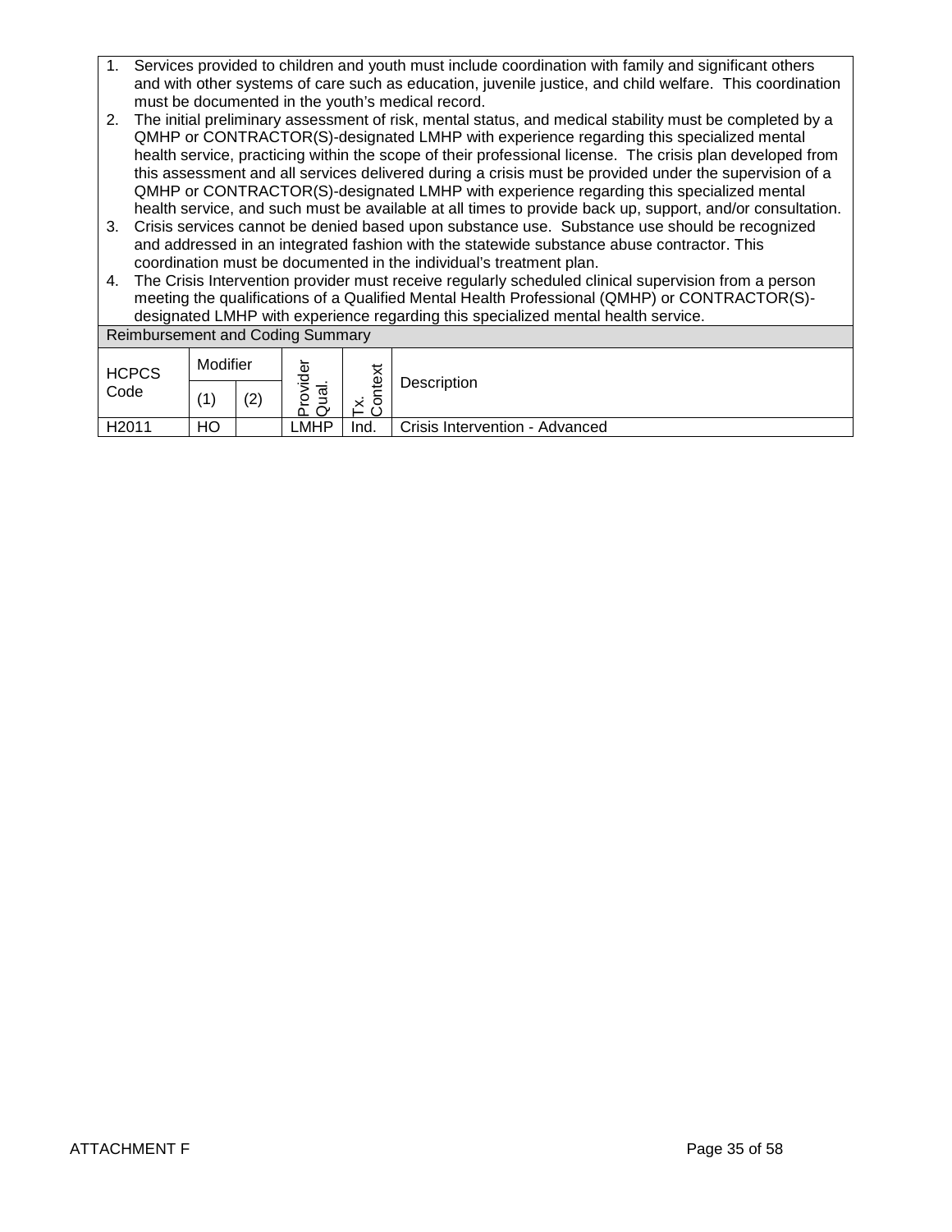1. Services provided to children and youth must include coordination with family and significant others and with other systems of care such as education, juvenile justice, and child welfare. This coordination must be documented in the youth's medical record.
2. The initial preliminary assessment of risk, mental status, and medical stability must be completed by a QMHP or CONTRACTOR(S)-designated LMHP with experience regarding this specialized mental health service, practicing within the scope of their professional license. The crisis plan developed from this assessment and all services delivered during a crisis must be provided under the supervision of a QMHP or CONTRACTOR(S)-designated LMHP with experience regarding this specialized mental health service, and such must be available at all times to provide back up, support, and/or consultation.
3. Crisis services cannot be denied based upon substance use. Substance use should be recognized and addressed in an integrated fashion with the statewide substance abuse contractor. This coordination must be documented in the individual's treatment plan.
4. The Crisis Intervention provider must receive regularly scheduled clinical supervision from a person meeting the qualifications of a Qualified Mental Health Professional (QMHP) or CONTRACTOR(S)-designated LMHP with experience regarding this specialized mental health service.

**Reimbursement and Coding Summary**

| HCPCS Code | Modifier | | Provider Qual. | Tx. Context | Description |
|---|---|---|---|---|---|
| | (1) | (2) | | | |
| H2011 | HO | | LMHP | Ind. | Crisis Intervention - Advanced |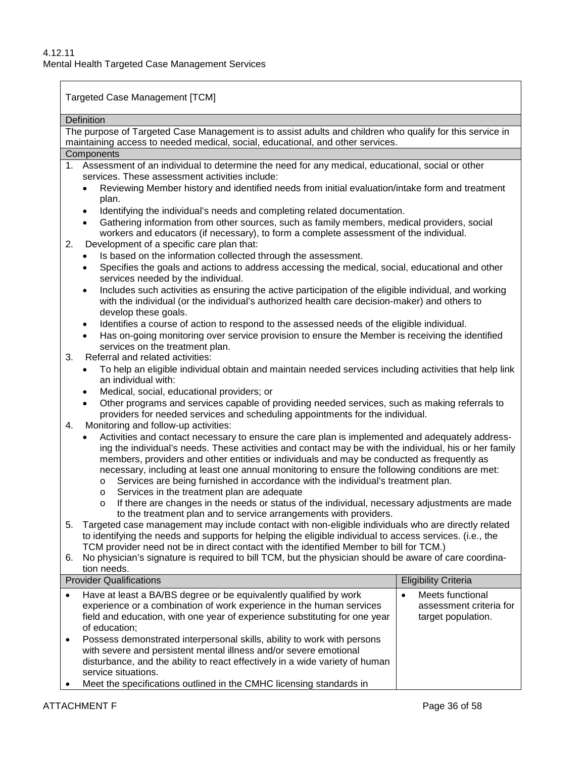4.12.11
Mental Health Targeted Case Management Services

## Targeted Case Management [TCM]

**Definition**

The purpose of Targeted Case Management is to assist adults and children who qualify for this service in maintaining access to needed medical, social, educational, and other services.

**Components**

1. Assessment of an individual to determine the need for any medical, educational, social or other services. These assessment activities include:
   - Reviewing Member history and identified needs from initial evaluation/intake form and treatment plan.
   - Identifying the individual's needs and completing related documentation.
   - Gathering information from other sources, such as family members, medical providers, social workers and educators (if necessary), to form a complete assessment of the individual.
2. Development of a specific care plan that:
   - Is based on the information collected through the assessment.
   - Specifies the goals and actions to address accessing the medical, social, educational and other services needed by the individual.
   - Includes such activities as ensuring the active participation of the eligible individual, and working with the individual (or the individual's authorized health care decision-maker) and others to develop these goals.
   - Identifies a course of action to respond to the assessed needs of the eligible individual.
   - Has on-going monitoring over service provision to ensure the Member is receiving the identified services on the treatment plan.
3. Referral and related activities:
   - To help an eligible individual obtain and maintain needed services including activities that help link an individual with:
   - Medical, social, educational providers; or
   - Other programs and services capable of providing needed services, such as making referrals to providers for needed services and scheduling appointments for the individual.
4. Monitoring and follow-up activities:
   - Activities and contact necessary to ensure the care plan is implemented and adequately addressing the individual's needs. These activities and contact may be with the individual, his or her family members, providers and other entities or individuals and may be conducted as frequently as necessary, including at least one annual monitoring to ensure the following conditions are met:
     - Services are being furnished in accordance with the individual's treatment plan.
     - Services in the treatment plan are adequate
     - If there are changes in the needs or status of the individual, necessary adjustments are made to the treatment plan and to service arrangements with providers.
5. Targeted case management may include contact with non-eligible individuals who are directly related to identifying the needs and supports for helping the eligible individual to access services. (i.e., the TCM provider need not be in direct contact with the identified Member to bill for TCM.)
6. No physician's signature is required to bill TCM, but the physician should be aware of care coordination needs.

| Provider Qualifications | Eligibility Criteria |
|---|---|
| • Have at least a BA/BS degree or be equivalently qualified by work experience or a combination of work experience in the human services field and education, with one year of experience substituting for one year of education;<br>• Possess demonstrated interpersonal skills, ability to work with persons with severe and persistent mental illness and/or severe emotional disturbance, and the ability to react effectively in a wide variety of human service situations.<br>• Meet the specifications outlined in the CMHC licensing standards in | • Meets functional assessment criteria for target population. |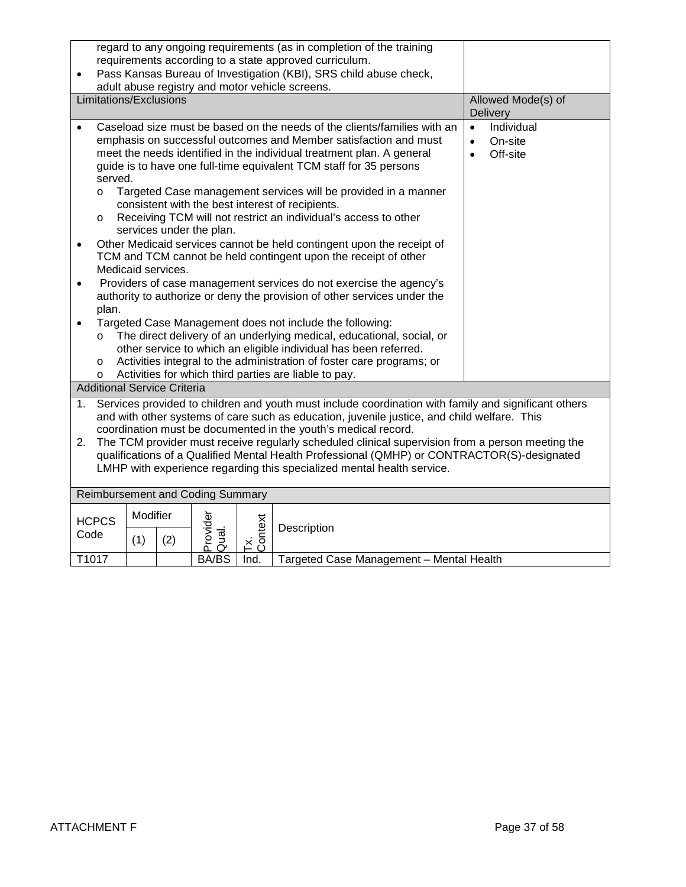regard to any ongoing requirements (as in completion of the training requirements according to a state approved curriculum.

- Pass Kansas Bureau of Investigation (KBI), SRS child abuse check, adult abuse registry and motor vehicle screens.

| Limitations/Exclusions | Allowed Mode(s) of Delivery |
|---|---|
| • Caseload size must be based on the needs of the clients/families with an emphasis on successful outcomes and Member satisfaction and must meet the needs identified in the individual treatment plan. A general guide is to have one full-time equivalent TCM staff for 35 persons served.<br>o Targeted Case management services will be provided in a manner consistent with the best interest of recipients.<br>o Receiving TCM will not restrict an individual's access to other services under the plan.<br>• Other Medicaid services cannot be held contingent upon the receipt of TCM and TCM cannot be held contingent upon the receipt of other Medicaid services.<br>• Providers of case management services do not exercise the agency's authority to authorize or deny the provision of other services under the plan.<br>• Targeted Case Management does not include the following:<br>o The direct delivery of an underlying medical, educational, social, or other service to which an eligible individual has been referred.<br>o Activities integral to the administration of foster care programs; or<br>o Activities for which third parties are liable to pay. | • Individual<br>• On-site<br>• Off-site |

**Additional Service Criteria**

1. Services provided to children and youth must include coordination with family and significant others and with other systems of care such as education, juvenile justice, and child welfare. This coordination must be documented in the youth's medical record.
2. The TCM provider must receive regularly scheduled clinical supervision from a person meeting the qualifications of a Qualified Mental Health Professional (QMHP) or CONTRACTOR(S)-designated LMHP with experience regarding this specialized mental health service.

**Reimbursement and Coding Summary**

| HCPCS Code | Modifier (1) | Modifier (2) | Provider Qual. | Tx. Context | Description |
|---|---|---|---|---|---|
| T1017 | | | BA/BS | Ind. | Targeted Case Management – Mental Health |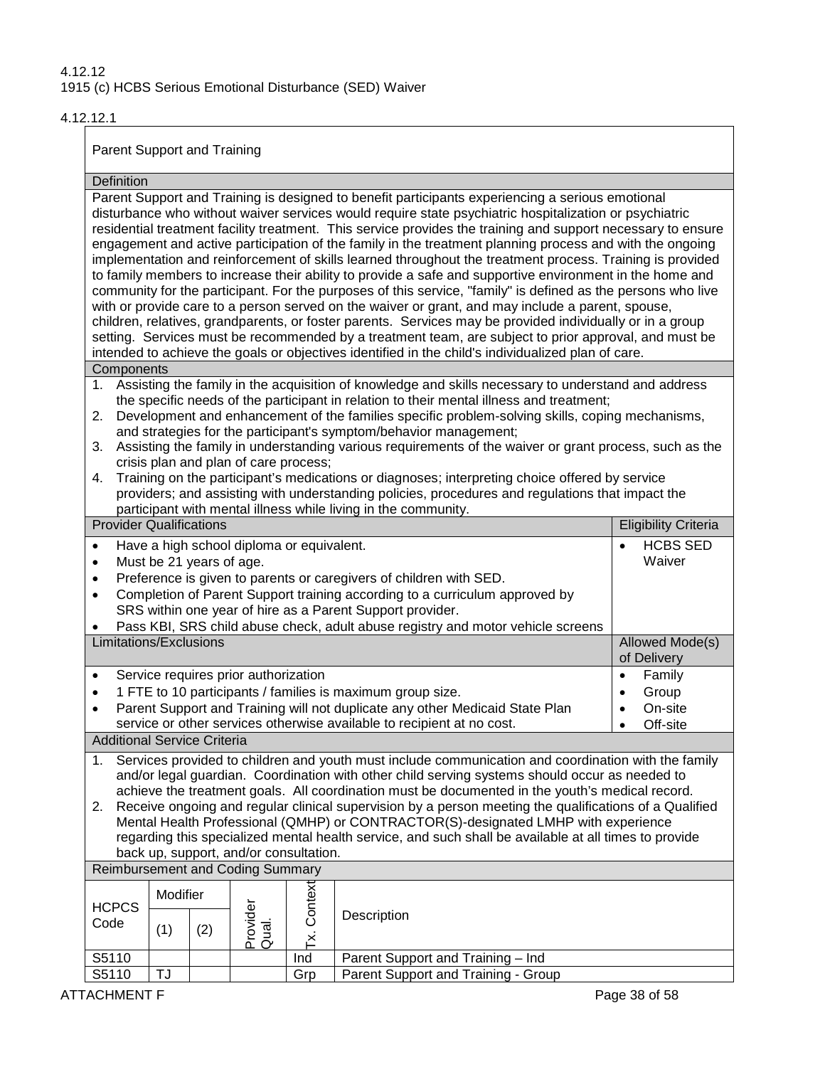4.12.12
1915 (c) HCBS Serious Emotional Disturbance (SED) Waiver

4.12.12.1

Parent Support and Training

**Definition**

Parent Support and Training is designed to benefit participants experiencing a serious emotional disturbance who without waiver services would require state psychiatric hospitalization or psychiatric residential treatment facility treatment. This service provides the training and support necessary to ensure engagement and active participation of the family in the treatment planning process and with the ongoing implementation and reinforcement of skills learned throughout the treatment process. Training is provided to family members to increase their ability to provide a safe and supportive environment in the home and community for the participant. For the purposes of this service, "family" is defined as the persons who live with or provide care to a person served on the waiver or grant, and may include a parent, spouse, children, relatives, grandparents, or foster parents. Services may be provided individually or in a group setting. Services must be recommended by a treatment team, are subject to prior approval, and must be intended to achieve the goals or objectives identified in the child's individualized plan of care.

**Components**

1. Assisting the family in the acquisition of knowledge and skills necessary to understand and address the specific needs of the participant in relation to their mental illness and treatment;
2. Development and enhancement of the families specific problem-solving skills, coping mechanisms, and strategies for the participant's symptom/behavior management;
3. Assisting the family in understanding various requirements of the waiver or grant process, such as the crisis plan and plan of care process;
4. Training on the participant's medications or diagnoses; interpreting choice offered by service providers; and assisting with understanding policies, procedures and regulations that impact the participant with mental illness while living in the community.

| Provider Qualifications | Eligibility Criteria |
|---|---|
| • Have a high school diploma or equivalent.<br>• Must be 21 years of age.<br>• Preference is given to parents or caregivers of children with SED.<br>• Completion of Parent Support training according to a curriculum approved by SRS within one year of hire as a Parent Support provider.<br>• Pass KBI, SRS child abuse check, adult abuse registry and motor vehicle screens | • HCBS SED Waiver |

| Limitations/Exclusions | Allowed Mode(s) of Delivery |
|---|---|
| • Service requires prior authorization<br>• 1 FTE to 10 participants / families is maximum group size.<br>• Parent Support and Training will not duplicate any other Medicaid State Plan service or other services otherwise available to recipient at no cost. | • Family<br>• Group<br>• On-site<br>• Off-site |

**Additional Service Criteria**

1. Services provided to children and youth must include communication and coordination with the family and/or legal guardian. Coordination with other child serving systems should occur as needed to achieve the treatment goals. All coordination must be documented in the youth's medical record.
2. Receive ongoing and regular clinical supervision by a person meeting the qualifications of a Qualified Mental Health Professional (QMHP) or CONTRACTOR(S)-designated LMHP with experience regarding this specialized mental health service, and such shall be available at all times to provide back up, support, and/or consultation.

**Reimbursement and Coding Summary**

| HCPCS Code | Modifier (1) | Modifier (2) | Provider Qual. | Tx. Context | Description |
|---|---|---|---|---|---|
| S5110 | | | | Ind | Parent Support and Training – Ind |
| S5110 | TJ | | | Grp | Parent Support and Training - Group |

ATTACHMENT F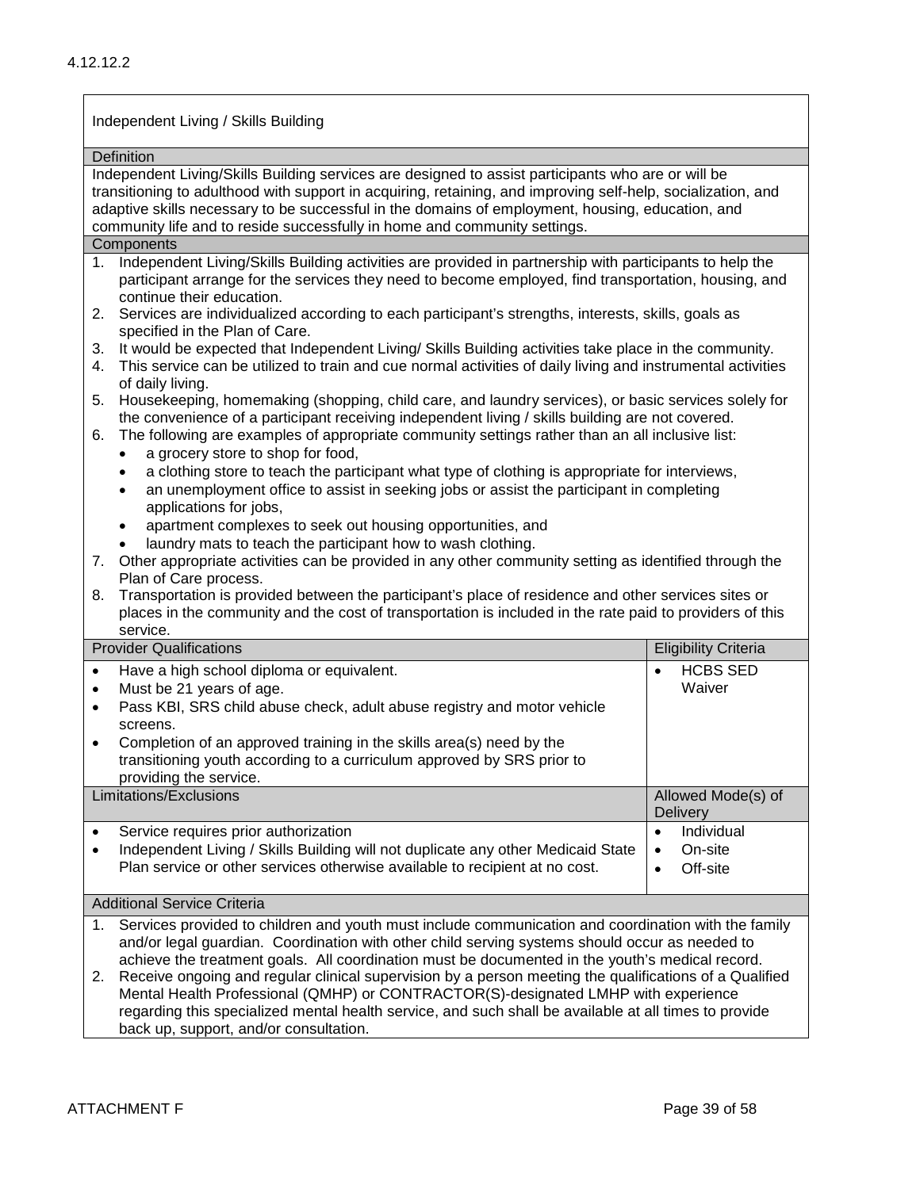4.12.12.2

## Independent Living / Skills Building

**Definition**

Independent Living/Skills Building services are designed to assist participants who are or will be transitioning to adulthood with support in acquiring, retaining, and improving self-help, socialization, and adaptive skills necessary to be successful in the domains of employment, housing, education, and community life and to reside successfully in home and community settings.

**Components**

1. Independent Living/Skills Building activities are provided in partnership with participants to help the participant arrange for the services they need to become employed, find transportation, housing, and continue their education.
2. Services are individualized according to each participant's strengths, interests, skills, goals as specified in the Plan of Care.
3. It would be expected that Independent Living/ Skills Building activities take place in the community.
4. This service can be utilized to train and cue normal activities of daily living and instrumental activities of daily living.
5. Housekeeping, homemaking (shopping, child care, and laundry services), or basic services solely for the convenience of a participant receiving independent living / skills building are not covered.
6. The following are examples of appropriate community settings rather than an all inclusive list:
   - a grocery store to shop for food,
   - a clothing store to teach the participant what type of clothing is appropriate for interviews,
   - an unemployment office to assist in seeking jobs or assist the participant in completing applications for jobs,
   - apartment complexes to seek out housing opportunities, and
   - laundry mats to teach the participant how to wash clothing.
7. Other appropriate activities can be provided in any other community setting as identified through the Plan of Care process.
8. Transportation is provided between the participant's place of residence and other services sites or places in the community and the cost of transportation is included in the rate paid to providers of this service.

| Provider Qualifications | Eligibility Criteria |
|---|---|
| • Have a high school diploma or equivalent.<br>• Must be 21 years of age.<br>• Pass KBI, SRS child abuse check, adult abuse registry and motor vehicle screens.<br>• Completion of an approved training in the skills area(s) need by the transitioning youth according to a curriculum approved by SRS prior to providing the service. | • HCBS SED Waiver |

| Limitations/Exclusions | Allowed Mode(s) of Delivery |
|---|---|
| • Service requires prior authorization<br>• Independent Living / Skills Building will not duplicate any other Medicaid State Plan service or other services otherwise available to recipient at no cost. | • Individual<br>• On-site<br>• Off-site |

**Additional Service Criteria**

1. Services provided to children and youth must include communication and coordination with the family and/or legal guardian. Coordination with other child serving systems should occur as needed to achieve the treatment goals. All coordination must be documented in the youth's medical record.
2. Receive ongoing and regular clinical supervision by a person meeting the qualifications of a Qualified Mental Health Professional (QMHP) or CONTRACTOR(S)-designated LMHP with experience regarding this specialized mental health service, and such shall be available at all times to provide back up, support, and/or consultation.

ATTACHMENT F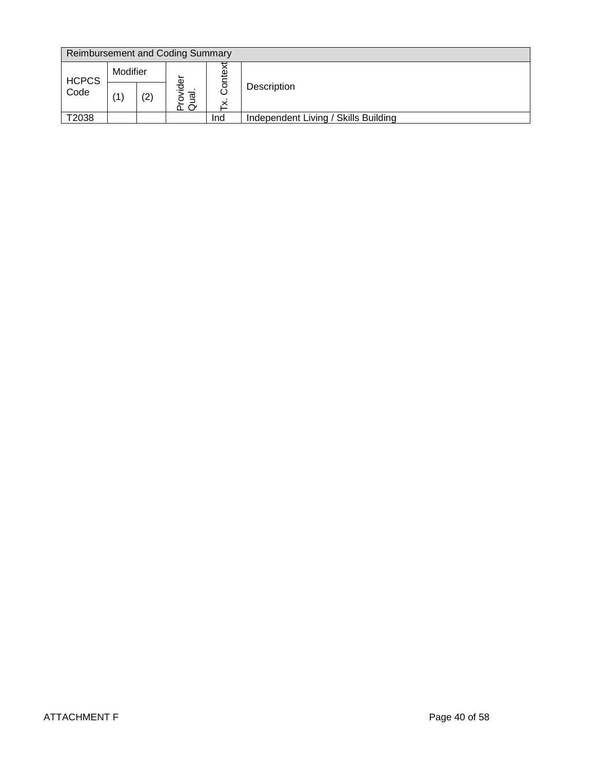| Reimbursement and Coding Summary | | | | | |
|---|---|---|---|---|---|
| HCPCS Code | Modifier | | Provider Qual. | Tx. Context | Description |
| | (1) | (2) | | | |
| T2038 | | | | Ind | Independent Living / Skills Building |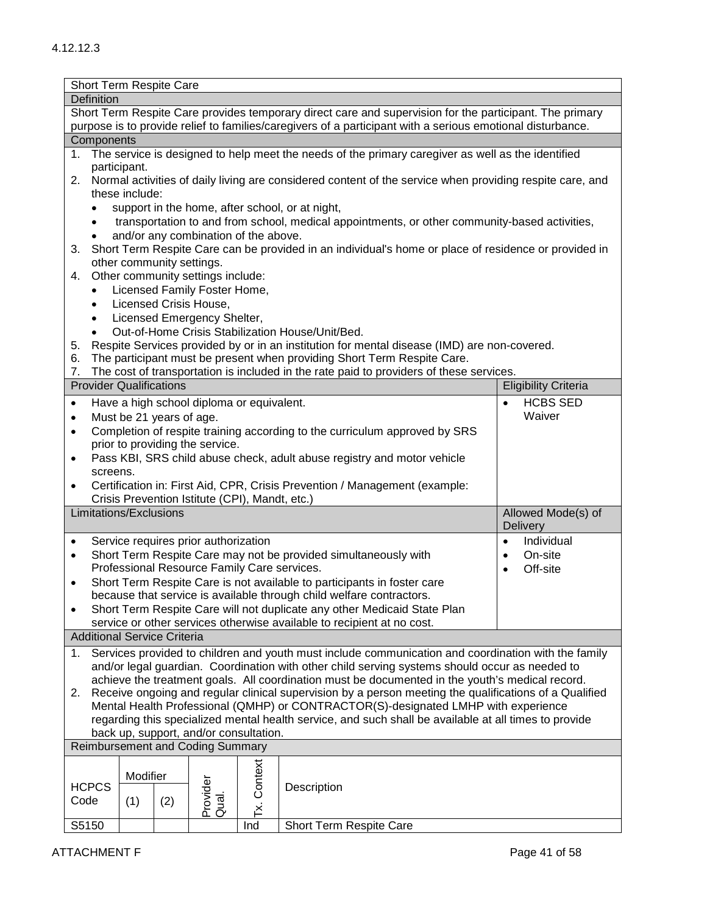4.12.12.3

## Short Term Respite Care

### Definition

Short Term Respite Care provides temporary direct care and supervision for the participant. The primary purpose is to provide relief to families/caregivers of a participant with a serious emotional disturbance.

### Components

1. The service is designed to help meet the needs of the primary caregiver as well as the identified participant.
2. Normal activities of daily living are considered content of the service when providing respite care, and these include:
   - support in the home, after school, or at night,
   - transportation to and from school, medical appointments, or other community-based activities,
   - and/or any combination of the above.
3. Short Term Respite Care can be provided in an individual's home or place of residence or provided in other community settings.
4. Other community settings include:
   - Licensed Family Foster Home,
   - Licensed Crisis House,
   - Licensed Emergency Shelter,
   - Out-of-Home Crisis Stabilization House/Unit/Bed.
5. Respite Services provided by or in an institution for mental disease (IMD) are non-covered.
6. The participant must be present when providing Short Term Respite Care.
7. The cost of transportation is included in the rate paid to providers of these services.

| Provider Qualifications | Eligibility Criteria |
|---|---|
| • Have a high school diploma or equivalent.<br>• Must be 21 years of age.<br>• Completion of respite training according to the curriculum approved by SRS prior to providing the service.<br>• Pass KBI, SRS child abuse check, adult abuse registry and motor vehicle screens.<br>• Certification in: First Aid, CPR, Crisis Prevention / Management (example: Crisis Prevention Istitute (CPI), Mandt, etc.) | • HCBS SED Waiver |

| Limitations/Exclusions | Allowed Mode(s) of Delivery |
|---|---|
| • Service requires prior authorization<br>• Short Term Respite Care may not be provided simultaneously with Professional Resource Family Care services.<br>• Short Term Respite Care is not available to participants in foster care because that service is available through child welfare contractors.<br>• Short Term Respite Care will not duplicate any other Medicaid State Plan service or other services otherwise available to recipient at no cost. | • Individual<br>• On-site<br>• Off-site |

### Additional Service Criteria

1. Services provided to children and youth must include communication and coordination with the family and/or legal guardian. Coordination with other child serving systems should occur as needed to achieve the treatment goals. All coordination must be documented in the youth's medical record.
2. Receive ongoing and regular clinical supervision by a person meeting the qualifications of a Qualified Mental Health Professional (QMHP) or CONTRACTOR(S)-designated LMHP with experience regarding this specialized mental health service, and such shall be available at all times to provide back up, support, and/or consultation.

### Reimbursement and Coding Summary

| HCPCS Code | Modifier (1) | Modifier (2) | Provider Qual. | Tx. Context | Description |
|---|---|---|---|---|---|
| S5150 | | | | Ind | Short Term Respite Care |

ATTACHMENT F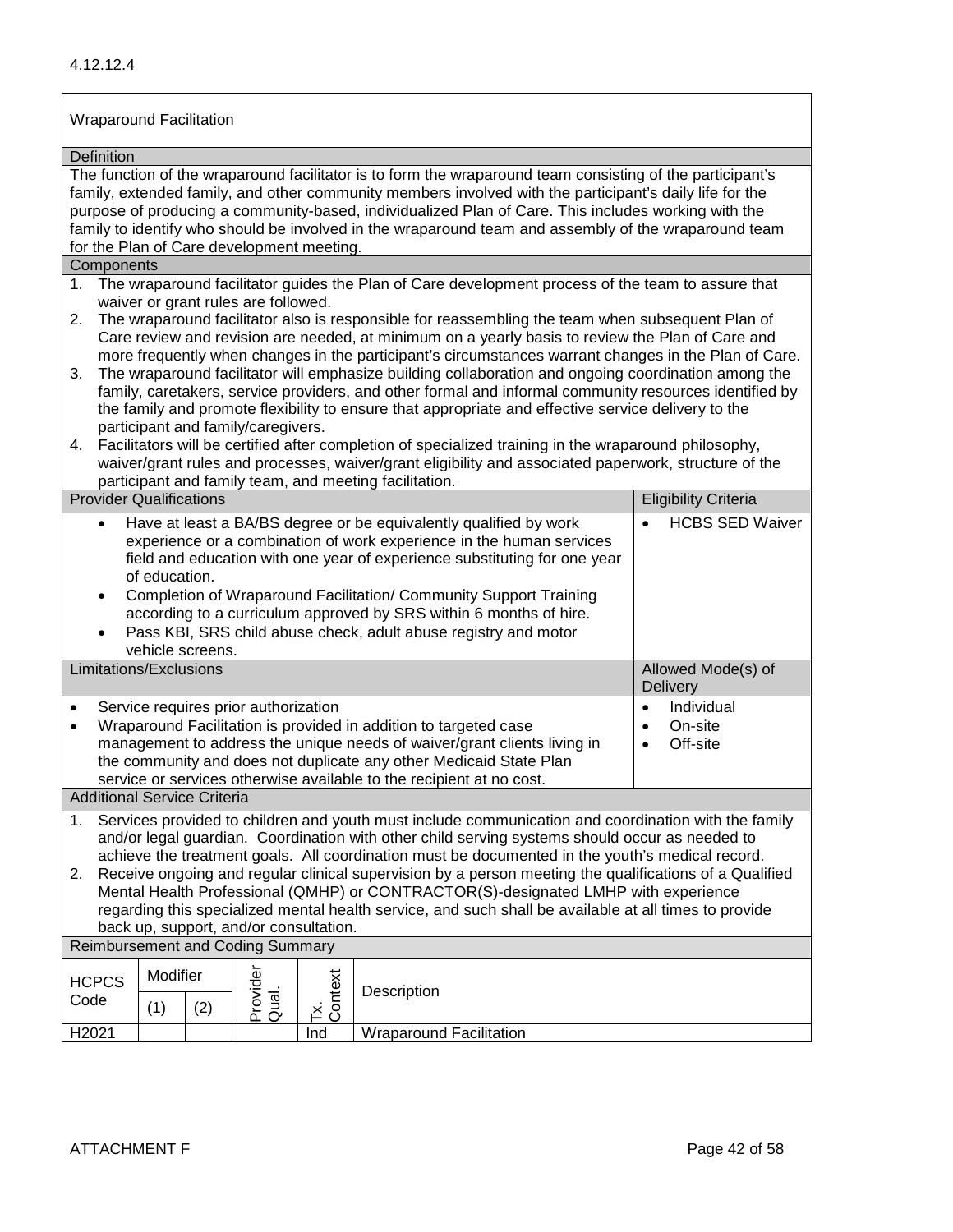4.12.12.4

## Wraparound Facilitation

### Definition

The function of the wraparound facilitator is to form the wraparound team consisting of the participant's family, extended family, and other community members involved with the participant's daily life for the purpose of producing a community-based, individualized Plan of Care. This includes working with the family to identify who should be involved in the wraparound team and assembly of the wraparound team for the Plan of Care development meeting.

### Components

1. The wraparound facilitator guides the Plan of Care development process of the team to assure that waiver or grant rules are followed.
2. The wraparound facilitator also is responsible for reassembling the team when subsequent Plan of Care review and revision are needed, at minimum on a yearly basis to review the Plan of Care and more frequently when changes in the participant's circumstances warrant changes in the Plan of Care.
3. The wraparound facilitator will emphasize building collaboration and ongoing coordination among the family, caretakers, service providers, and other formal and informal community resources identified by the family and promote flexibility to ensure that appropriate and effective service delivery to the participant and family/caregivers.
4. Facilitators will be certified after completion of specialized training in the wraparound philosophy, waiver/grant rules and processes, waiver/grant eligibility and associated paperwork, structure of the participant and family team, and meeting facilitation.

| Provider Qualifications | Eligibility Criteria |
|---|---|
| • Have at least a BA/BS degree or be equivalently qualified by work experience or a combination of work experience in the human services field and education with one year of experience substituting for one year of education.<br>• Completion of Wraparound Facilitation/ Community Support Training according to a curriculum approved by SRS within 6 months of hire.<br>• Pass KBI, SRS child abuse check, adult abuse registry and motor vehicle screens. | • HCBS SED Waiver |

| Limitations/Exclusions | Allowed Mode(s) of Delivery |
|---|---|
| • Service requires prior authorization<br>• Wraparound Facilitation is provided in addition to targeted case management to address the unique needs of waiver/grant clients living in the community and does not duplicate any other Medicaid State Plan service or services otherwise available to the recipient at no cost. | • Individual<br>• On-site<br>• Off-site |

### Additional Service Criteria

1. Services provided to children and youth must include communication and coordination with the family and/or legal guardian. Coordination with other child serving systems should occur as needed to achieve the treatment goals. All coordination must be documented in the youth's medical record.
2. Receive ongoing and regular clinical supervision by a person meeting the qualifications of a Qualified Mental Health Professional (QMHP) or CONTRACTOR(S)-designated LMHP with experience regarding this specialized mental health service, and such shall be available at all times to provide back up, support, and/or consultation.

### Reimbursement and Coding Summary

| HCPCS Code | Modifier (1) | Modifier (2) | Provider Qual. | Tx. Context | Description |
|---|---|---|---|---|---|
| H2021 | | | | Ind | Wraparound Facilitation |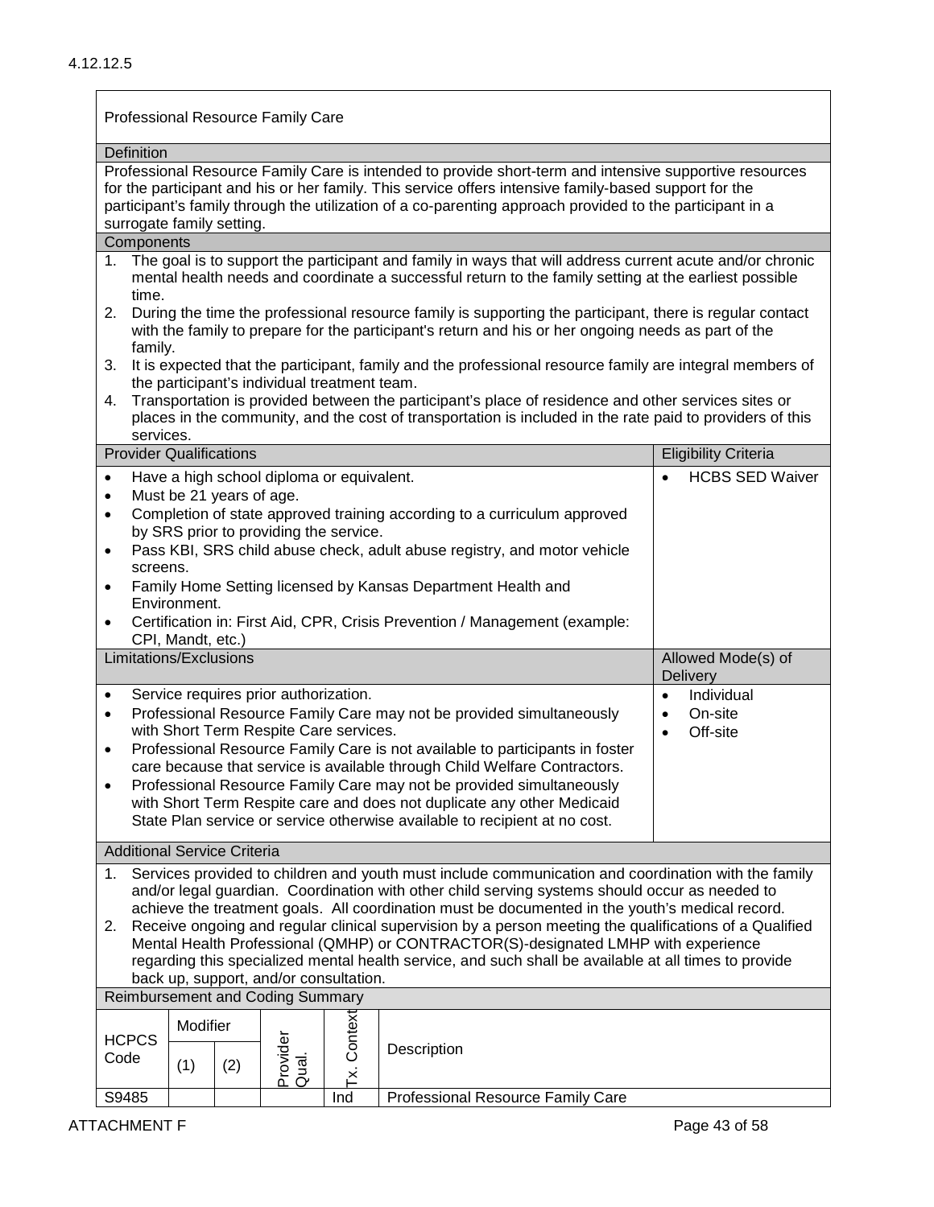4.12.12.5

## Professional Resource Family Care

**Definition**

Professional Resource Family Care is intended to provide short-term and intensive supportive resources for the participant and his or her family. This service offers intensive family-based support for the participant's family through the utilization of a co-parenting approach provided to the participant in a surrogate family setting.

**Components**

1. The goal is to support the participant and family in ways that will address current acute and/or chronic mental health needs and coordinate a successful return to the family setting at the earliest possible time.
2. During the time the professional resource family is supporting the participant, there is regular contact with the family to prepare for the participant's return and his or her ongoing needs as part of the family.
3. It is expected that the participant, family and the professional resource family are integral members of the participant's individual treatment team.
4. Transportation is provided between the participant's place of residence and other services sites or places in the community, and the cost of transportation is included in the rate paid to providers of this services.

| Provider Qualifications | Eligibility Criteria |
|---|---|
| • Have a high school diploma or equivalent.<br>• Must be 21 years of age.<br>• Completion of state approved training according to a curriculum approved by SRS prior to providing the service.<br>• Pass KBI, SRS child abuse check, adult abuse registry, and motor vehicle screens.<br>• Family Home Setting licensed by Kansas Department Health and Environment.<br>• Certification in: First Aid, CPR, Crisis Prevention / Management (example: CPI, Mandt, etc.) | • HCBS SED Waiver |

| Limitations/Exclusions | Allowed Mode(s) of Delivery |
|---|---|
| • Service requires prior authorization.<br>• Professional Resource Family Care may not be provided simultaneously with Short Term Respite Care services.<br>• Professional Resource Family Care is not available to participants in foster care because that service is available through Child Welfare Contractors.<br>• Professional Resource Family Care may not be provided simultaneously with Short Term Respite care and does not duplicate any other Medicaid State Plan service or service otherwise available to recipient at no cost. | • Individual<br>• On-site<br>• Off-site |

**Additional Service Criteria**

1. Services provided to children and youth must include communication and coordination with the family and/or legal guardian. Coordination with other child serving systems should occur as needed to achieve the treatment goals. All coordination must be documented in the youth's medical record.
2. Receive ongoing and regular clinical supervision by a person meeting the qualifications of a Qualified Mental Health Professional (QMHP) or CONTRACTOR(S)-designated LMHP with experience regarding this specialized mental health service, and such shall be available at all times to provide back up, support, and/or consultation.

**Reimbursement and Coding Summary**

| HCPCS Code | Modifier (1) | Modifier (2) | Provider Qual. | Tx. Context | Description |
|---|---|---|---|---|---|
| S9485 | | | | Ind | Professional Resource Family Care |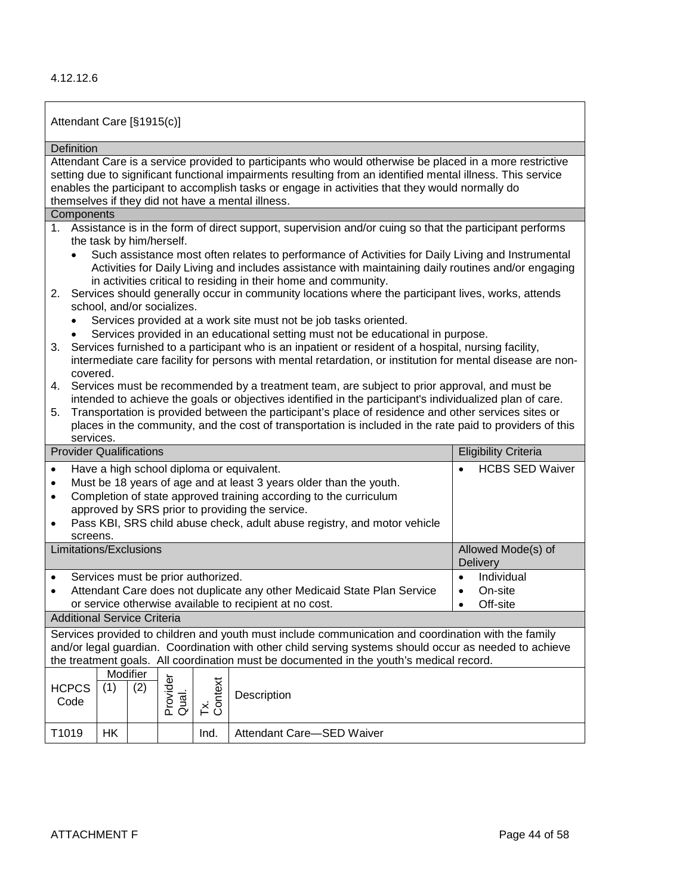4.12.12.6

## Attendant Care [§1915(c)]

### Definition

Attendant Care is a service provided to participants who would otherwise be placed in a more restrictive setting due to significant functional impairments resulting from an identified mental illness. This service enables the participant to accomplish tasks or engage in activities that they would normally do themselves if they did not have a mental illness.

### Components

1. Assistance is in the form of direct support, supervision and/or cuing so that the participant performs the task by him/herself.
   - Such assistance most often relates to performance of Activities for Daily Living and Instrumental Activities for Daily Living and includes assistance with maintaining daily routines and/or engaging in activities critical to residing in their home and community.
2. Services should generally occur in community locations where the participant lives, works, attends school, and/or socializes.
   - Services provided at a work site must not be job tasks oriented.
   - Services provided in an educational setting must not be educational in purpose.
3. Services furnished to a participant who is an inpatient or resident of a hospital, nursing facility, intermediate care facility for persons with mental retardation, or institution for mental disease are non-covered.
4. Services must be recommended by a treatment team, are subject to prior approval, and must be intended to achieve the goals or objectives identified in the participant's individualized plan of care.
5. Transportation is provided between the participant's place of residence and other services sites or places in the community, and the cost of transportation is included in the rate paid to providers of this services.

| Provider Qualifications | Eligibility Criteria |
|---|---|
| • Have a high school diploma or equivalent.<br>• Must be 18 years of age and at least 3 years older than the youth.<br>• Completion of state approved training according to the curriculum approved by SRS prior to providing the service.<br>• Pass KBI, SRS child abuse check, adult abuse registry, and motor vehicle screens. | • HCBS SED Waiver |

| Limitations/Exclusions | Allowed Mode(s) of Delivery |
|---|---|
| • Services must be prior authorized.<br>• Attendant Care does not duplicate any other Medicaid State Plan Service or service otherwise available to recipient at no cost. | • Individual<br>• On-site<br>• Off-site |

### Additional Service Criteria

Services provided to children and youth must include communication and coordination with the family and/or legal guardian. Coordination with other child serving systems should occur as needed to achieve the treatment goals. All coordination must be documented in the youth's medical record.

| HCPCS Code | Modifier (1) | Modifier (2) | Provider Qual. | Tx. Context | Description |
|---|---|---|---|---|---|
| T1019 | HK | | | Ind. | Attendant Care—SED Waiver |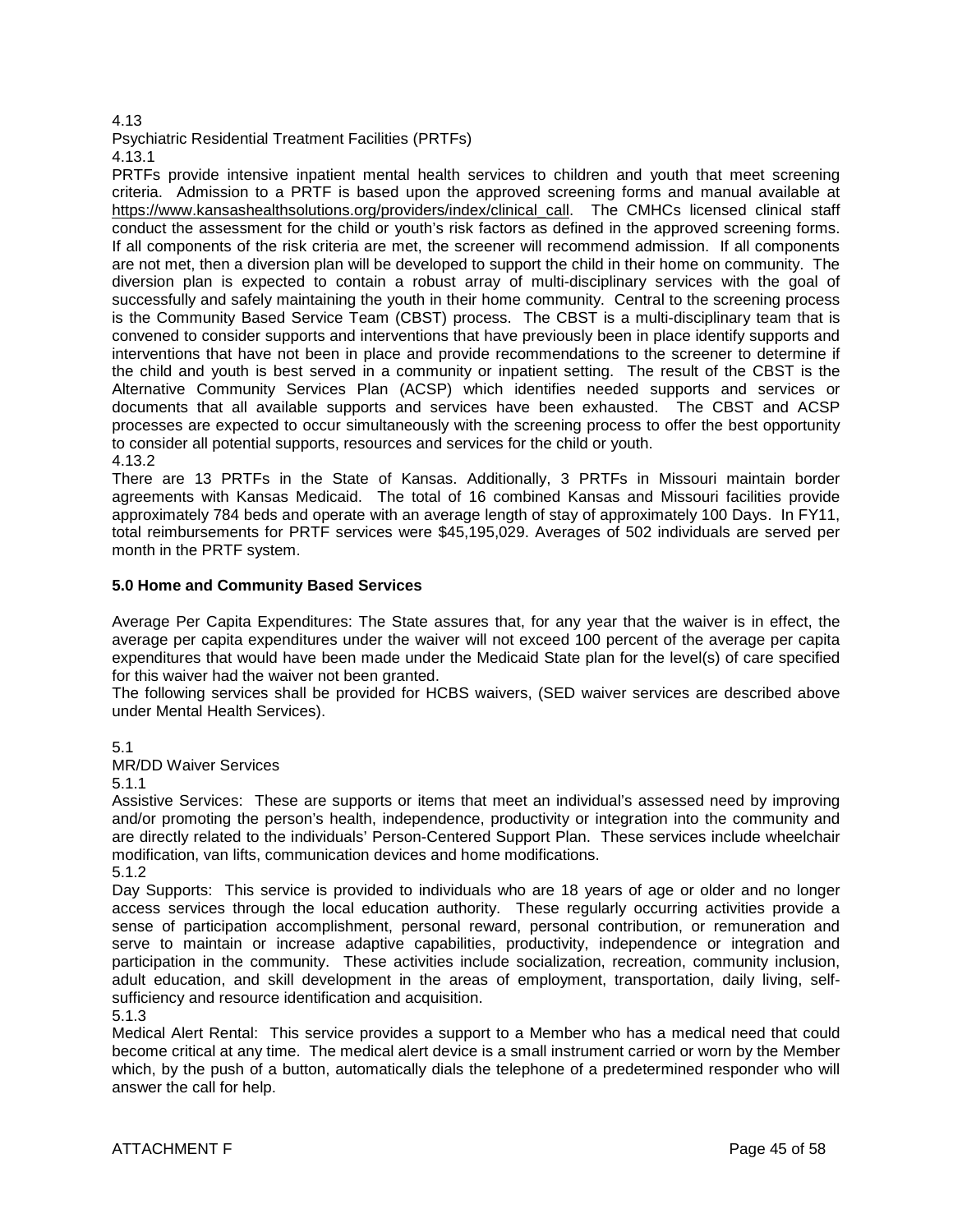4.13

Psychiatric Residential Treatment Facilities (PRTFs)

4.13.1

PRTFs provide intensive inpatient mental health services to children and youth that meet screening criteria. Admission to a PRTF is based upon the approved screening forms and manual available at https://www.kansashealthsolutions.org/providers/index/clinical_call. The CMHCs licensed clinical staff conduct the assessment for the child or youth's risk factors as defined in the approved screening forms. If all components of the risk criteria are met, the screener will recommend admission. If all components are not met, then a diversion plan will be developed to support the child in their home on community. The diversion plan is expected to contain a robust array of multi-disciplinary services with the goal of successfully and safely maintaining the youth in their home community. Central to the screening process is the Community Based Service Team (CBST) process. The CBST is a multi-disciplinary team that is convened to consider supports and interventions that have previously been in place identify supports and interventions that have not been in place and provide recommendations to the screener to determine if the child and youth is best served in a community or inpatient setting. The result of the CBST is the Alternative Community Services Plan (ACSP) which identifies needed supports and services or documents that all available supports and services have been exhausted. The CBST and ACSP processes are expected to occur simultaneously with the screening process to offer the best opportunity to consider all potential supports, resources and services for the child or youth.

4.13.2

There are 13 PRTFs in the State of Kansas. Additionally, 3 PRTFs in Missouri maintain border agreements with Kansas Medicaid. The total of 16 combined Kansas and Missouri facilities provide approximately 784 beds and operate with an average length of stay of approximately 100 Days. In FY11, total reimbursements for PRTF services were $45,195,029. Averages of 502 individuals are served per month in the PRTF system.

## 5.0 Home and Community Based Services

Average Per Capita Expenditures: The State assures that, for any year that the waiver is in effect, the average per capita expenditures under the waiver will not exceed 100 percent of the average per capita expenditures that would have been made under the Medicaid State plan for the level(s) of care specified for this waiver had the waiver not been granted.

The following services shall be provided for HCBS waivers, (SED waiver services are described above under Mental Health Services).

5.1

MR/DD Waiver Services

5.1.1

Assistive Services: These are supports or items that meet an individual's assessed need by improving and/or promoting the person's health, independence, productivity or integration into the community and are directly related to the individuals' Person-Centered Support Plan. These services include wheelchair modification, van lifts, communication devices and home modifications.

5.1.2

Day Supports: This service is provided to individuals who are 18 years of age or older and no longer access services through the local education authority. These regularly occurring activities provide a sense of participation accomplishment, personal reward, personal contribution, or remuneration and serve to maintain or increase adaptive capabilities, productivity, independence or integration and participation in the community. These activities include socialization, recreation, community inclusion, adult education, and skill development in the areas of employment, transportation, daily living, self-sufficiency and resource identification and acquisition.

5.1.3

Medical Alert Rental: This service provides a support to a Member who has a medical need that could become critical at any time. The medical alert device is a small instrument carried or worn by the Member which, by the push of a button, automatically dials the telephone of a predetermined responder who will answer the call for help.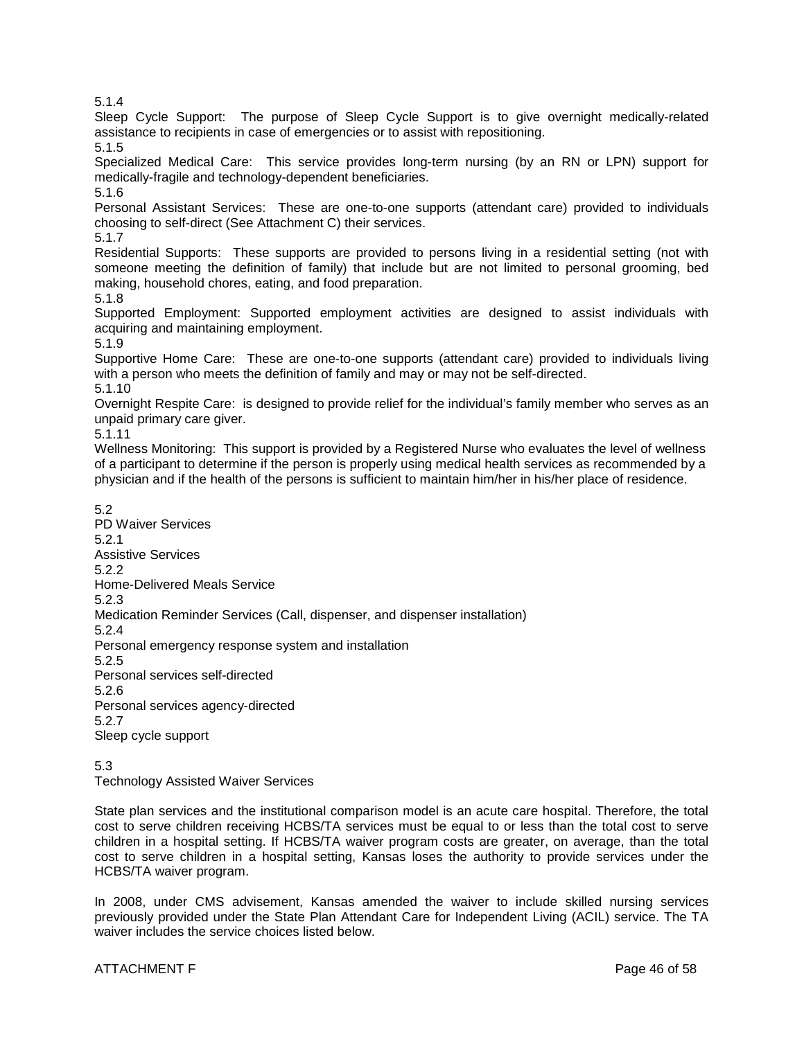5.1.4
Sleep Cycle Support: The purpose of Sleep Cycle Support is to give overnight medically-related assistance to recipients in case of emergencies or to assist with repositioning.

5.1.5
Specialized Medical Care: This service provides long-term nursing (by an RN or LPN) support for medically-fragile and technology-dependent beneficiaries.

5.1.6
Personal Assistant Services: These are one-to-one supports (attendant care) provided to individuals choosing to self-direct (See Attachment C) their services.

5.1.7
Residential Supports: These supports are provided to persons living in a residential setting (not with someone meeting the definition of family) that include but are not limited to personal grooming, bed making, household chores, eating, and food preparation.

5.1.8
Supported Employment: Supported employment activities are designed to assist individuals with acquiring and maintaining employment.

5.1.9
Supportive Home Care: These are one-to-one supports (attendant care) provided to individuals living with a person who meets the definition of family and may or may not be self-directed.

5.1.10
Overnight Respite Care: is designed to provide relief for the individual's family member who serves as an unpaid primary care giver.

5.1.11
Wellness Monitoring: This support is provided by a Registered Nurse who evaluates the level of wellness of a participant to determine if the person is properly using medical health services as recommended by a physician and if the health of the persons is sufficient to maintain him/her in his/her place of residence.

5.2
PD Waiver Services

5.2.1
Assistive Services

5.2.2
Home-Delivered Meals Service

5.2.3
Medication Reminder Services (Call, dispenser, and dispenser installation)

5.2.4
Personal emergency response system and installation

5.2.5
Personal services self-directed

5.2.6
Personal services agency-directed

5.2.7
Sleep cycle support

5.3
Technology Assisted Waiver Services

State plan services and the institutional comparison model is an acute care hospital. Therefore, the total cost to serve children receiving HCBS/TA services must be equal to or less than the total cost to serve children in a hospital setting. If HCBS/TA waiver program costs are greater, on average, than the total cost to serve children in a hospital setting, Kansas loses the authority to provide services under the HCBS/TA waiver program.

In 2008, under CMS advisement, Kansas amended the waiver to include skilled nursing services previously provided under the State Plan Attendant Care for Independent Living (ACIL) service. The TA waiver includes the service choices listed below.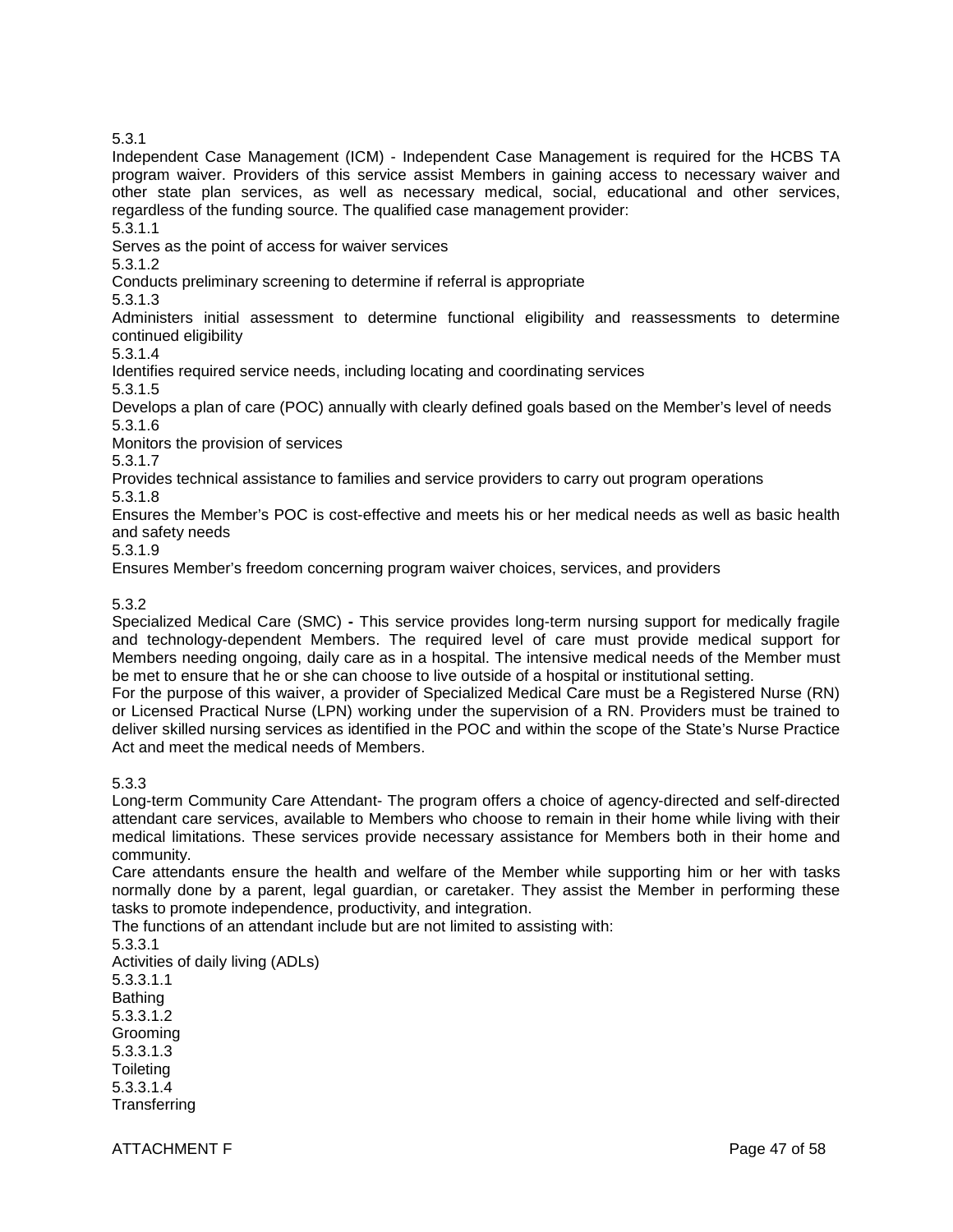5.3.1

Independent Case Management (ICM) - Independent Case Management is required for the HCBS TA program waiver. Providers of this service assist Members in gaining access to necessary waiver and other state plan services, as well as necessary medical, social, educational and other services, regardless of the funding source. The qualified case management provider:

5.3.1.1

Serves as the point of access for waiver services

5.3.1.2

Conducts preliminary screening to determine if referral is appropriate

5.3.1.3

Administers initial assessment to determine functional eligibility and reassessments to determine continued eligibility

5.3.1.4

Identifies required service needs, including locating and coordinating services

5.3.1.5

Develops a plan of care (POC) annually with clearly defined goals based on the Member's level of needs

5.3.1.6

Monitors the provision of services

5.3.1.7

Provides technical assistance to families and service providers to carry out program operations

5.3.1.8

Ensures the Member's POC is cost-effective and meets his or her medical needs as well as basic health and safety needs

5.3.1.9

Ensures Member's freedom concerning program waiver choices, services, and providers

5.3.2

Specialized Medical Care (SMC) **-** This service provides long-term nursing support for medically fragile and technology-dependent Members. The required level of care must provide medical support for Members needing ongoing, daily care as in a hospital. The intensive medical needs of the Member must be met to ensure that he or she can choose to live outside of a hospital or institutional setting.

For the purpose of this waiver, a provider of Specialized Medical Care must be a Registered Nurse (RN) or Licensed Practical Nurse (LPN) working under the supervision of a RN. Providers must be trained to deliver skilled nursing services as identified in the POC and within the scope of the State's Nurse Practice Act and meet the medical needs of Members.

5.3.3

Long-term Community Care Attendant- The program offers a choice of agency-directed and self-directed attendant care services, available to Members who choose to remain in their home while living with their medical limitations. These services provide necessary assistance for Members both in their home and community.

Care attendants ensure the health and welfare of the Member while supporting him or her with tasks normally done by a parent, legal guardian, or caretaker. They assist the Member in performing these tasks to promote independence, productivity, and integration.

The functions of an attendant include but are not limited to assisting with:

5.3.3.1

Activities of daily living (ADLs)

5.3.3.1.1

Bathing

5.3.3.1.2

Grooming

5.3.3.1.3

Toileting

5.3.3.1.4

Transferring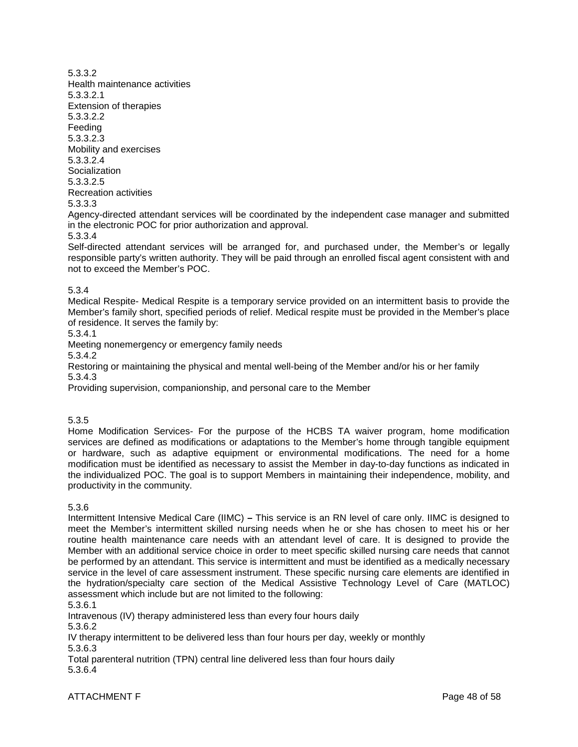5.3.3.2
Health maintenance activities
5.3.3.2.1
Extension of therapies
5.3.3.2.2
Feeding
5.3.3.2.3
Mobility and exercises
5.3.3.2.4
Socialization
5.3.3.2.5
Recreation activities
5.3.3.3
Agency-directed attendant services will be coordinated by the independent case manager and submitted in the electronic POC for prior authorization and approval.
5.3.3.4
Self-directed attendant services will be arranged for, and purchased under, the Member's or legally responsible party's written authority. They will be paid through an enrolled fiscal agent consistent with and not to exceed the Member's POC.

5.3.4
Medical Respite- Medical Respite is a temporary service provided on an intermittent basis to provide the Member's family short, specified periods of relief. Medical respite must be provided in the Member's place of residence. It serves the family by:
5.3.4.1
Meeting nonemergency or emergency family needs
5.3.4.2
Restoring or maintaining the physical and mental well-being of the Member and/or his or her family
5.3.4.3
Providing supervision, companionship, and personal care to the Member

5.3.5
Home Modification Services- For the purpose of the HCBS TA waiver program, home modification services are defined as modifications or adaptations to the Member's home through tangible equipment or hardware, such as adaptive equipment or environmental modifications. The need for a home modification must be identified as necessary to assist the Member in day-to-day functions as indicated in the individualized POC. The goal is to support Members in maintaining their independence, mobility, and productivity in the community.

5.3.6
Intermittent Intensive Medical Care (IIMC) **–** This service is an RN level of care only. IIMC is designed to meet the Member's intermittent skilled nursing needs when he or she has chosen to meet his or her routine health maintenance care needs with an attendant level of care. It is designed to provide the Member with an additional service choice in order to meet specific skilled nursing care needs that cannot be performed by an attendant. This service is intermittent and must be identified as a medically necessary service in the level of care assessment instrument. These specific nursing care elements are identified in the hydration/specialty care section of the Medical Assistive Technology Level of Care (MATLOC) assessment which include but are not limited to the following:
5.3.6.1
Intravenous (IV) therapy administered less than every four hours daily
5.3.6.2
IV therapy intermittent to be delivered less than four hours per day, weekly or monthly
5.3.6.3
Total parenteral nutrition (TPN) central line delivered less than four hours daily
5.3.6.4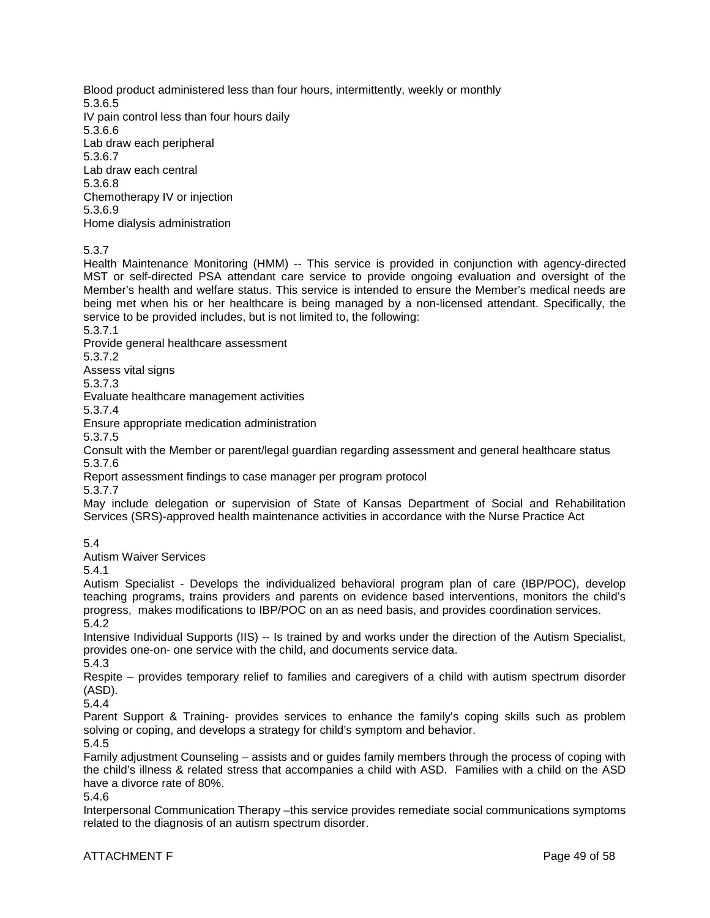Blood product administered less than four hours, intermittently, weekly or monthly

5.3.6.5
IV pain control less than four hours daily

5.3.6.6
Lab draw each peripheral

5.3.6.7
Lab draw each central

5.3.6.8
Chemotherapy IV or injection

5.3.6.9
Home dialysis administration

5.3.7
Health Maintenance Monitoring (HMM) -- This service is provided in conjunction with agency-directed MST or self-directed PSA attendant care service to provide ongoing evaluation and oversight of the Member's health and welfare status. This service is intended to ensure the Member's medical needs are being met when his or her healthcare is being managed by a non-licensed attendant. Specifically, the service to be provided includes, but is not limited to, the following:

5.3.7.1
Provide general healthcare assessment

5.3.7.2
Assess vital signs

5.3.7.3
Evaluate healthcare management activities

5.3.7.4
Ensure appropriate medication administration

5.3.7.5
Consult with the Member or parent/legal guardian regarding assessment and general healthcare status

5.3.7.6
Report assessment findings to case manager per program protocol

5.3.7.7
May include delegation or supervision of State of Kansas Department of Social and Rehabilitation Services (SRS)-approved health maintenance activities in accordance with the Nurse Practice Act

5.4
Autism Waiver Services

5.4.1
Autism Specialist - Develops the individualized behavioral program plan of care (IBP/POC), develop teaching programs, trains providers and parents on evidence based interventions, monitors the child's progress, makes modifications to IBP/POC on an as need basis, and provides coordination services.

5.4.2
Intensive Individual Supports (IIS) -- Is trained by and works under the direction of the Autism Specialist, provides one-on- one service with the child, and documents service data.

5.4.3
Respite – provides temporary relief to families and caregivers of a child with autism spectrum disorder (ASD).

5.4.4
Parent Support & Training- provides services to enhance the family's coping skills such as problem solving or coping, and develops a strategy for child's symptom and behavior.

5.4.5
Family adjustment Counseling – assists and or guides family members through the process of coping with the child's illness & related stress that accompanies a child with ASD. Families with a child on the ASD have a divorce rate of 80%.

5.4.6
Interpersonal Communication Therapy –this service provides remediate social communications symptoms related to the diagnosis of an autism spectrum disorder.

ATTACHMENT F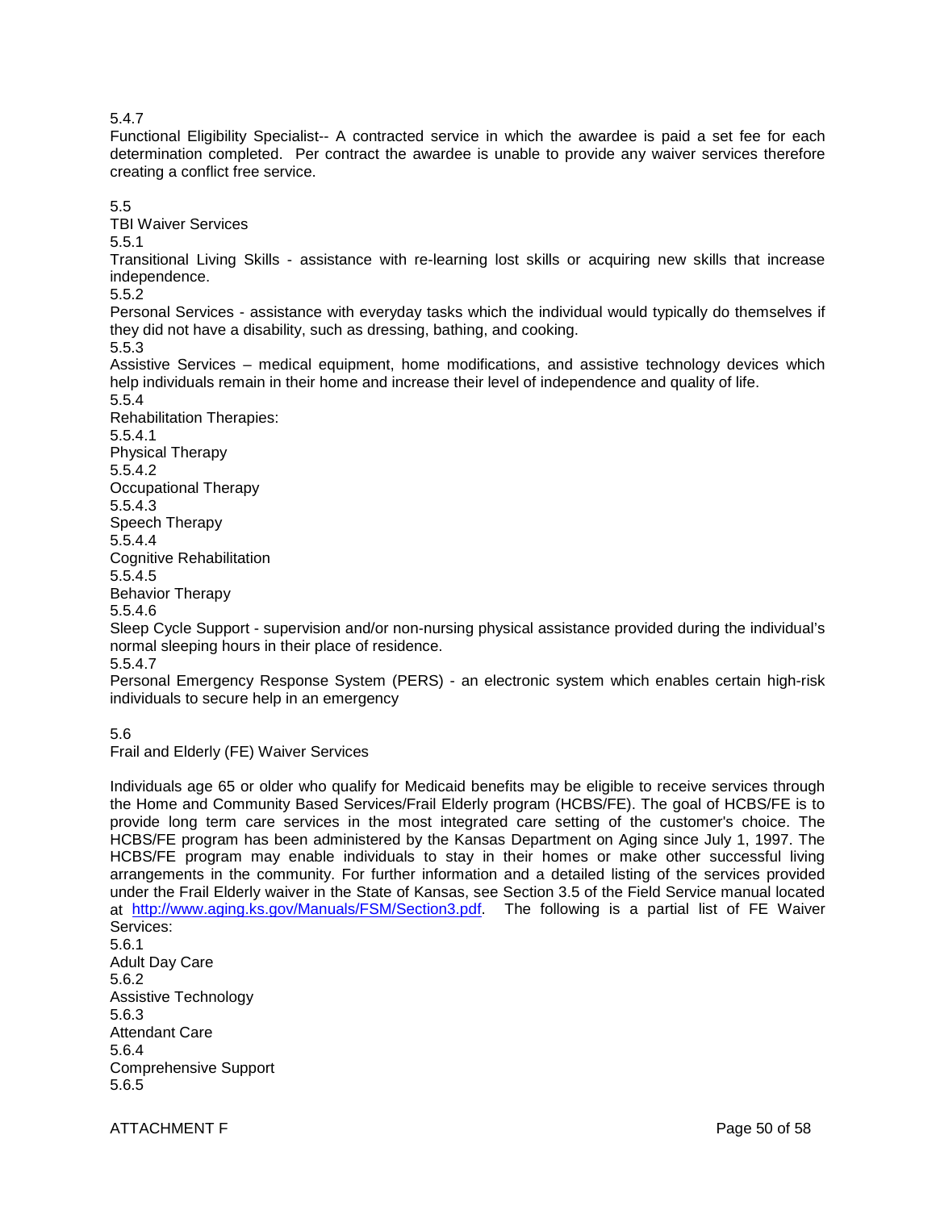5.4.7

Functional Eligibility Specialist-- A contracted service in which the awardee is paid a set fee for each determination completed. Per contract the awardee is unable to provide any waiver services therefore creating a conflict free service.

5.5

TBI Waiver Services

5.5.1

Transitional Living Skills - assistance with re-learning lost skills or acquiring new skills that increase independence.

5.5.2

Personal Services - assistance with everyday tasks which the individual would typically do themselves if they did not have a disability, such as dressing, bathing, and cooking.

5.5.3

Assistive Services – medical equipment, home modifications, and assistive technology devices which help individuals remain in their home and increase their level of independence and quality of life.

5.5.4

Rehabilitation Therapies:

5.5.4.1

Physical Therapy

5.5.4.2

Occupational Therapy

5.5.4.3

Speech Therapy

5.5.4.4

Cognitive Rehabilitation

5.5.4.5

Behavior Therapy

5.5.4.6

Sleep Cycle Support - supervision and/or non-nursing physical assistance provided during the individual's normal sleeping hours in their place of residence.

5.5.4.7

Personal Emergency Response System (PERS) - an electronic system which enables certain high-risk individuals to secure help in an emergency

5.6

Frail and Elderly (FE) Waiver Services

Individuals age 65 or older who qualify for Medicaid benefits may be eligible to receive services through the Home and Community Based Services/Frail Elderly program (HCBS/FE). The goal of HCBS/FE is to provide long term care services in the most integrated care setting of the customer's choice. The HCBS/FE program has been administered by the Kansas Department on Aging since July 1, 1997. The HCBS/FE program may enable individuals to stay in their homes or make other successful living arrangements in the community. For further information and a detailed listing of the services provided under the Frail Elderly waiver in the State of Kansas, see Section 3.5 of the Field Service manual located at [http://www.aging.ks.gov/Manuals/FSM/Section3.pdf](http://www.aging.ks.gov/Manuals/FSM/Section3.pdf). The following is a partial list of FE Waiver Services:

5.6.1

Adult Day Care

5.6.2

Assistive Technology

5.6.3

Attendant Care

5.6.4

Comprehensive Support

5.6.5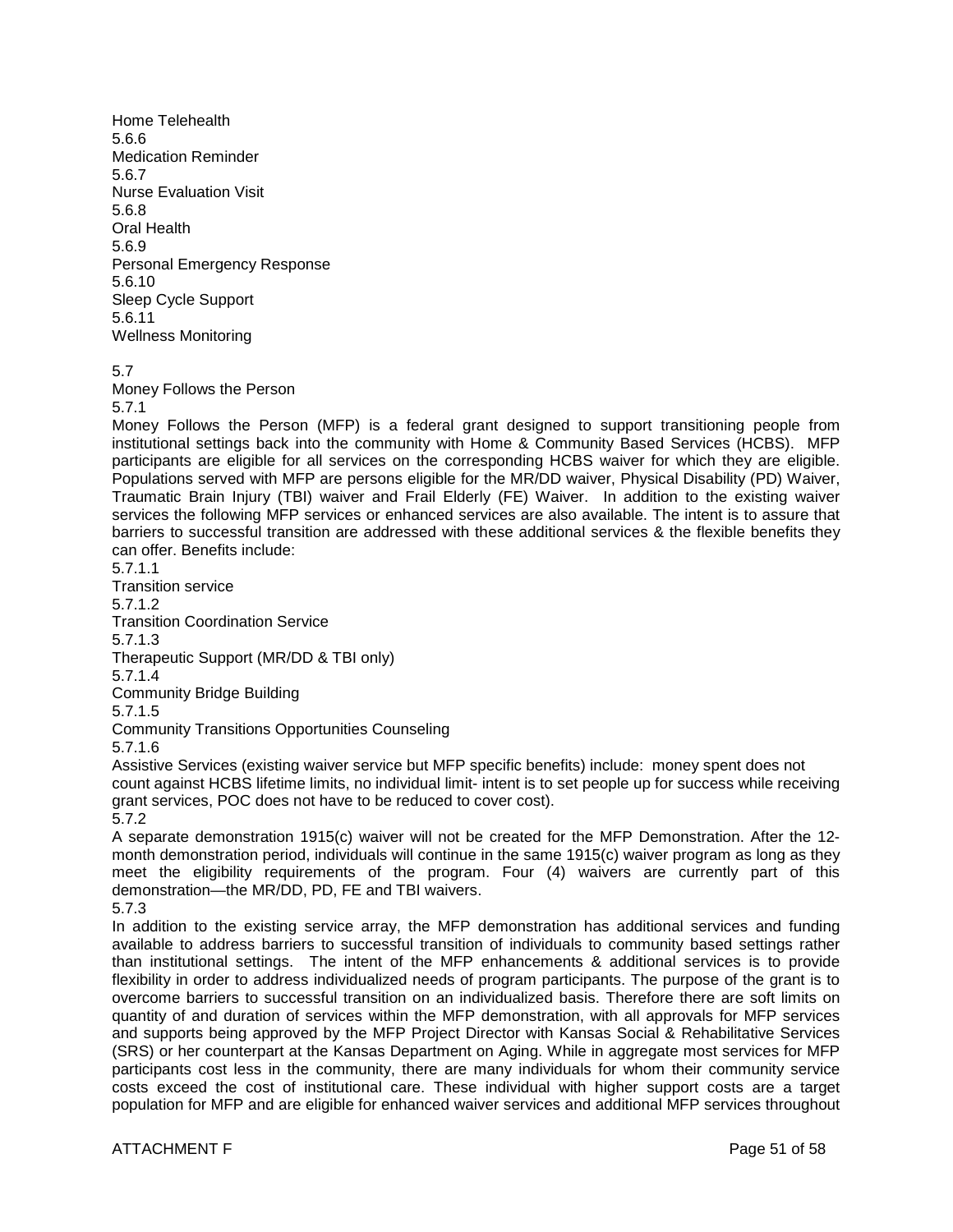Home Telehealth

5.6.6
Medication Reminder

5.6.7
Nurse Evaluation Visit

5.6.8
Oral Health

5.6.9
Personal Emergency Response

5.6.10
Sleep Cycle Support

5.6.11
Wellness Monitoring

5.7
Money Follows the Person

5.7.1
Money Follows the Person (MFP) is a federal grant designed to support transitioning people from institutional settings back into the community with Home & Community Based Services (HCBS). MFP participants are eligible for all services on the corresponding HCBS waiver for which they are eligible. Populations served with MFP are persons eligible for the MR/DD waiver, Physical Disability (PD) Waiver, Traumatic Brain Injury (TBI) waiver and Frail Elderly (FE) Waiver. In addition to the existing waiver services the following MFP services or enhanced services are also available. The intent is to assure that barriers to successful transition are addressed with these additional services & the flexible benefits they can offer. Benefits include:

5.7.1.1
Transition service

5.7.1.2
Transition Coordination Service

5.7.1.3
Therapeutic Support (MR/DD & TBI only)

5.7.1.4
Community Bridge Building

5.7.1.5
Community Transitions Opportunities Counseling

5.7.1.6
Assistive Services (existing waiver service but MFP specific benefits) include: money spent does not count against HCBS lifetime limits, no individual limit- intent is to set people up for success while receiving grant services, POC does not have to be reduced to cover cost).

5.7.2
A separate demonstration 1915(c) waiver will not be created for the MFP Demonstration. After the 12-month demonstration period, individuals will continue in the same 1915(c) waiver program as long as they meet the eligibility requirements of the program. Four (4) waivers are currently part of this demonstration—the MR/DD, PD, FE and TBI waivers.

5.7.3
In addition to the existing service array, the MFP demonstration has additional services and funding available to address barriers to successful transition of individuals to community based settings rather than institutional settings. The intent of the MFP enhancements & additional services is to provide flexibility in order to address individualized needs of program participants. The purpose of the grant is to overcome barriers to successful transition on an individualized basis. Therefore there are soft limits on quantity of and duration of services within the MFP demonstration, with all approvals for MFP services and supports being approved by the MFP Project Director with Kansas Social & Rehabilitative Services (SRS) or her counterpart at the Kansas Department on Aging. While in aggregate most services for MFP participants cost less in the community, there are many individuals for whom their community service costs exceed the cost of institutional care. These individual with higher support costs are a target population for MFP and are eligible for enhanced waiver services and additional MFP services throughout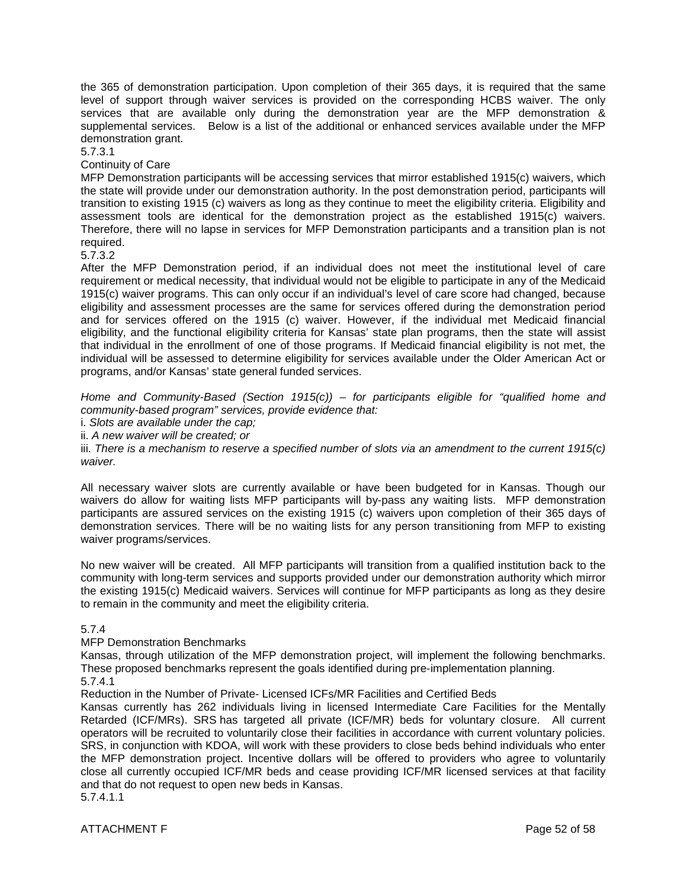the 365 of demonstration participation. Upon completion of their 365 days, it is required that the same level of support through waiver services is provided on the corresponding HCBS waiver. The only services that are available only during the demonstration year are the MFP demonstration & supplemental services. Below is a list of the additional or enhanced services available under the MFP demonstration grant.

5.7.3.1

Continuity of Care

MFP Demonstration participants will be accessing services that mirror established 1915(c) waivers, which the state will provide under our demonstration authority. In the post demonstration period, participants will transition to existing 1915 (c) waivers as long as they continue to meet the eligibility criteria. Eligibility and assessment tools are identical for the demonstration project as the established 1915(c) waivers. Therefore, there will no lapse in services for MFP Demonstration participants and a transition plan is not required.

5.7.3.2

After the MFP Demonstration period, if an individual does not meet the institutional level of care requirement or medical necessity, that individual would not be eligible to participate in any of the Medicaid 1915(c) waiver programs. This can only occur if an individual's level of care score had changed, because eligibility and assessment processes are the same for services offered during the demonstration period and for services offered on the 1915 (c) waiver. However, if the individual met Medicaid financial eligibility, and the functional eligibility criteria for Kansas' state plan programs, then the state will assist that individual in the enrollment of one of those programs. If Medicaid financial eligibility is not met, the individual will be assessed to determine eligibility for services available under the Older American Act or programs, and/or Kansas' state general funded services.

*Home and Community-Based (Section 1915(c)) – for participants eligible for "qualified home and community-based program" services, provide evidence that:*

i. *Slots are available under the cap;*

ii. *A new waiver will be created; or*

iii. *There is a mechanism to reserve a specified number of slots via an amendment to the current 1915(c) waiver.*

All necessary waiver slots are currently available or have been budgeted for in Kansas. Though our waivers do allow for waiting lists MFP participants will by-pass any waiting lists. MFP demonstration participants are assured services on the existing 1915 (c) waivers upon completion of their 365 days of demonstration services. There will be no waiting lists for any person transitioning from MFP to existing waiver programs/services.

No new waiver will be created. All MFP participants will transition from a qualified institution back to the community with long-term services and supports provided under our demonstration authority which mirror the existing 1915(c) Medicaid waivers. Services will continue for MFP participants as long as they desire to remain in the community and meet the eligibility criteria.

5.7.4

MFP Demonstration Benchmarks

Kansas, through utilization of the MFP demonstration project, will implement the following benchmarks. These proposed benchmarks represent the goals identified during pre-implementation planning.

5.7.4.1

Reduction in the Number of Private- Licensed ICFs/MR Facilities and Certified Beds

Kansas currently has 262 individuals living in licensed Intermediate Care Facilities for the Mentally Retarded (ICF/MRs). SRS has targeted all private (ICF/MR) beds for voluntary closure. All current operators will be recruited to voluntarily close their facilities in accordance with current voluntary policies. SRS, in conjunction with KDOA, will work with these providers to close beds behind individuals who enter the MFP demonstration project. Incentive dollars will be offered to providers who agree to voluntarily close all currently occupied ICF/MR beds and cease providing ICF/MR licensed services at that facility and that do not request to open new beds in Kansas.

5.7.4.1.1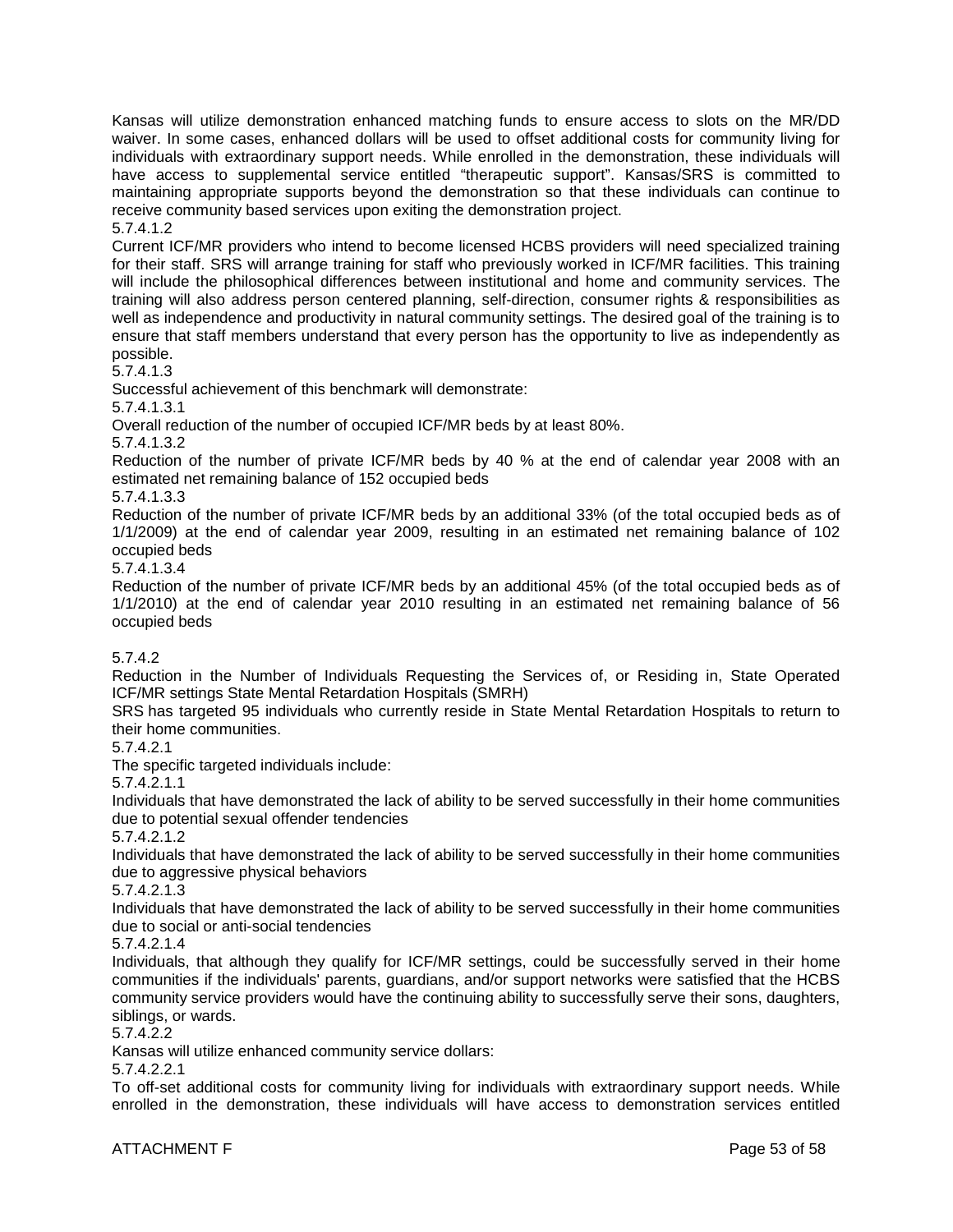Kansas will utilize demonstration enhanced matching funds to ensure access to slots on the MR/DD waiver. In some cases, enhanced dollars will be used to offset additional costs for community living for individuals with extraordinary support needs. While enrolled in the demonstration, these individuals will have access to supplemental service entitled "therapeutic support". Kansas/SRS is committed to maintaining appropriate supports beyond the demonstration so that these individuals can continue to receive community based services upon exiting the demonstration project.

5.7.4.1.2

Current ICF/MR providers who intend to become licensed HCBS providers will need specialized training for their staff. SRS will arrange training for staff who previously worked in ICF/MR facilities. This training will include the philosophical differences between institutional and home and community services. The training will also address person centered planning, self-direction, consumer rights & responsibilities as well as independence and productivity in natural community settings. The desired goal of the training is to ensure that staff members understand that every person has the opportunity to live as independently as possible.

5.7.4.1.3

Successful achievement of this benchmark will demonstrate:

5.7.4.1.3.1

Overall reduction of the number of occupied ICF/MR beds by at least 80%.

5.7.4.1.3.2

Reduction of the number of private ICF/MR beds by 40 % at the end of calendar year 2008 with an estimated net remaining balance of 152 occupied beds

5.7.4.1.3.3

Reduction of the number of private ICF/MR beds by an additional 33% (of the total occupied beds as of 1/1/2009) at the end of calendar year 2009, resulting in an estimated net remaining balance of 102 occupied beds

5.7.4.1.3.4

Reduction of the number of private ICF/MR beds by an additional 45% (of the total occupied beds as of 1/1/2010) at the end of calendar year 2010 resulting in an estimated net remaining balance of 56 occupied beds

5.7.4.2

Reduction in the Number of Individuals Requesting the Services of, or Residing in, State Operated ICF/MR settings State Mental Retardation Hospitals (SMRH)

SRS has targeted 95 individuals who currently reside in State Mental Retardation Hospitals to return to their home communities.

5.7.4.2.1

The specific targeted individuals include:

5.7.4.2.1.1

Individuals that have demonstrated the lack of ability to be served successfully in their home communities due to potential sexual offender tendencies

5.7.4.2.1.2

Individuals that have demonstrated the lack of ability to be served successfully in their home communities due to aggressive physical behaviors

5.7.4.2.1.3

Individuals that have demonstrated the lack of ability to be served successfully in their home communities due to social or anti-social tendencies

5.7.4.2.1.4

Individuals, that although they qualify for ICF/MR settings, could be successfully served in their home communities if the individuals' parents, guardians, and/or support networks were satisfied that the HCBS community service providers would have the continuing ability to successfully serve their sons, daughters, siblings, or wards.

5.7.4.2.2

Kansas will utilize enhanced community service dollars:

5.7.4.2.2.1

To off-set additional costs for community living for individuals with extraordinary support needs. While enrolled in the demonstration, these individuals will have access to demonstration services entitled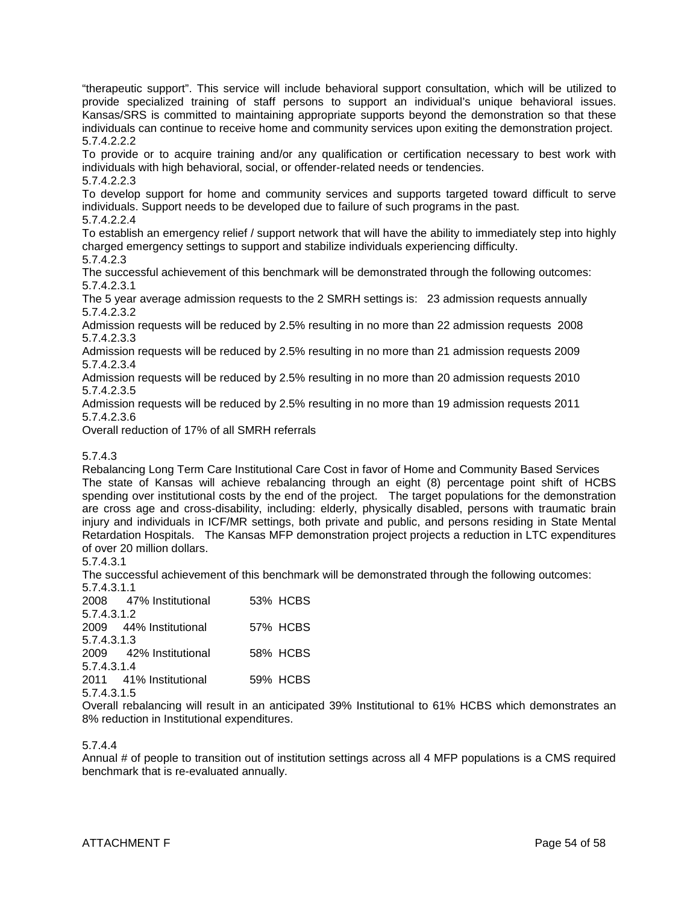“therapeutic support”. This service will include behavioral support consultation, which will be utilized to provide specialized training of staff persons to support an individual’s unique behavioral issues. Kansas/SRS is committed to maintaining appropriate supports beyond the demonstration so that these individuals can continue to receive home and community services upon exiting the demonstration project.

5.7.4.2.2.2

To provide or to acquire training and/or any qualification or certification necessary to best work with individuals with high behavioral, social, or offender-related needs or tendencies.

5.7.4.2.2.3

To develop support for home and community services and supports targeted toward difficult to serve individuals. Support needs to be developed due to failure of such programs in the past.

5.7.4.2.2.4

To establish an emergency relief / support network that will have the ability to immediately step into highly charged emergency settings to support and stabilize individuals experiencing difficulty.

5.7.4.2.3

The successful achievement of this benchmark will be demonstrated through the following outcomes:

5.7.4.2.3.1

The 5 year average admission requests to the 2 SMRH settings is: 23 admission requests annually

5.7.4.2.3.2

Admission requests will be reduced by 2.5% resulting in no more than 22 admission requests 2008

5.7.4.2.3.3

Admission requests will be reduced by 2.5% resulting in no more than 21 admission requests 2009

5.7.4.2.3.4

Admission requests will be reduced by 2.5% resulting in no more than 20 admission requests 2010

5.7.4.2.3.5

Admission requests will be reduced by 2.5% resulting in no more than 19 admission requests 2011

5.7.4.2.3.6

Overall reduction of 17% of all SMRH referrals

5.7.4.3

Rebalancing Long Term Care Institutional Care Cost in favor of Home and Community Based Services

The state of Kansas will achieve rebalancing through an eight (8) percentage point shift of HCBS spending over institutional costs by the end of the project. The target populations for the demonstration are cross age and cross-disability, including: elderly, physically disabled, persons with traumatic brain injury and individuals in ICF/MR settings, both private and public, and persons residing in State Mental Retardation Hospitals. The Kansas MFP demonstration project projects a reduction in LTC expenditures of over 20 million dollars.

5.7.4.3.1

The successful achievement of this benchmark will be demonstrated through the following outcomes:

5.7.4.3.1.1

2008 47% Institutional 53% HCBS

5.7.4.3.1.2

2009 44% Institutional 57% HCBS

5.7.4.3.1.3

2009 42% Institutional 58% HCBS

5.7.4.3.1.4

2011 41% Institutional 59% HCBS

5.7.4.3.1.5

Overall rebalancing will result in an anticipated 39% Institutional to 61% HCBS which demonstrates an 8% reduction in Institutional expenditures.

5.7.4.4

Annual # of people to transition out of institution settings across all 4 MFP populations is a CMS required benchmark that is re-evaluated annually.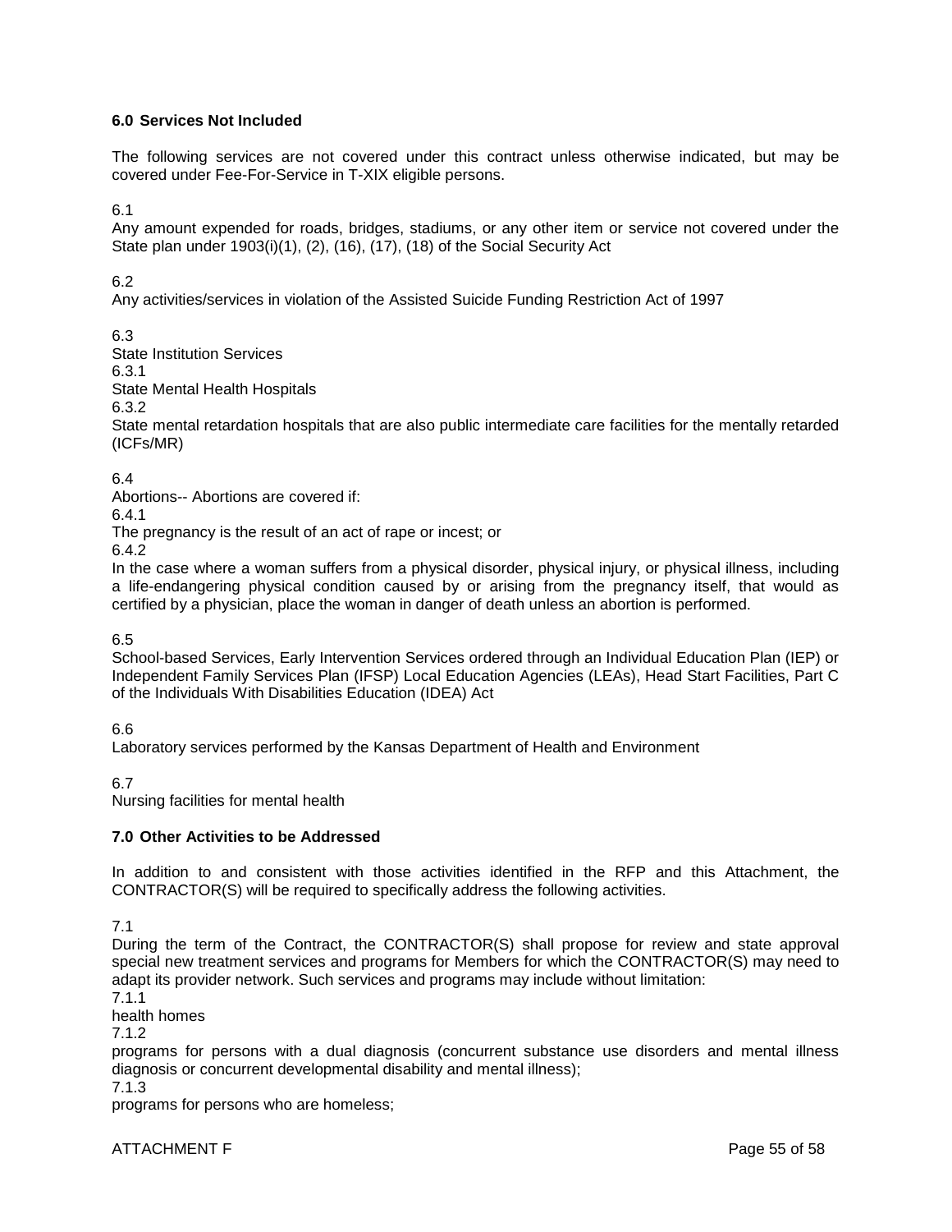## 6.0 Services Not Included

The following services are not covered under this contract unless otherwise indicated, but may be covered under Fee-For-Service in T-XIX eligible persons.

6.1
Any amount expended for roads, bridges, stadiums, or any other item or service not covered under the State plan under 1903(i)(1), (2), (16), (17), (18) of the Social Security Act

6.2
Any activities/services in violation of the Assisted Suicide Funding Restriction Act of 1997

6.3
State Institution Services
6.3.1
State Mental Health Hospitals
6.3.2
State mental retardation hospitals that are also public intermediate care facilities for the mentally retarded (ICFs/MR)

6.4
Abortions-- Abortions are covered if:
6.4.1
The pregnancy is the result of an act of rape or incest; or
6.4.2
In the case where a woman suffers from a physical disorder, physical injury, or physical illness, including a life-endangering physical condition caused by or arising from the pregnancy itself, that would as certified by a physician, place the woman in danger of death unless an abortion is performed.

6.5
School-based Services, Early Intervention Services ordered through an Individual Education Plan (IEP) or Independent Family Services Plan (IFSP) Local Education Agencies (LEAs), Head Start Facilities, Part C of the Individuals With Disabilities Education (IDEA) Act

6.6
Laboratory services performed by the Kansas Department of Health and Environment

6.7
Nursing facilities for mental health

## 7.0 Other Activities to be Addressed

In addition to and consistent with those activities identified in the RFP and this Attachment, the CONTRACTOR(S) will be required to specifically address the following activities.

7.1
During the term of the Contract, the CONTRACTOR(S) shall propose for review and state approval special new treatment services and programs for Members for which the CONTRACTOR(S) may need to adapt its provider network. Such services and programs may include without limitation:
7.1.1
health homes
7.1.2
programs for persons with a dual diagnosis (concurrent substance use disorders and mental illness diagnosis or concurrent developmental disability and mental illness);
7.1.3
programs for persons who are homeless;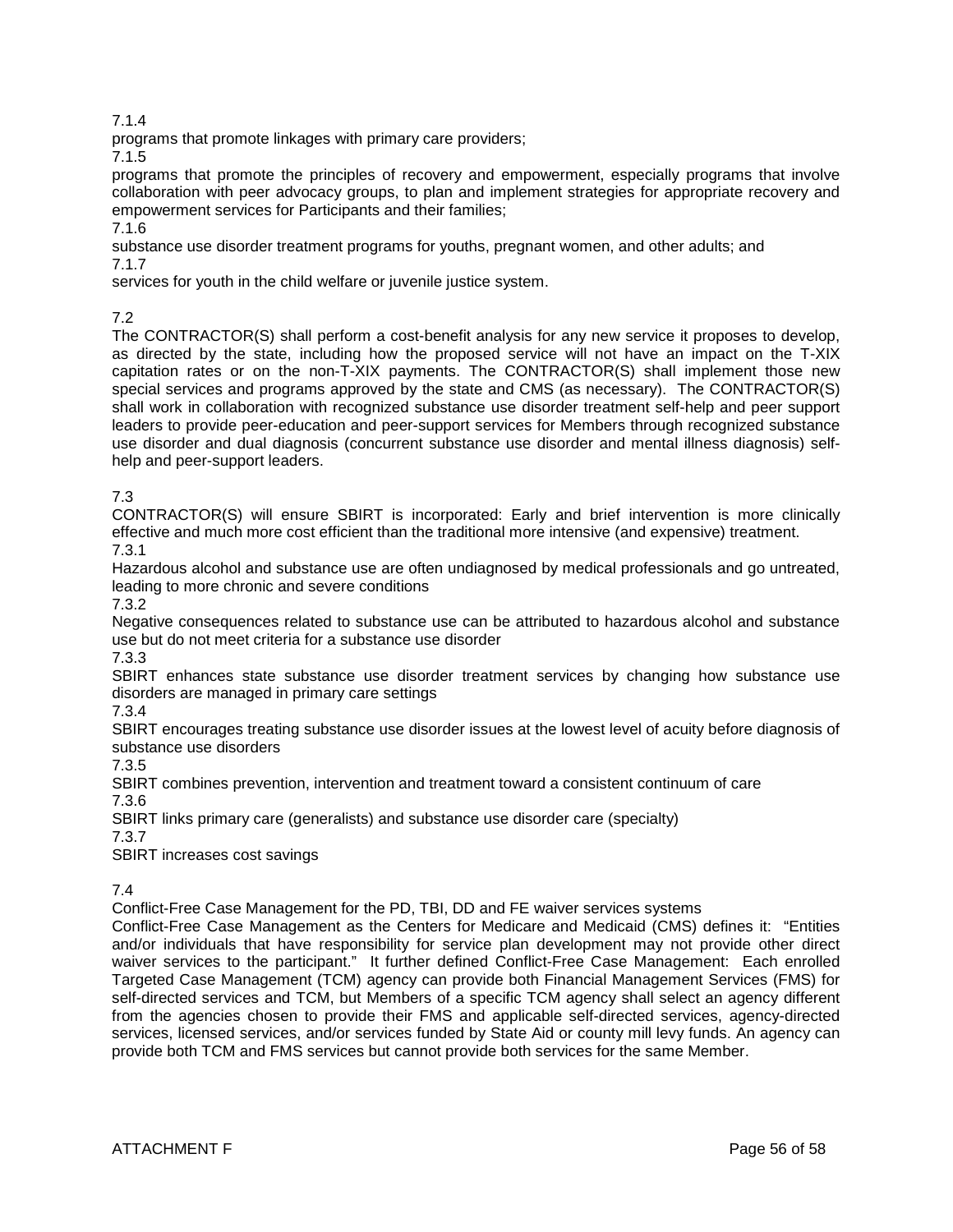7.1.4

programs that promote linkages with primary care providers;

7.1.5

programs that promote the principles of recovery and empowerment, especially programs that involve collaboration with peer advocacy groups, to plan and implement strategies for appropriate recovery and empowerment services for Participants and their families;

7.1.6

substance use disorder treatment programs for youths, pregnant women, and other adults; and

7.1.7

services for youth in the child welfare or juvenile justice system.

7.2

The CONTRACTOR(S) shall perform a cost-benefit analysis for any new service it proposes to develop, as directed by the state, including how the proposed service will not have an impact on the T-XIX capitation rates or on the non-T-XIX payments. The CONTRACTOR(S) shall implement those new special services and programs approved by the state and CMS (as necessary). The CONTRACTOR(S) shall work in collaboration with recognized substance use disorder treatment self-help and peer support leaders to provide peer-education and peer-support services for Members through recognized substance use disorder and dual diagnosis (concurrent substance use disorder and mental illness diagnosis) self-help and peer-support leaders.

7.3

CONTRACTOR(S) will ensure SBIRT is incorporated: Early and brief intervention is more clinically effective and much more cost efficient than the traditional more intensive (and expensive) treatment.

7.3.1

Hazardous alcohol and substance use are often undiagnosed by medical professionals and go untreated, leading to more chronic and severe conditions

7.3.2

Negative consequences related to substance use can be attributed to hazardous alcohol and substance use but do not meet criteria for a substance use disorder

7.3.3

SBIRT enhances state substance use disorder treatment services by changing how substance use disorders are managed in primary care settings

7.3.4

SBIRT encourages treating substance use disorder issues at the lowest level of acuity before diagnosis of substance use disorders

7.3.5

SBIRT combines prevention, intervention and treatment toward a consistent continuum of care

7.3.6

SBIRT links primary care (generalists) and substance use disorder care (specialty)

7.3.7

SBIRT increases cost savings

7.4

Conflict-Free Case Management for the PD, TBI, DD and FE waiver services systems

Conflict-Free Case Management as the Centers for Medicare and Medicaid (CMS) defines it: "Entities and/or individuals that have responsibility for service plan development may not provide other direct waiver services to the participant." It further defined Conflict-Free Case Management: Each enrolled Targeted Case Management (TCM) agency can provide both Financial Management Services (FMS) for self-directed services and TCM, but Members of a specific TCM agency shall select an agency different from the agencies chosen to provide their FMS and applicable self-directed services, agency-directed services, licensed services, and/or services funded by State Aid or county mill levy funds. An agency can provide both TCM and FMS services but cannot provide both services for the same Member.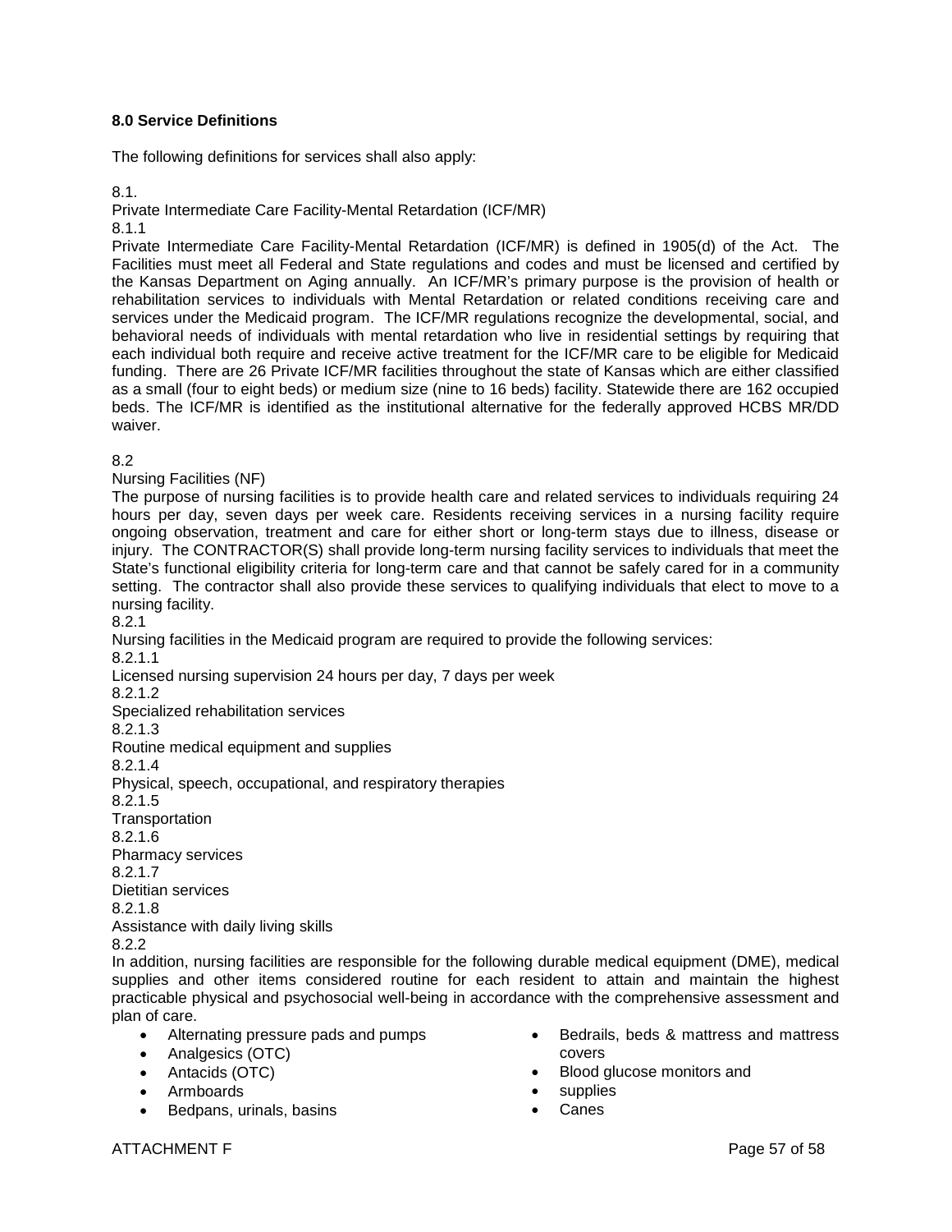**8.0 Service Definitions**

The following definitions for services shall also apply:

8.1.

Private Intermediate Care Facility-Mental Retardation (ICF/MR)

8.1.1

Private Intermediate Care Facility-Mental Retardation (ICF/MR) is defined in 1905(d) of the Act. The Facilities must meet all Federal and State regulations and codes and must be licensed and certified by the Kansas Department on Aging annually. An ICF/MR's primary purpose is the provision of health or rehabilitation services to individuals with Mental Retardation or related conditions receiving care and services under the Medicaid program. The ICF/MR regulations recognize the developmental, social, and behavioral needs of individuals with mental retardation who live in residential settings by requiring that each individual both require and receive active treatment for the ICF/MR care to be eligible for Medicaid funding. There are 26 Private ICF/MR facilities throughout the state of Kansas which are either classified as a small (four to eight beds) or medium size (nine to 16 beds) facility. Statewide there are 162 occupied beds. The ICF/MR is identified as the institutional alternative for the federally approved HCBS MR/DD waiver.

8.2

Nursing Facilities (NF)

The purpose of nursing facilities is to provide health care and related services to individuals requiring 24 hours per day, seven days per week care. Residents receiving services in a nursing facility require ongoing observation, treatment and care for either short or long-term stays due to illness, disease or injury. The CONTRACTOR(S) shall provide long-term nursing facility services to individuals that meet the State's functional eligibility criteria for long-term care and that cannot be safely cared for in a community setting. The contractor shall also provide these services to qualifying individuals that elect to move to a nursing facility.

8.2.1

Nursing facilities in the Medicaid program are required to provide the following services:

8.2.1.1

Licensed nursing supervision 24 hours per day, 7 days per week

8.2.1.2

Specialized rehabilitation services

8.2.1.3

Routine medical equipment and supplies

8.2.1.4

Physical, speech, occupational, and respiratory therapies

8.2.1.5

Transportation

8.2.1.6

Pharmacy services

8.2.1.7

Dietitian services

8.2.1.8

Assistance with daily living skills

8.2.2

In addition, nursing facilities are responsible for the following durable medical equipment (DME), medical supplies and other items considered routine for each resident to attain and maintain the highest practicable physical and psychosocial well-being in accordance with the comprehensive assessment and plan of care.

- Alternating pressure pads and pumps
- Analgesics (OTC)
- Antacids (OTC)
- Armboards
- Bedpans, urinals, basins
- Bedrails, beds & mattress and mattress covers
- Blood glucose monitors and
- supplies
- Canes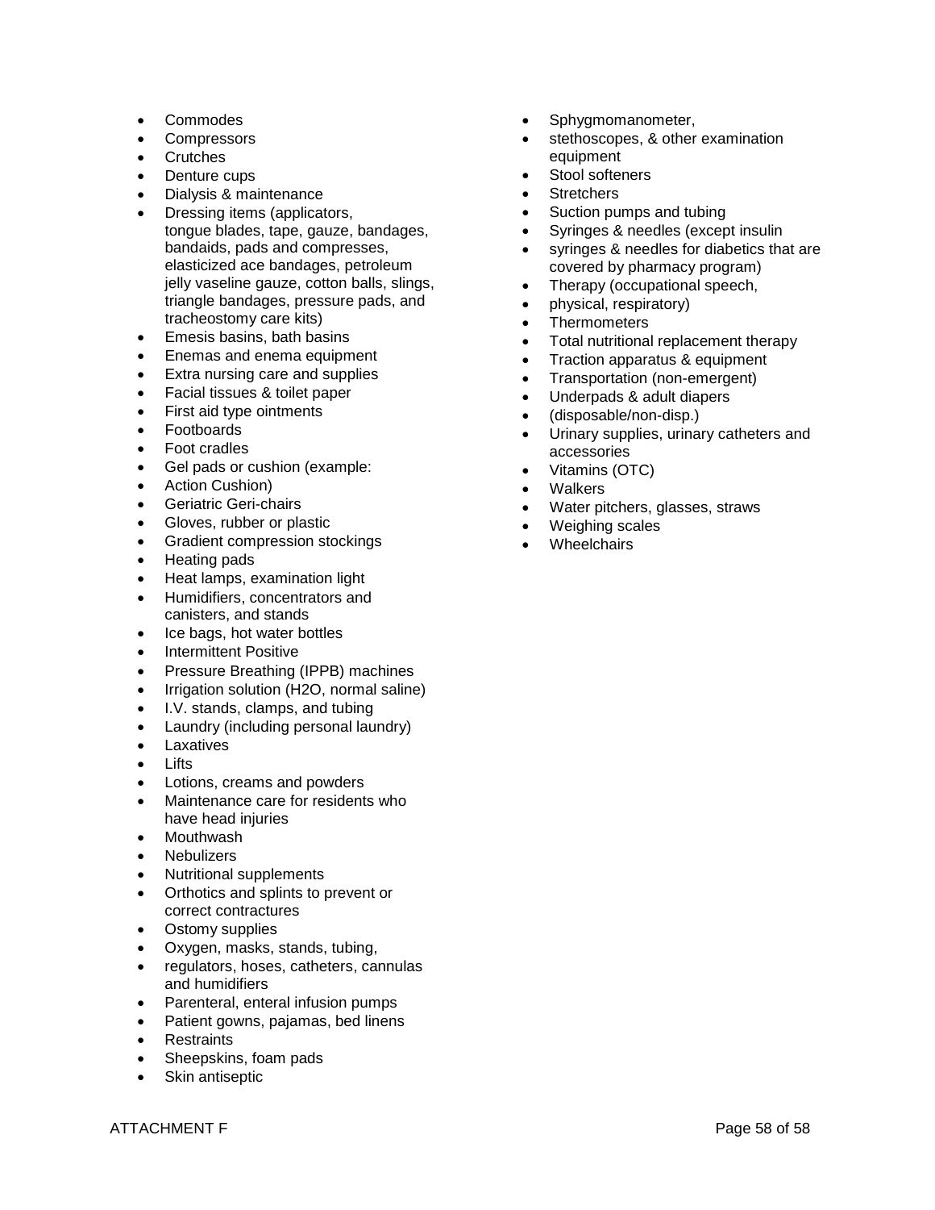- Commodes
- Compressors
- Crutches
- Denture cups
- Dialysis & maintenance
- Dressing items (applicators, tongue blades, tape, gauze, bandages, bandaids, pads and compresses, elasticized ace bandages, petroleum jelly vaseline gauze, cotton balls, slings, triangle bandages, pressure pads, and tracheostomy care kits)
- Emesis basins, bath basins
- Enemas and enema equipment
- Extra nursing care and supplies
- Facial tissues & toilet paper
- First aid type ointments
- Footboards
- Foot cradles
- Gel pads or cushion (example:
- Action Cushion)
- Geriatric Geri-chairs
- Gloves, rubber or plastic
- Gradient compression stockings
- Heating pads
- Heat lamps, examination light
- Humidifiers, concentrators and canisters, and stands
- Ice bags, hot water bottles
- Intermittent Positive
- Pressure Breathing (IPPB) machines
- Irrigation solution (H2O, normal saline)
- I.V. stands, clamps, and tubing
- Laundry (including personal laundry)
- Laxatives
- Lifts
- Lotions, creams and powders
- Maintenance care for residents who have head injuries
- Mouthwash
- Nebulizers
- Nutritional supplements
- Orthotics and splints to prevent or correct contractures
- Ostomy supplies
- Oxygen, masks, stands, tubing,
- regulators, hoses, catheters, cannulas and humidifiers
- Parenteral, enteral infusion pumps
- Patient gowns, pajamas, bed linens
- Restraints
- Sheepskins, foam pads
- Skin antiseptic
- Sphygmomanometer,
- stethoscopes, & other examination equipment
- Stool softeners
- Stretchers
- Suction pumps and tubing
- Syringes & needles (except insulin
- syringes & needles for diabetics that are covered by pharmacy program)
- Therapy (occupational speech,
- physical, respiratory)
- Thermometers
- Total nutritional replacement therapy
- Traction apparatus & equipment
- Transportation (non-emergent)
- Underpads & adult diapers
- (disposable/non-disp.)
- Urinary supplies, urinary catheters and accessories
- Vitamins (OTC)
- Walkers
- Water pitchers, glasses, straws
- Weighing scales
- Wheelchairs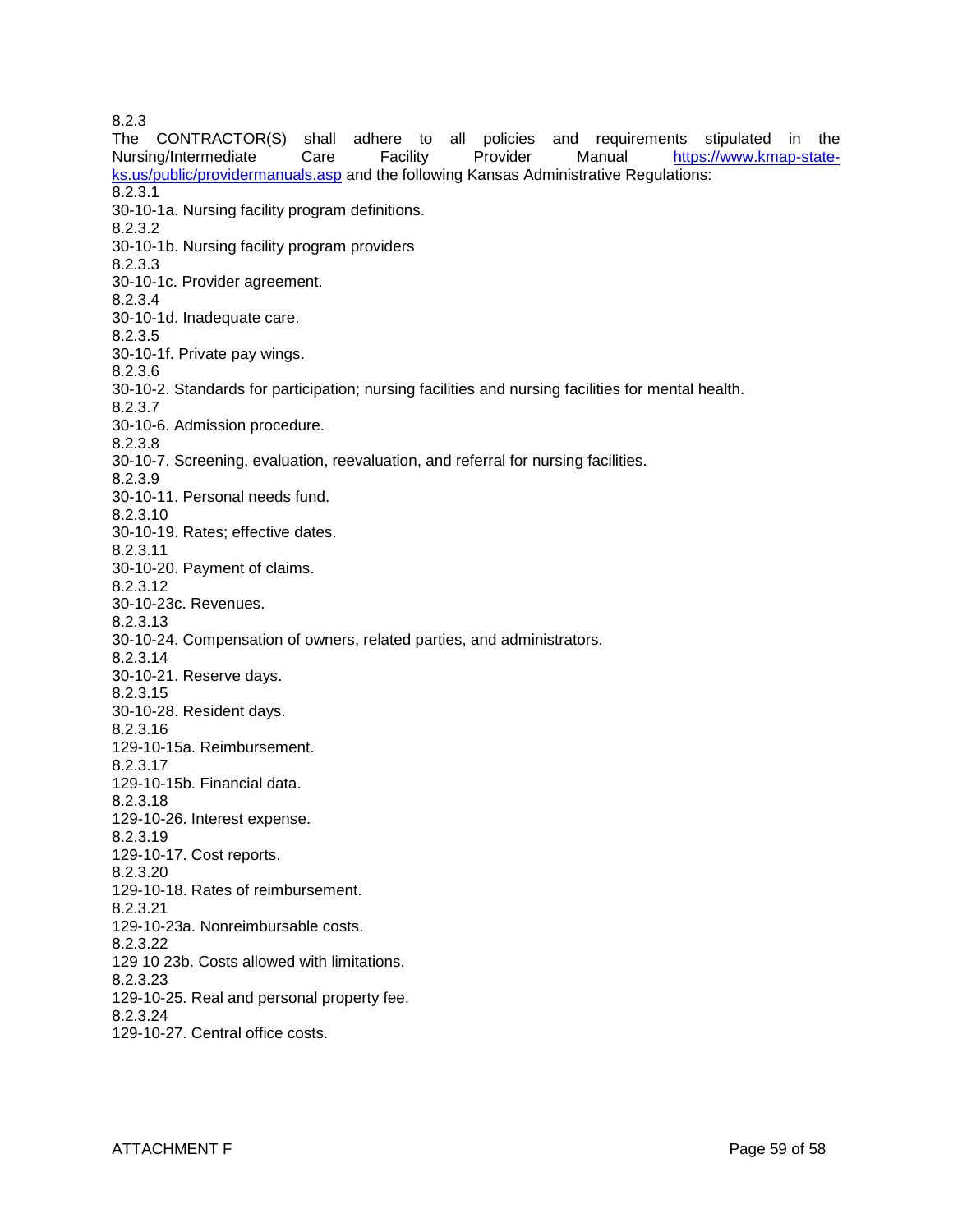8.2.3
The CONTRACTOR(S) shall adhere to all policies and requirements stipulated in the Nursing/Intermediate Care Facility Provider Manual [https://www.kmap-state-ks.us/public/providermanuals.asp](https://www.kmap-state-ks.us/public/providermanuals.asp) and the following Kansas Administrative Regulations:

8.2.3.1
30-10-1a. Nursing facility program definitions.

8.2.3.2
30-10-1b. Nursing facility program providers

8.2.3.3
30-10-1c. Provider agreement.

8.2.3.4
30-10-1d. Inadequate care.

8.2.3.5
30-10-1f. Private pay wings.

8.2.3.6
30-10-2. Standards for participation; nursing facilities and nursing facilities for mental health.

8.2.3.7
30-10-6. Admission procedure.

8.2.3.8
30-10-7. Screening, evaluation, reevaluation, and referral for nursing facilities.

8.2.3.9
30-10-11. Personal needs fund.

8.2.3.10
30-10-19. Rates; effective dates.

8.2.3.11
30-10-20. Payment of claims.

8.2.3.12
30-10-23c. Revenues.

8.2.3.13
30-10-24. Compensation of owners, related parties, and administrators.

8.2.3.14
30-10-21. Reserve days.

8.2.3.15
30-10-28. Resident days.

8.2.3.16
129-10-15a. Reimbursement.

8.2.3.17
129-10-15b. Financial data.

8.2.3.18
129-10-26. Interest expense.

8.2.3.19
129-10-17. Cost reports.

8.2.3.20
129-10-18. Rates of reimbursement.

8.2.3.21
129-10-23a. Nonreimbursable costs.

8.2.3.22
129 10 23b. Costs allowed with limitations.

8.2.3.23
129-10-25. Real and personal property fee.

8.2.3.24
129-10-27. Central office costs.